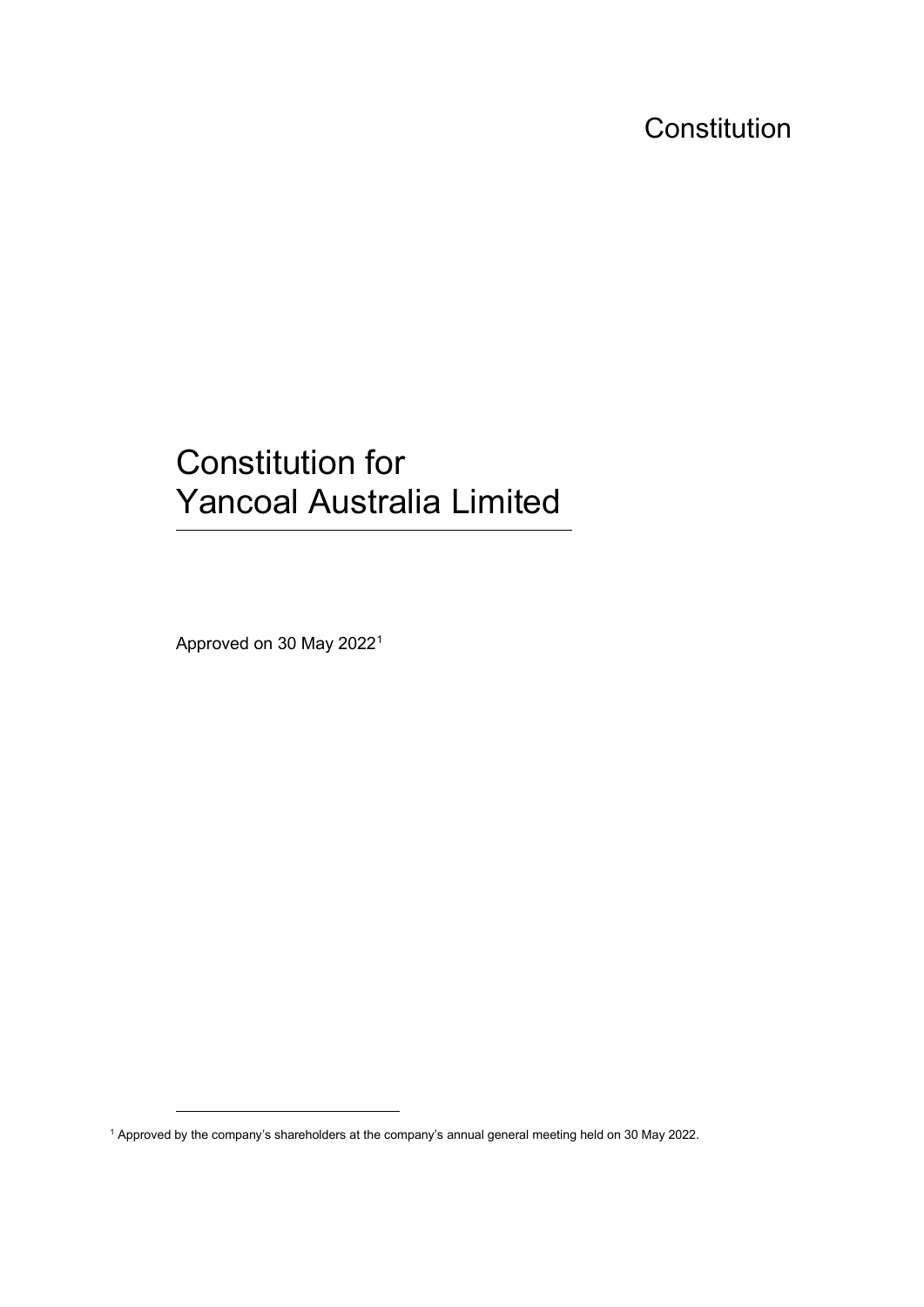Constitution

# Constitution for Yancoal Australia Limited

Approved on 30 May 2022[1]

[1] Approved by the company's shareholders at the company's annual general meeting held on 30 May 2022.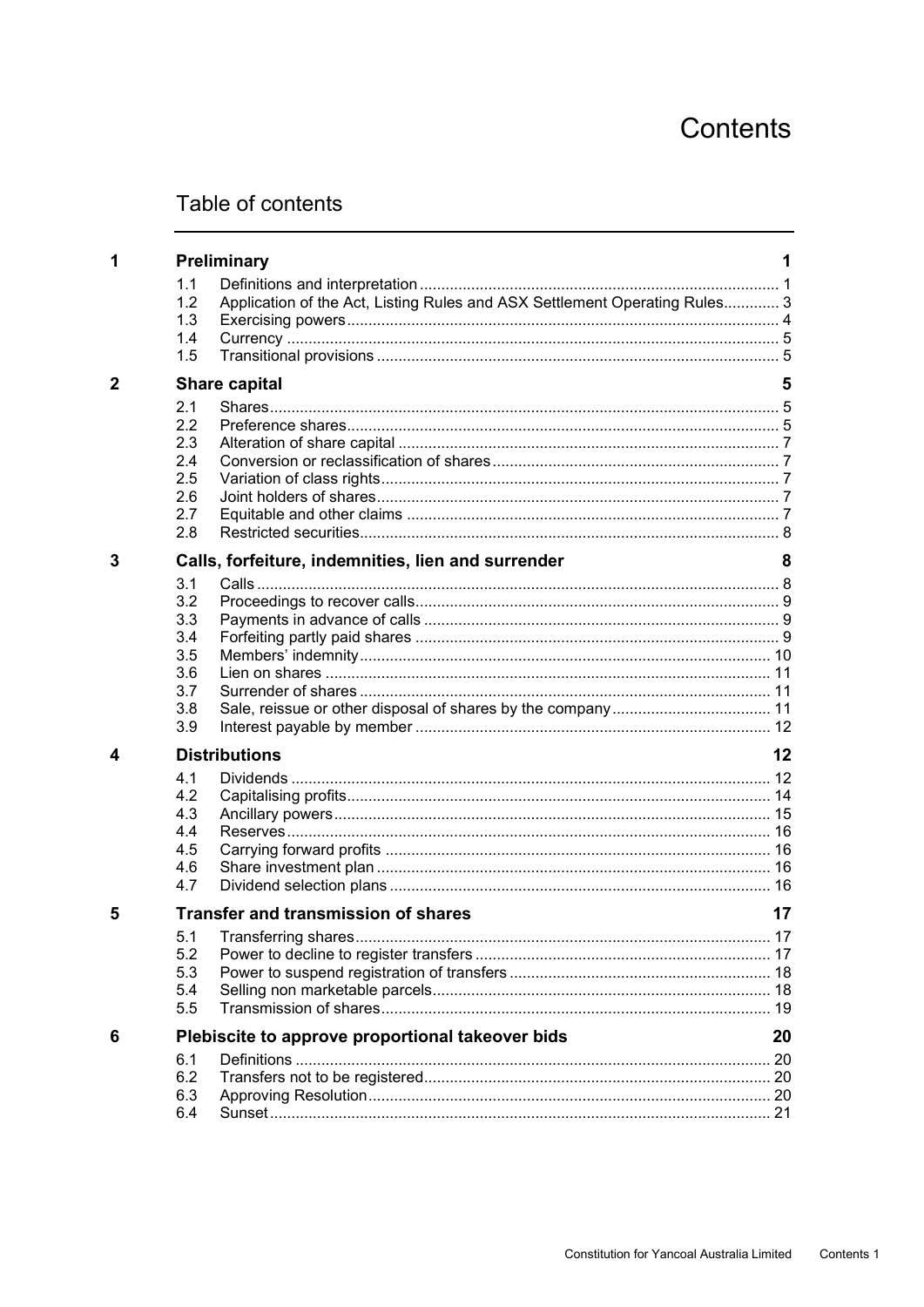# Contents

## Table of contents

| | | | |
|---|---|---|---|
| **1** | **Preliminary** | | **1** |
| | 1.1 | Definitions and interpretation | 1 |
| | 1.2 | Application of the Act, Listing Rules and ASX Settlement Operating Rules | 3 |
| | 1.3 | Exercising powers | 4 |
| | 1.4 | Currency | 5 |
| | 1.5 | Transitional provisions | 5 |
| **2** | **Share capital** | | **5** |
| | 2.1 | Shares | 5 |
| | 2.2 | Preference shares | 5 |
| | 2.3 | Alteration of share capital | 7 |
| | 2.4 | Conversion or reclassification of shares | 7 |
| | 2.5 | Variation of class rights | 7 |
| | 2.6 | Joint holders of shares | 7 |
| | 2.7 | Equitable and other claims | 7 |
| | 2.8 | Restricted securities | 8 |
| **3** | **Calls, forfeiture, indemnities, lien and surrender** | | **8** |
| | 3.1 | Calls | 8 |
| | 3.2 | Proceedings to recover calls | 9 |
| | 3.3 | Payments in advance of calls | 9 |
| | 3.4 | Forfeiting partly paid shares | 9 |
| | 3.5 | Members' indemnity | 10 |
| | 3.6 | Lien on shares | 11 |
| | 3.7 | Surrender of shares | 11 |
| | 3.8 | Sale, reissue or other disposal of shares by the company | 11 |
| | 3.9 | Interest payable by member | 12 |
| **4** | **Distributions** | | **12** |
| | 4.1 | Dividends | 12 |
| | 4.2 | Capitalising profits | 14 |
| | 4.3 | Ancillary powers | 15 |
| | 4.4 | Reserves | 16 |
| | 4.5 | Carrying forward profits | 16 |
| | 4.6 | Share investment plan | 16 |
| | 4.7 | Dividend selection plans | 16 |
| **5** | **Transfer and transmission of shares** | | **17** |
| | 5.1 | Transferring shares | 17 |
| | 5.2 | Power to decline to register transfers | 17 |
| | 5.3 | Power to suspend registration of transfers | 18 |
| | 5.4 | Selling non marketable parcels | 18 |
| | 5.5 | Transmission of shares | 19 |
| **6** | **Plebiscite to approve proportional takeover bids** | | **20** |
| | 6.1 | Definitions | 20 |
| | 6.2 | Transfers not to be registered | 20 |
| | 6.3 | Approving Resolution | 20 |
| | 6.4 | Sunset | 21 |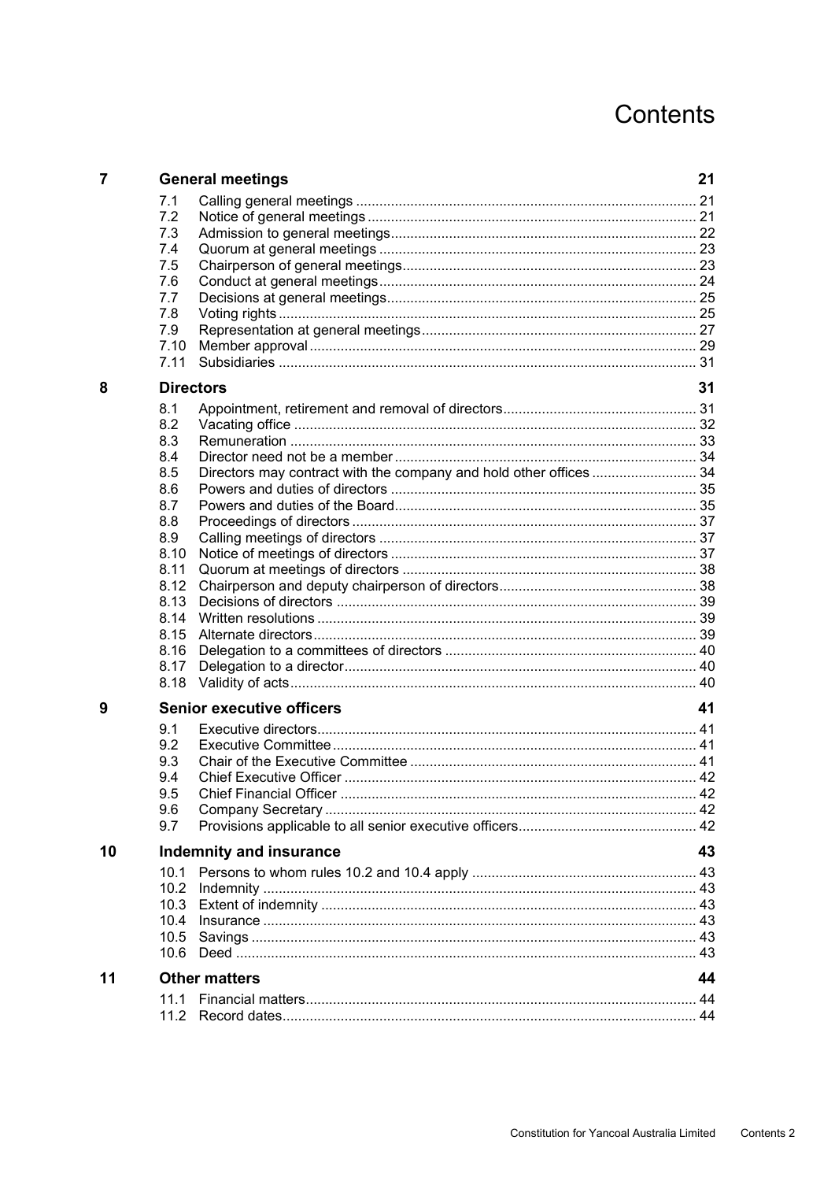# Contents

| | | |
|---|---|---|
| **7** | **General meetings** | **21** |
| 7.1 | Calling general meetings | 21 |
| 7.2 | Notice of general meetings | 21 |
| 7.3 | Admission to general meetings | 22 |
| 7.4 | Quorum at general meetings | 23 |
| 7.5 | Chairperson of general meetings | 23 |
| 7.6 | Conduct at general meetings | 24 |
| 7.7 | Decisions at general meetings | 25 |
| 7.8 | Voting rights | 25 |
| 7.9 | Representation at general meetings | 27 |
| 7.10 | Member approval | 29 |
| 7.11 | Subsidiaries | 31 |
| **8** | **Directors** | **31** |
| 8.1 | Appointment, retirement and removal of directors | 31 |
| 8.2 | Vacating office | 32 |
| 8.3 | Remuneration | 33 |
| 8.4 | Director need not be a member | 34 |
| 8.5 | Directors may contract with the company and hold other offices | 34 |
| 8.6 | Powers and duties of directors | 35 |
| 8.7 | Powers and duties of the Board | 35 |
| 8.8 | Proceedings of directors | 37 |
| 8.9 | Calling meetings of directors | 37 |
| 8.10 | Notice of meetings of directors | 37 |
| 8.11 | Quorum at meetings of directors | 38 |
| 8.12 | Chairperson and deputy chairperson of directors | 38 |
| 8.13 | Decisions of directors | 39 |
| 8.14 | Written resolutions | 39 |
| 8.15 | Alternate directors | 39 |
| 8.16 | Delegation to a committees of directors | 40 |
| 8.17 | Delegation to a director | 40 |
| 8.18 | Validity of acts | 40 |
| **9** | **Senior executive officers** | **41** |
| 9.1 | Executive directors | 41 |
| 9.2 | Executive Committee | 41 |
| 9.3 | Chair of the Executive Committee | 41 |
| 9.4 | Chief Executive Officer | 42 |
| 9.5 | Chief Financial Officer | 42 |
| 9.6 | Company Secretary | 42 |
| 9.7 | Provisions applicable to all senior executive officers | 42 |
| **10** | **Indemnity and insurance** | **43** |
| 10.1 | Persons to whom rules 10.2 and 10.4 apply | 43 |
| 10.2 | Indemnity | 43 |
| 10.3 | Extent of indemnity | 43 |
| 10.4 | Insurance | 43 |
| 10.5 | Savings | 43 |
| 10.6 | Deed | 43 |
| **11** | **Other matters** | **44** |
| 11.1 | Financial matters | 44 |
| 11.2 | Record dates | 44 |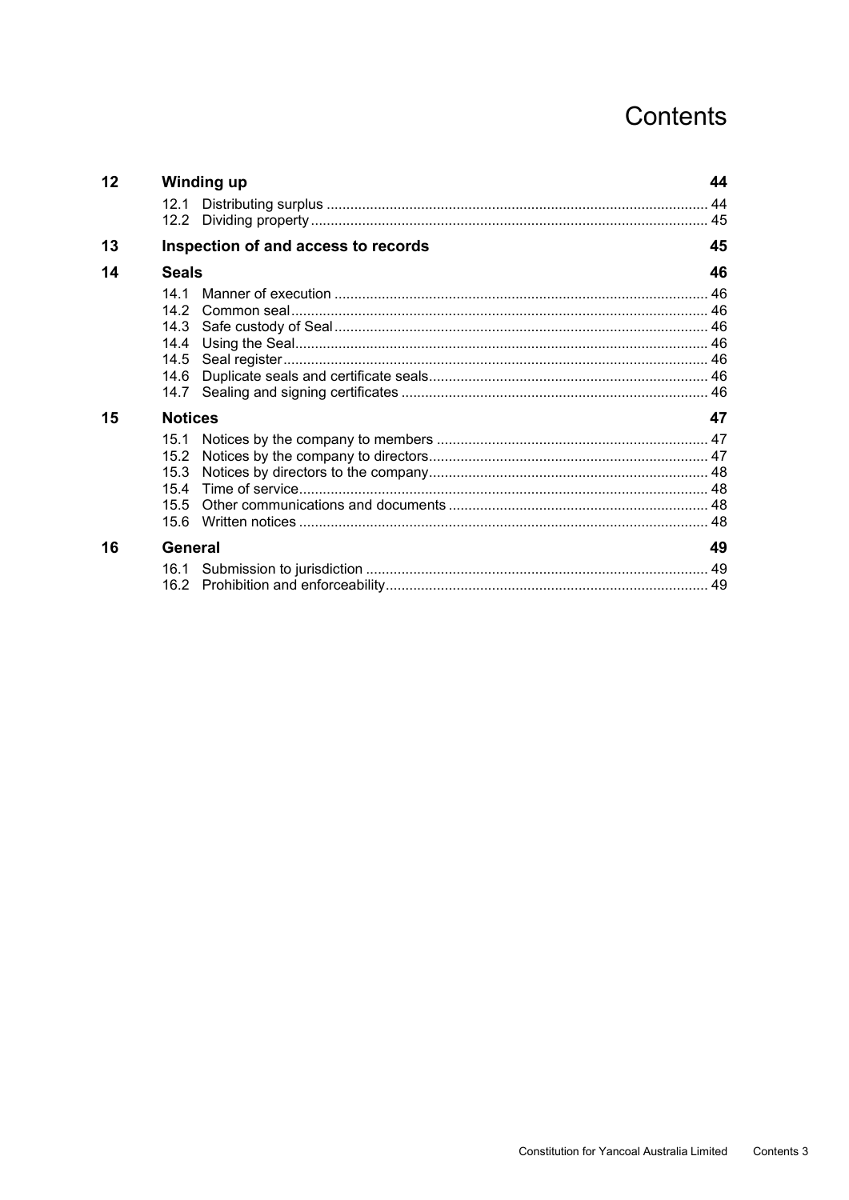# Contents

| | | |
|---|---|---|
| **12** | **Winding up** | **44** |
| | 12.1 Distributing surplus | 44 |
| | 12.2 Dividing property | 45 |
| **13** | **Inspection of and access to records** | **45** |
| **14** | **Seals** | **46** |
| | 14.1 Manner of execution | 46 |
| | 14.2 Common seal | 46 |
| | 14.3 Safe custody of Seal | 46 |
| | 14.4 Using the Seal | 46 |
| | 14.5 Seal register | 46 |
| | 14.6 Duplicate seals and certificate seals | 46 |
| | 14.7 Sealing and signing certificates | 46 |
| **15** | **Notices** | **47** |
| | 15.1 Notices by the company to members | 47 |
| | 15.2 Notices by the company to directors | 47 |
| | 15.3 Notices by directors to the company | 48 |
| | 15.4 Time of service | 48 |
| | 15.5 Other communications and documents | 48 |
| | 15.6 Written notices | 48 |
| **16** | **General** | **49** |
| | 16.1 Submission to jurisdiction | 49 |
| | 16.2 Prohibition and enforceability | 49 |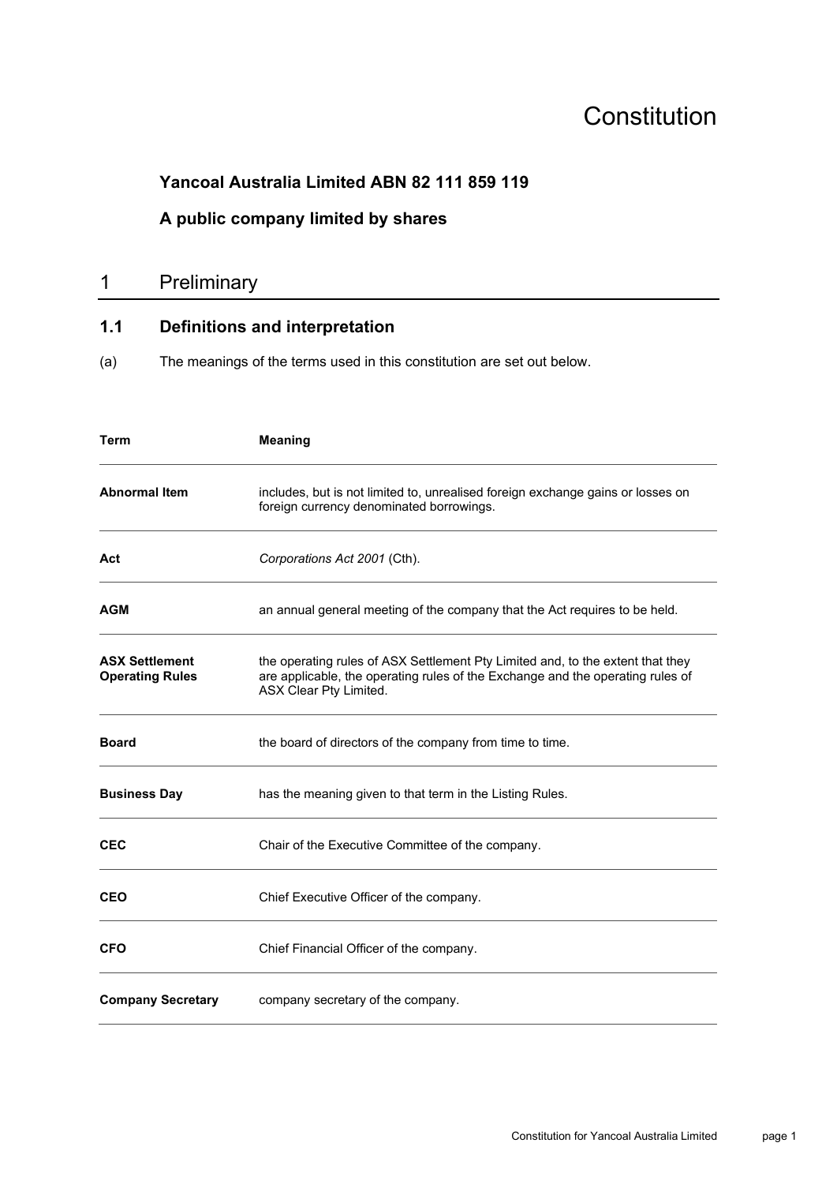# Constitution

**Yancoal Australia Limited ABN 82 111 859 119**

**A public company limited by shares**

## 1 Preliminary

### 1.1 Definitions and interpretation

(a) The meanings of the terms used in this constitution are set out below.

| Term | Meaning |
|---|---|
| **Abnormal Item** | includes, but is not limited to, unrealised foreign exchange gains or losses on foreign currency denominated borrowings. |
| **Act** | *Corporations Act 2001* (Cth). |
| **AGM** | an annual general meeting of the company that the Act requires to be held. |
| **ASX Settlement Operating Rules** | the operating rules of ASX Settlement Pty Limited and, to the extent that they are applicable, the operating rules of the Exchange and the operating rules of ASX Clear Pty Limited. |
| **Board** | the board of directors of the company from time to time. |
| **Business Day** | has the meaning given to that term in the Listing Rules. |
| **CEC** | Chair of the Executive Committee of the company. |
| **CEO** | Chief Executive Officer of the company. |
| **CFO** | Chief Financial Officer of the company. |
| **Company Secretary** | company secretary of the company. |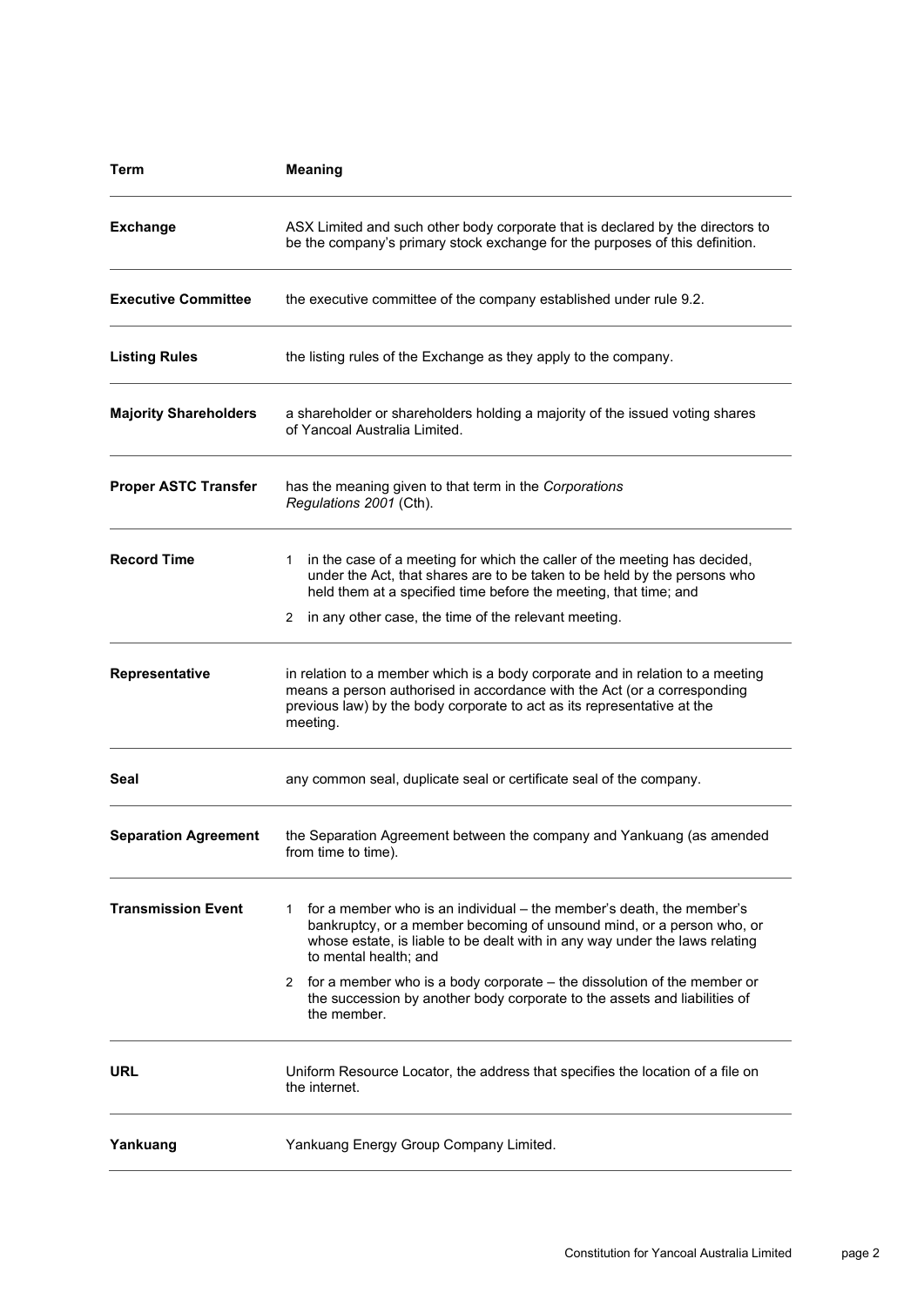| Term | Meaning |
|---|---|
| **Exchange** | ASX Limited and such other body corporate that is declared by the directors to be the company's primary stock exchange for the purposes of this definition. |
| **Executive Committee** | the executive committee of the company established under rule 9.2. |
| **Listing Rules** | the listing rules of the Exchange as they apply to the company. |
| **Majority Shareholders** | a shareholder or shareholders holding a majority of the issued voting shares of Yancoal Australia Limited. |
| **Proper ASTC Transfer** | has the meaning given to that term in the *Corporations Regulations 2001* (Cth). |
| **Record Time** | 1 in the case of a meeting for which the caller of the meeting has decided, under the Act, that shares are to be taken to be held by the persons who held them at a specified time before the meeting, that time; and<br>2 in any other case, the time of the relevant meeting. |
| **Representative** | in relation to a member which is a body corporate and in relation to a meeting means a person authorised in accordance with the Act (or a corresponding previous law) by the body corporate to act as its representative at the meeting. |
| **Seal** | any common seal, duplicate seal or certificate seal of the company. |
| **Separation Agreement** | the Separation Agreement between the company and Yankuang (as amended from time to time). |
| **Transmission Event** | 1 for a member who is an individual – the member's death, the member's bankruptcy, or a member becoming of unsound mind, or a person who, or whose estate, is liable to be dealt with in any way under the laws relating to mental health; and<br>2 for a member who is a body corporate – the dissolution of the member or the succession by another body corporate to the assets and liabilities of the member. |
| **URL** | Uniform Resource Locator, the address that specifies the location of a file on the internet. |
| **Yankuang** | Yankuang Energy Group Company Limited. |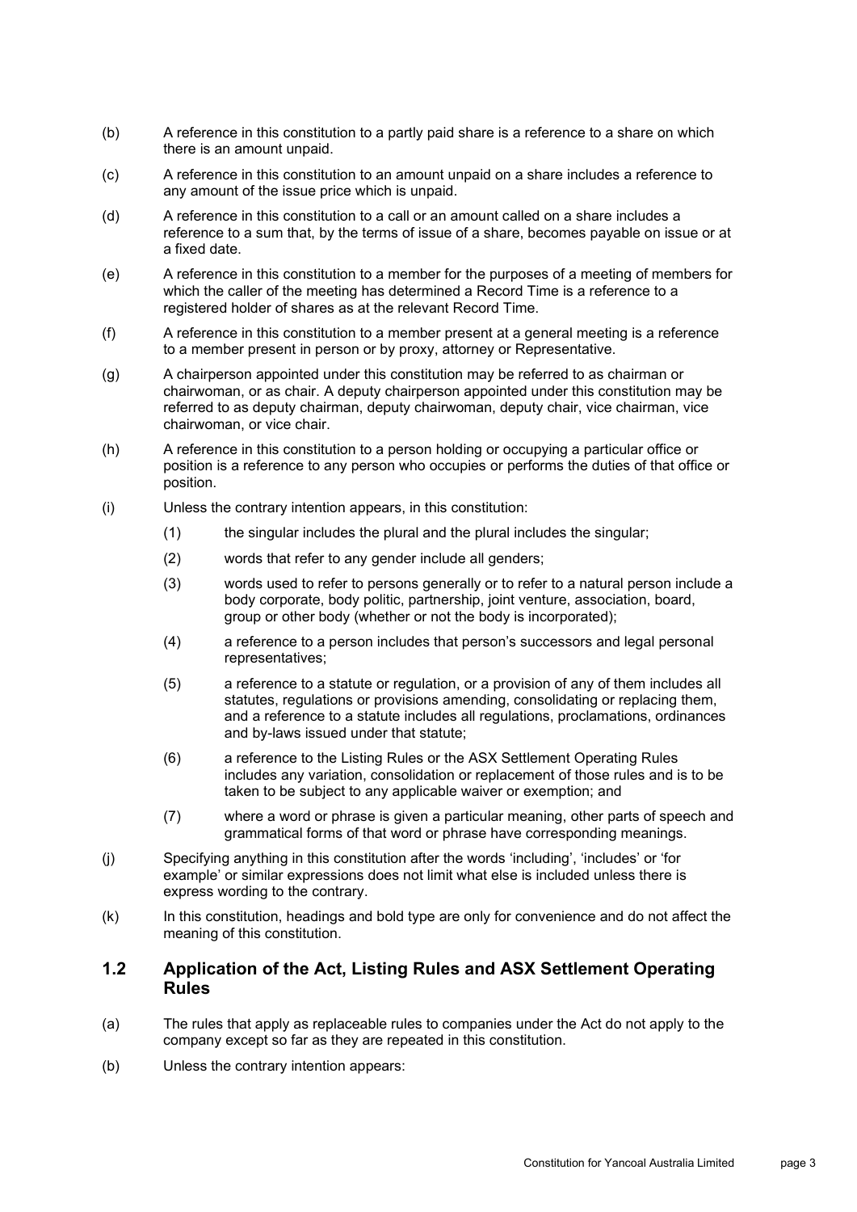(b) A reference in this constitution to a partly paid share is a reference to a share on which there is an amount unpaid.

(c) A reference in this constitution to an amount unpaid on a share includes a reference to any amount of the issue price which is unpaid.

(d) A reference in this constitution to a call or an amount called on a share includes a reference to a sum that, by the terms of issue of a share, becomes payable on issue or at a fixed date.

(e) A reference in this constitution to a member for the purposes of a meeting of members for which the caller of the meeting has determined a Record Time is a reference to a registered holder of shares as at the relevant Record Time.

(f) A reference in this constitution to a member present at a general meeting is a reference to a member present in person or by proxy, attorney or Representative.

(g) A chairperson appointed under this constitution may be referred to as chairman or chairwoman, or as chair. A deputy chairperson appointed under this constitution may be referred to as deputy chairman, deputy chairwoman, deputy chair, vice chairman, vice chairwoman, or vice chair.

(h) A reference in this constitution to a person holding or occupying a particular office or position is a reference to any person who occupies or performs the duties of that office or position.

(i) Unless the contrary intention appears, in this constitution:

  (1) the singular includes the plural and the plural includes the singular;

  (2) words that refer to any gender include all genders;

  (3) words used to refer to persons generally or to refer to a natural person include a body corporate, body politic, partnership, joint venture, association, board, group or other body (whether or not the body is incorporated);

  (4) a reference to a person includes that person's successors and legal personal representatives;

  (5) a reference to a statute or regulation, or a provision of any of them includes all statutes, regulations or provisions amending, consolidating or replacing them, and a reference to a statute includes all regulations, proclamations, ordinances and by-laws issued under that statute;

  (6) a reference to the Listing Rules or the ASX Settlement Operating Rules includes any variation, consolidation or replacement of those rules and is to be taken to be subject to any applicable waiver or exemption; and

  (7) where a word or phrase is given a particular meaning, other parts of speech and grammatical forms of that word or phrase have corresponding meanings.

(j) Specifying anything in this constitution after the words 'including', 'includes' or 'for example' or similar expressions does not limit what else is included unless there is express wording to the contrary.

(k) In this constitution, headings and bold type are only for convenience and do not affect the meaning of this constitution.

## 1.2 Application of the Act, Listing Rules and ASX Settlement Operating Rules

(a) The rules that apply as replaceable rules to companies under the Act do not apply to the company except so far as they are repeated in this constitution.

(b) Unless the contrary intention appears: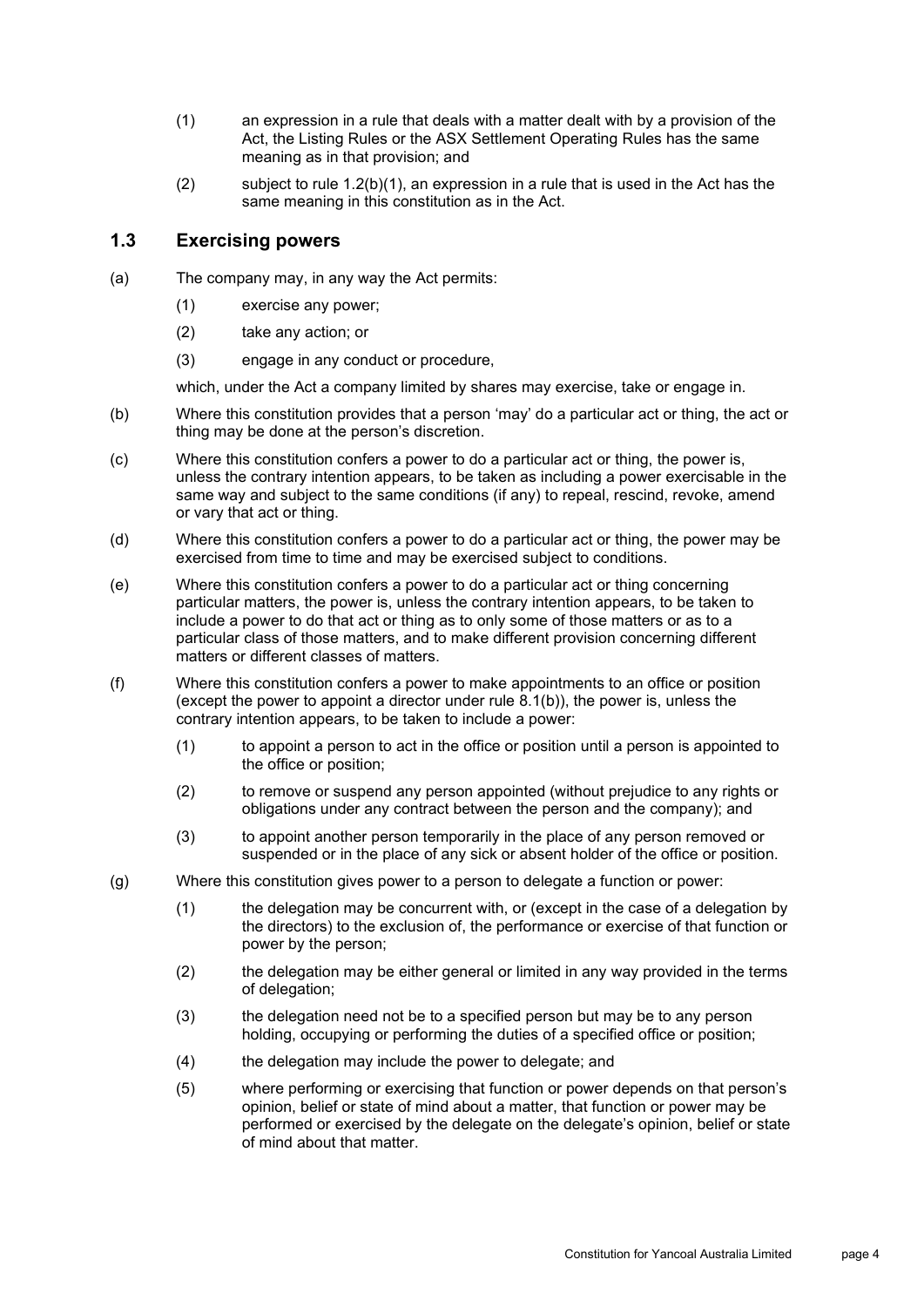(1) an expression in a rule that deals with a matter dealt with by a provision of the Act, the Listing Rules or the ASX Settlement Operating Rules has the same meaning as in that provision; and

(2) subject to rule 1.2(b)(1), an expression in a rule that is used in the Act has the same meaning in this constitution as in the Act.

## 1.3 Exercising powers

(a) The company may, in any way the Act permits:

(1) exercise any power;

(2) take any action; or

(3) engage in any conduct or procedure,

which, under the Act a company limited by shares may exercise, take or engage in.

(b) Where this constitution provides that a person 'may' do a particular act or thing, the act or thing may be done at the person's discretion.

(c) Where this constitution confers a power to do a particular act or thing, the power is, unless the contrary intention appears, to be taken as including a power exercisable in the same way and subject to the same conditions (if any) to repeal, rescind, revoke, amend or vary that act or thing.

(d) Where this constitution confers a power to do a particular act or thing, the power may be exercised from time to time and may be exercised subject to conditions.

(e) Where this constitution confers a power to do a particular act or thing concerning particular matters, the power is, unless the contrary intention appears, to be taken to include a power to do that act or thing as to only some of those matters or as to a particular class of those matters, and to make different provision concerning different matters or different classes of matters.

(f) Where this constitution confers a power to make appointments to an office or position (except the power to appoint a director under rule 8.1(b)), the power is, unless the contrary intention appears, to be taken to include a power:

(1) to appoint a person to act in the office or position until a person is appointed to the office or position;

(2) to remove or suspend any person appointed (without prejudice to any rights or obligations under any contract between the person and the company); and

(3) to appoint another person temporarily in the place of any person removed or suspended or in the place of any sick or absent holder of the office or position.

(g) Where this constitution gives power to a person to delegate a function or power:

(1) the delegation may be concurrent with, or (except in the case of a delegation by the directors) to the exclusion of, the performance or exercise of that function or power by the person;

(2) the delegation may be either general or limited in any way provided in the terms of delegation;

(3) the delegation need not be to a specified person but may be to any person holding, occupying or performing the duties of a specified office or position;

(4) the delegation may include the power to delegate; and

(5) where performing or exercising that function or power depends on that person's opinion, belief or state of mind about a matter, that function or power may be performed or exercised by the delegate on the delegate's opinion, belief or state of mind about that matter.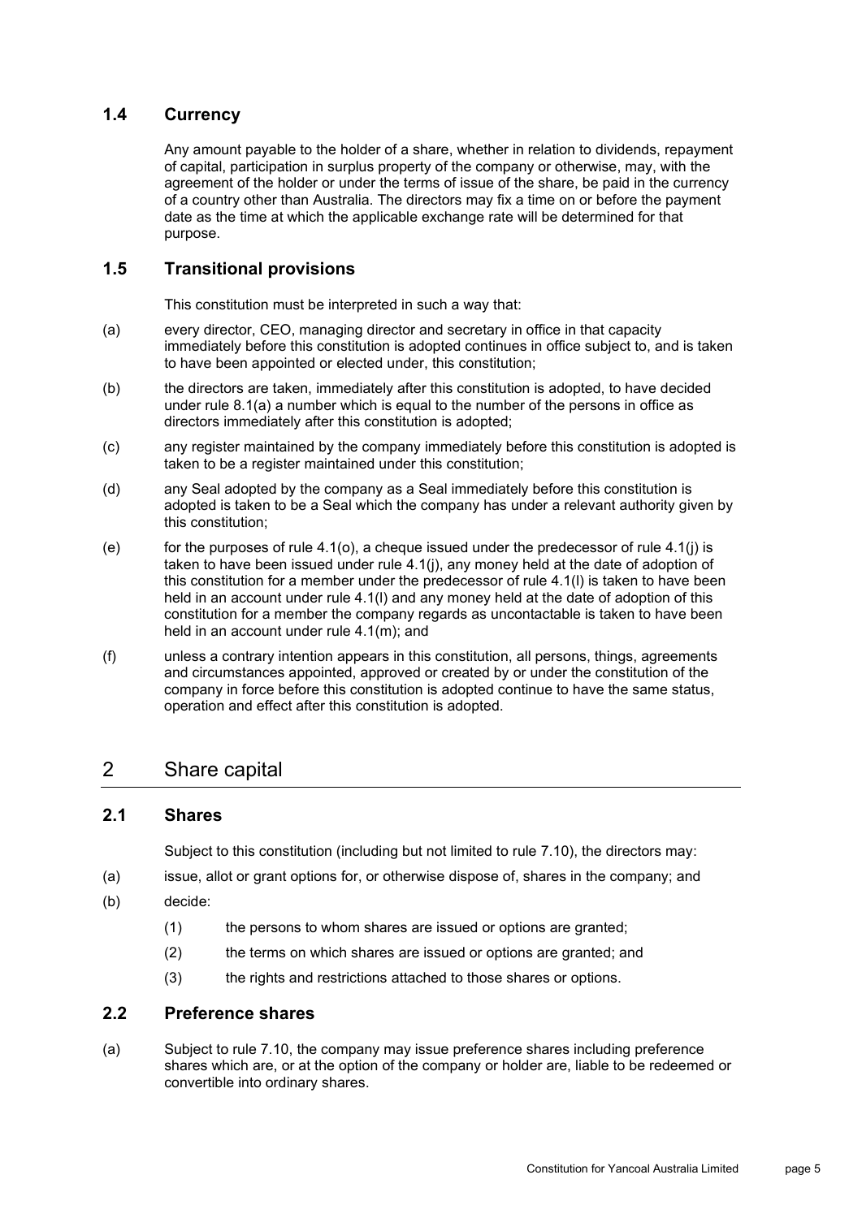### 1.4 Currency

Any amount payable to the holder of a share, whether in relation to dividends, repayment of capital, participation in surplus property of the company or otherwise, may, with the agreement of the holder or under the terms of issue of the share, be paid in the currency of a country other than Australia. The directors may fix a time on or before the payment date as the time at which the applicable exchange rate will be determined for that purpose.

### 1.5 Transitional provisions

This constitution must be interpreted in such a way that:

(a) every director, CEO, managing director and secretary in office in that capacity immediately before this constitution is adopted continues in office subject to, and is taken to have been appointed or elected under, this constitution;

(b) the directors are taken, immediately after this constitution is adopted, to have decided under rule 8.1(a) a number which is equal to the number of the persons in office as directors immediately after this constitution is adopted;

(c) any register maintained by the company immediately before this constitution is adopted is taken to be a register maintained under this constitution;

(d) any Seal adopted by the company as a Seal immediately before this constitution is adopted is taken to be a Seal which the company has under a relevant authority given by this constitution;

(e) for the purposes of rule 4.1(o), a cheque issued under the predecessor of rule 4.1(j) is taken to have been issued under rule 4.1(j), any money held at the date of adoption of this constitution for a member under the predecessor of rule 4.1(l) is taken to have been held in an account under rule 4.1(l) and any money held at the date of adoption of this constitution for a member the company regards as uncontactable is taken to have been held in an account under rule 4.1(m); and

(f) unless a contrary intention appears in this constitution, all persons, things, agreements and circumstances appointed, approved or created by or under the constitution of the company in force before this constitution is adopted continue to have the same status, operation and effect after this constitution is adopted.

## 2 Share capital

### 2.1 Shares

Subject to this constitution (including but not limited to rule 7.10), the directors may:

(a) issue, allot or grant options for, or otherwise dispose of, shares in the company; and

(b) decide:

(1) the persons to whom shares are issued or options are granted;

(2) the terms on which shares are issued or options are granted; and

(3) the rights and restrictions attached to those shares or options.

### 2.2 Preference shares

(a) Subject to rule 7.10, the company may issue preference shares including preference shares which are, or at the option of the company or holder are, liable to be redeemed or convertible into ordinary shares.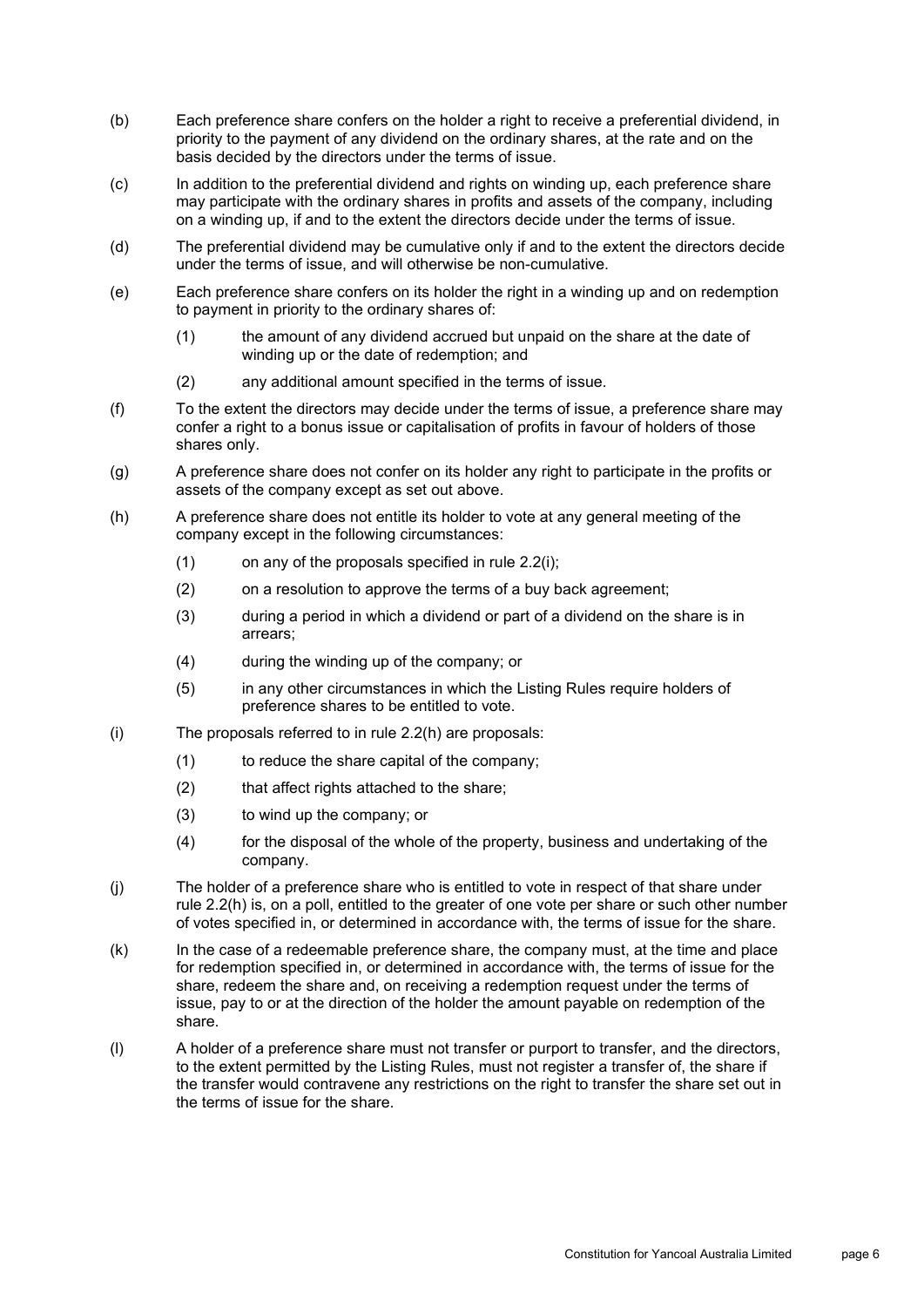(b) Each preference share confers on the holder a right to receive a preferential dividend, in priority to the payment of any dividend on the ordinary shares, at the rate and on the basis decided by the directors under the terms of issue.

(c) In addition to the preferential dividend and rights on winding up, each preference share may participate with the ordinary shares in profits and assets of the company, including on a winding up, if and to the extent the directors decide under the terms of issue.

(d) The preferential dividend may be cumulative only if and to the extent the directors decide under the terms of issue, and will otherwise be non-cumulative.

(e) Each preference share confers on its holder the right in a winding up and on redemption to payment in priority to the ordinary shares of:

  (1) the amount of any dividend accrued but unpaid on the share at the date of winding up or the date of redemption; and

  (2) any additional amount specified in the terms of issue.

(f) To the extent the directors may decide under the terms of issue, a preference share may confer a right to a bonus issue or capitalisation of profits in favour of holders of those shares only.

(g) A preference share does not confer on its holder any right to participate in the profits or assets of the company except as set out above.

(h) A preference share does not entitle its holder to vote at any general meeting of the company except in the following circumstances:

  (1) on any of the proposals specified in rule 2.2(i);

  (2) on a resolution to approve the terms of a buy back agreement;

  (3) during a period in which a dividend or part of a dividend on the share is in arrears;

  (4) during the winding up of the company; or

  (5) in any other circumstances in which the Listing Rules require holders of preference shares to be entitled to vote.

(i) The proposals referred to in rule 2.2(h) are proposals:

  (1) to reduce the share capital of the company;

  (2) that affect rights attached to the share;

  (3) to wind up the company; or

  (4) for the disposal of the whole of the property, business and undertaking of the company.

(j) The holder of a preference share who is entitled to vote in respect of that share under rule 2.2(h) is, on a poll, entitled to the greater of one vote per share or such other number of votes specified in, or determined in accordance with, the terms of issue for the share.

(k) In the case of a redeemable preference share, the company must, at the time and place for redemption specified in, or determined in accordance with, the terms of issue for the share, redeem the share and, on receiving a redemption request under the terms of issue, pay to or at the direction of the holder the amount payable on redemption of the share.

(l) A holder of a preference share must not transfer or purport to transfer, and the directors, to the extent permitted by the Listing Rules, must not register a transfer of, the share if the transfer would contravene any restrictions on the right to transfer the share set out in the terms of issue for the share.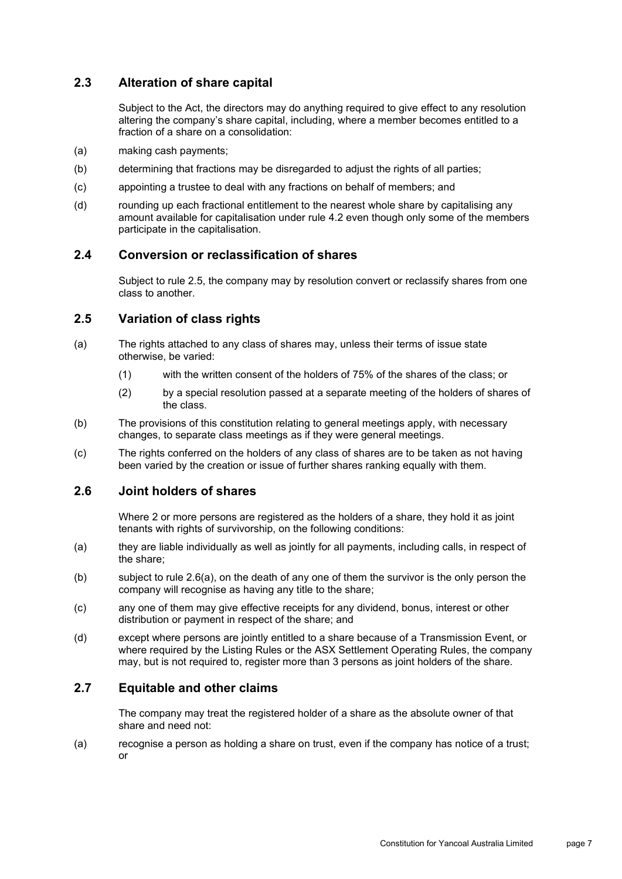### 2.3 Alteration of share capital

Subject to the Act, the directors may do anything required to give effect to any resolution altering the company's share capital, including, where a member becomes entitled to a fraction of a share on a consolidation:

(a) making cash payments;

(b) determining that fractions may be disregarded to adjust the rights of all parties;

(c) appointing a trustee to deal with any fractions on behalf of members; and

(d) rounding up each fractional entitlement to the nearest whole share by capitalising any amount available for capitalisation under rule 4.2 even though only some of the members participate in the capitalisation.

### 2.4 Conversion or reclassification of shares

Subject to rule 2.5, the company may by resolution convert or reclassify shares from one class to another.

### 2.5 Variation of class rights

(a) The rights attached to any class of shares may, unless their terms of issue state otherwise, be varied:

  (1) with the written consent of the holders of 75% of the shares of the class; or

  (2) by a special resolution passed at a separate meeting of the holders of shares of the class.

(b) The provisions of this constitution relating to general meetings apply, with necessary changes, to separate class meetings as if they were general meetings.

(c) The rights conferred on the holders of any class of shares are to be taken as not having been varied by the creation or issue of further shares ranking equally with them.

### 2.6 Joint holders of shares

Where 2 or more persons are registered as the holders of a share, they hold it as joint tenants with rights of survivorship, on the following conditions:

(a) they are liable individually as well as jointly for all payments, including calls, in respect of the share;

(b) subject to rule 2.6(a), on the death of any one of them the survivor is the only person the company will recognise as having any title to the share;

(c) any one of them may give effective receipts for any dividend, bonus, interest or other distribution or payment in respect of the share; and

(d) except where persons are jointly entitled to a share because of a Transmission Event, or where required by the Listing Rules or the ASX Settlement Operating Rules, the company may, but is not required to, register more than 3 persons as joint holders of the share.

### 2.7 Equitable and other claims

The company may treat the registered holder of a share as the absolute owner of that share and need not:

(a) recognise a person as holding a share on trust, even if the company has notice of a trust; or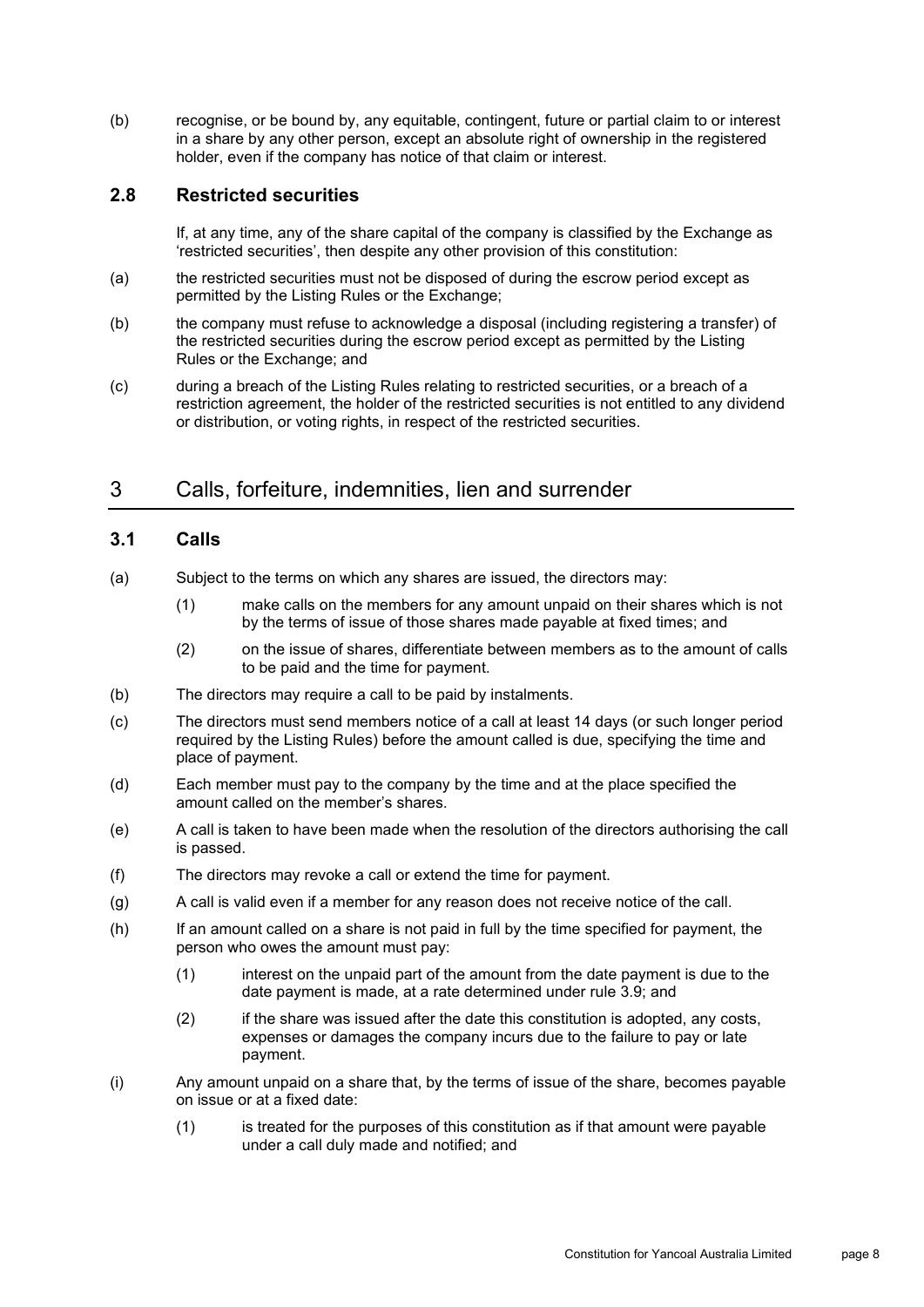(b) recognise, or be bound by, any equitable, contingent, future or partial claim to or interest in a share by any other person, except an absolute right of ownership in the registered holder, even if the company has notice of that claim or interest.

### 2.8 Restricted securities

If, at any time, any of the share capital of the company is classified by the Exchange as 'restricted securities', then despite any other provision of this constitution:

(a) the restricted securities must not be disposed of during the escrow period except as permitted by the Listing Rules or the Exchange;

(b) the company must refuse to acknowledge a disposal (including registering a transfer) of the restricted securities during the escrow period except as permitted by the Listing Rules or the Exchange; and

(c) during a breach of the Listing Rules relating to restricted securities, or a breach of a restriction agreement, the holder of the restricted securities is not entitled to any dividend or distribution, or voting rights, in respect of the restricted securities.

## 3 Calls, forfeiture, indemnities, lien and surrender

### 3.1 Calls

(a) Subject to the terms on which any shares are issued, the directors may:

  (1) make calls on the members for any amount unpaid on their shares which is not by the terms of issue of those shares made payable at fixed times; and

  (2) on the issue of shares, differentiate between members as to the amount of calls to be paid and the time for payment.

(b) The directors may require a call to be paid by instalments.

(c) The directors must send members notice of a call at least 14 days (or such longer period required by the Listing Rules) before the amount called is due, specifying the time and place of payment.

(d) Each member must pay to the company by the time and at the place specified the amount called on the member's shares.

(e) A call is taken to have been made when the resolution of the directors authorising the call is passed.

(f) The directors may revoke a call or extend the time for payment.

(g) A call is valid even if a member for any reason does not receive notice of the call.

(h) If an amount called on a share is not paid in full by the time specified for payment, the person who owes the amount must pay:

  (1) interest on the unpaid part of the amount from the date payment is due to the date payment is made, at a rate determined under rule 3.9; and

  (2) if the share was issued after the date this constitution is adopted, any costs, expenses or damages the company incurs due to the failure to pay or late payment.

(i) Any amount unpaid on a share that, by the terms of issue of the share, becomes payable on issue or at a fixed date:

  (1) is treated for the purposes of this constitution as if that amount were payable under a call duly made and notified; and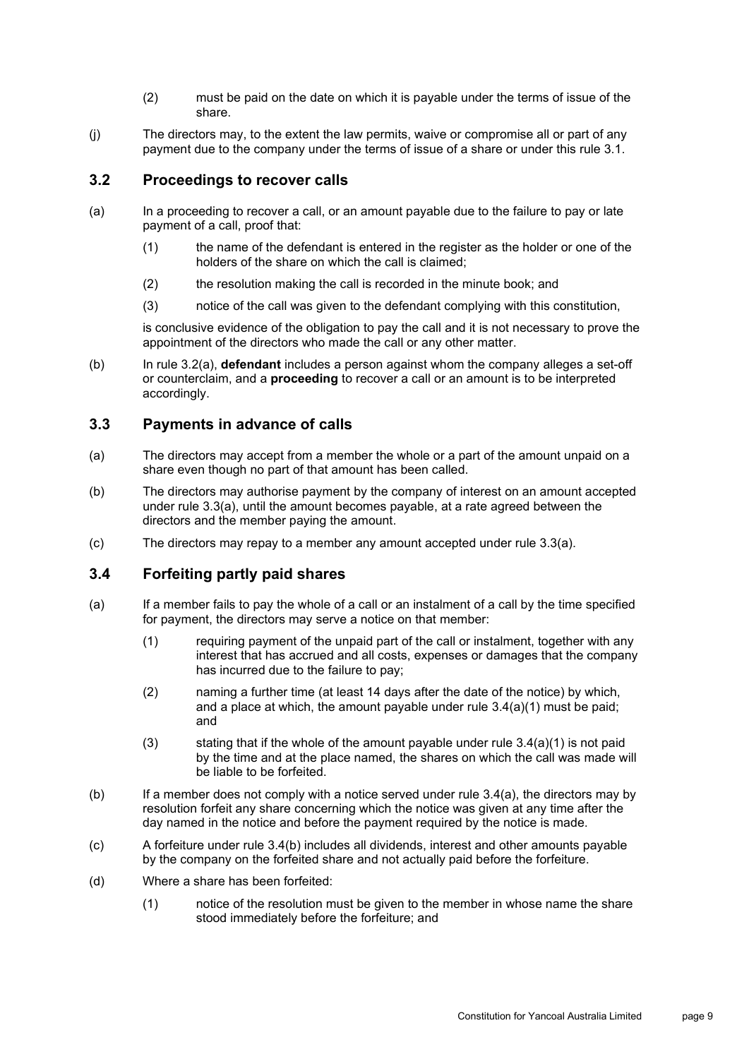(2) must be paid on the date on which it is payable under the terms of issue of the share.

(j) The directors may, to the extent the law permits, waive or compromise all or part of any payment due to the company under the terms of issue of a share or under this rule 3.1.

## 3.2 Proceedings to recover calls

(a) In a proceeding to recover a call, or an amount payable due to the failure to pay or late payment of a call, proof that:

(1) the name of the defendant is entered in the register as the holder or one of the holders of the share on which the call is claimed;

(2) the resolution making the call is recorded in the minute book; and

(3) notice of the call was given to the defendant complying with this constitution,

is conclusive evidence of the obligation to pay the call and it is not necessary to prove the appointment of the directors who made the call or any other matter.

(b) In rule 3.2(a), **defendant** includes a person against whom the company alleges a set-off or counterclaim, and a **proceeding** to recover a call or an amount is to be interpreted accordingly.

## 3.3 Payments in advance of calls

(a) The directors may accept from a member the whole or a part of the amount unpaid on a share even though no part of that amount has been called.

(b) The directors may authorise payment by the company of interest on an amount accepted under rule 3.3(a), until the amount becomes payable, at a rate agreed between the directors and the member paying the amount.

(c) The directors may repay to a member any amount accepted under rule 3.3(a).

## 3.4 Forfeiting partly paid shares

(a) If a member fails to pay the whole of a call or an instalment of a call by the time specified for payment, the directors may serve a notice on that member:

(1) requiring payment of the unpaid part of the call or instalment, together with any interest that has accrued and all costs, expenses or damages that the company has incurred due to the failure to pay;

(2) naming a further time (at least 14 days after the date of the notice) by which, and a place at which, the amount payable under rule 3.4(a)(1) must be paid; and

(3) stating that if the whole of the amount payable under rule 3.4(a)(1) is not paid by the time and at the place named, the shares on which the call was made will be liable to be forfeited.

(b) If a member does not comply with a notice served under rule 3.4(a), the directors may by resolution forfeit any share concerning which the notice was given at any time after the day named in the notice and before the payment required by the notice is made.

(c) A forfeiture under rule 3.4(b) includes all dividends, interest and other amounts payable by the company on the forfeited share and not actually paid before the forfeiture.

(d) Where a share has been forfeited:

(1) notice of the resolution must be given to the member in whose name the share stood immediately before the forfeiture; and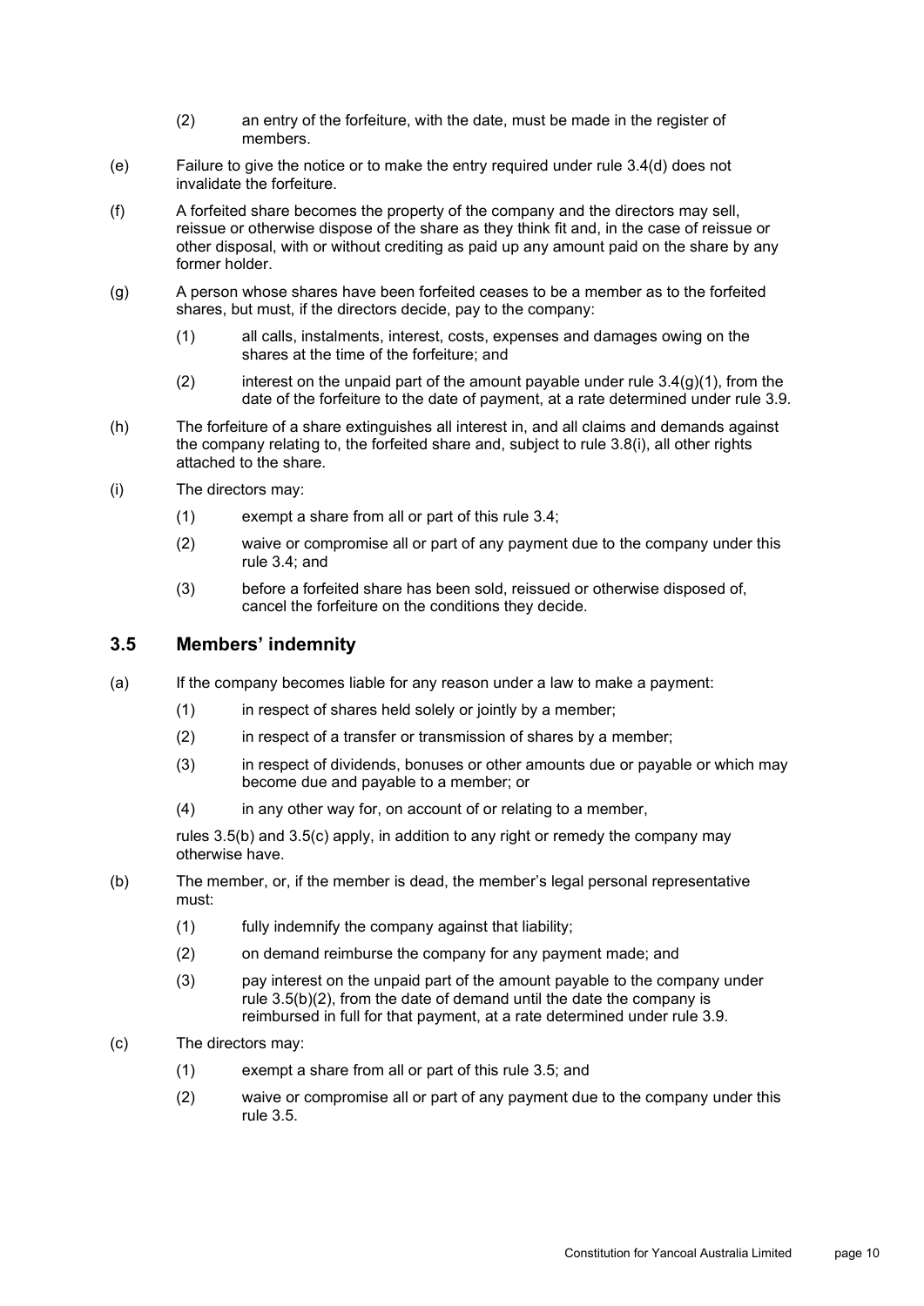(2) an entry of the forfeiture, with the date, must be made in the register of members.

(e) Failure to give the notice or to make the entry required under rule 3.4(d) does not invalidate the forfeiture.

(f) A forfeited share becomes the property of the company and the directors may sell, reissue or otherwise dispose of the share as they think fit and, in the case of reissue or other disposal, with or without crediting as paid up any amount paid on the share by any former holder.

(g) A person whose shares have been forfeited ceases to be a member as to the forfeited shares, but must, if the directors decide, pay to the company:

(1) all calls, instalments, interest, costs, expenses and damages owing on the shares at the time of the forfeiture; and

(2) interest on the unpaid part of the amount payable under rule 3.4(g)(1), from the date of the forfeiture to the date of payment, at a rate determined under rule 3.9.

(h) The forfeiture of a share extinguishes all interest in, and all claims and demands against the company relating to, the forfeited share and, subject to rule 3.8(i), all other rights attached to the share.

(i) The directors may:

(1) exempt a share from all or part of this rule 3.4;

(2) waive or compromise all or part of any payment due to the company under this rule 3.4; and

(3) before a forfeited share has been sold, reissued or otherwise disposed of, cancel the forfeiture on the conditions they decide.

## 3.5 Members' indemnity

(a) If the company becomes liable for any reason under a law to make a payment:

(1) in respect of shares held solely or jointly by a member;

(2) in respect of a transfer or transmission of shares by a member;

(3) in respect of dividends, bonuses or other amounts due or payable or which may become due and payable to a member; or

(4) in any other way for, on account of or relating to a member,

rules 3.5(b) and 3.5(c) apply, in addition to any right or remedy the company may otherwise have.

(b) The member, or, if the member is dead, the member's legal personal representative must:

(1) fully indemnify the company against that liability;

(2) on demand reimburse the company for any payment made; and

(3) pay interest on the unpaid part of the amount payable to the company under rule 3.5(b)(2), from the date of demand until the date the company is reimbursed in full for that payment, at a rate determined under rule 3.9.

(c) The directors may:

(1) exempt a share from all or part of this rule 3.5; and

(2) waive or compromise all or part of any payment due to the company under this rule 3.5.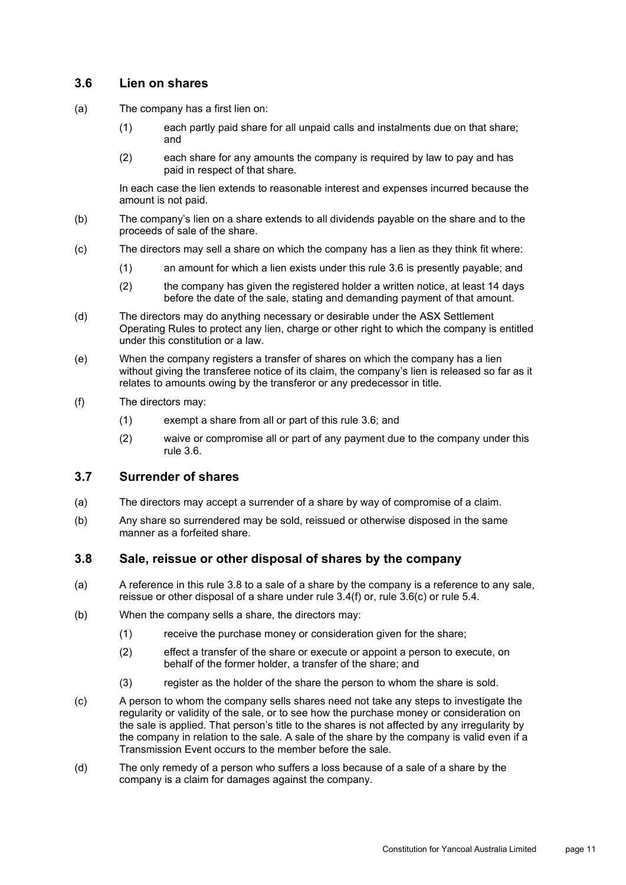## 3.6 Lien on shares

(a) The company has a first lien on:

  (1) each partly paid share for all unpaid calls and instalments due on that share; and

  (2) each share for any amounts the company is required by law to pay and has paid in respect of that share.

  In each case the lien extends to reasonable interest and expenses incurred because the amount is not paid.

(b) The company's lien on a share extends to all dividends payable on the share and to the proceeds of sale of the share.

(c) The directors may sell a share on which the company has a lien as they think fit where:

  (1) an amount for which a lien exists under this rule 3.6 is presently payable; and

  (2) the company has given the registered holder a written notice, at least 14 days before the date of the sale, stating and demanding payment of that amount.

(d) The directors may do anything necessary or desirable under the ASX Settlement Operating Rules to protect any lien, charge or other right to which the company is entitled under this constitution or a law.

(e) When the company registers a transfer of shares on which the company has a lien without giving the transferee notice of its claim, the company's lien is released so far as it relates to amounts owing by the transferor or any predecessor in title.

(f) The directors may:

  (1) exempt a share from all or part of this rule 3.6; and

  (2) waive or compromise all or part of any payment due to the company under this rule 3.6.

## 3.7 Surrender of shares

(a) The directors may accept a surrender of a share by way of compromise of a claim.

(b) Any share so surrendered may be sold, reissued or otherwise disposed in the same manner as a forfeited share.

## 3.8 Sale, reissue or other disposal of shares by the company

(a) A reference in this rule 3.8 to a sale of a share by the company is a reference to any sale, reissue or other disposal of a share under rule 3.4(f) or, rule 3.6(c) or rule 5.4.

(b) When the company sells a share, the directors may:

  (1) receive the purchase money or consideration given for the share;

  (2) effect a transfer of the share or execute or appoint a person to execute, on behalf of the former holder, a transfer of the share; and

  (3) register as the holder of the share the person to whom the share is sold.

(c) A person to whom the company sells shares need not take any steps to investigate the regularity or validity of the sale, or to see how the purchase money or consideration on the sale is applied. That person's title to the shares is not affected by any irregularity by the company in relation to the sale. A sale of the share by the company is valid even if a Transmission Event occurs to the member before the sale.

(d) The only remedy of a person who suffers a loss because of a sale of a share by the company is a claim for damages against the company.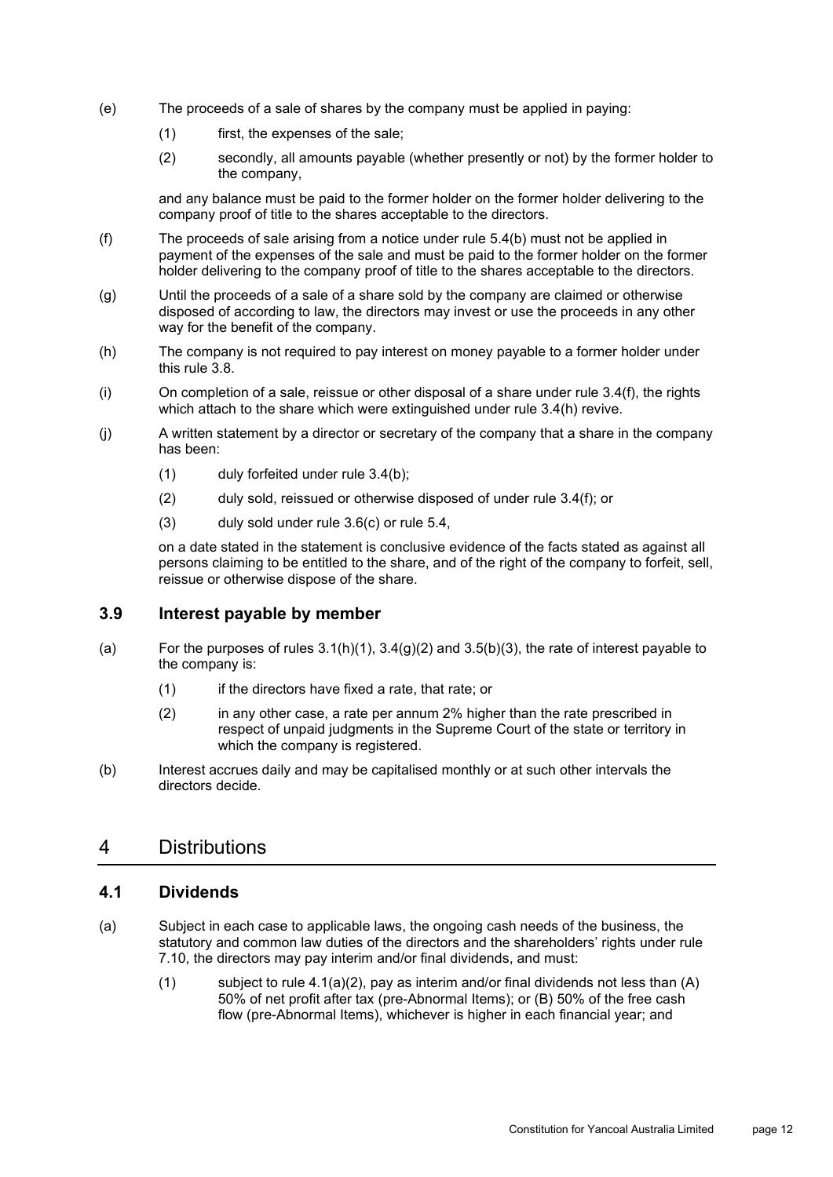(e) The proceeds of a sale of shares by the company must be applied in paying:

  (1) first, the expenses of the sale;

  (2) secondly, all amounts payable (whether presently or not) by the former holder to the company,

  and any balance must be paid to the former holder on the former holder delivering to the company proof of title to the shares acceptable to the directors.

(f) The proceeds of sale arising from a notice under rule 5.4(b) must not be applied in payment of the expenses of the sale and must be paid to the former holder on the former holder delivering to the company proof of title to the shares acceptable to the directors.

(g) Until the proceeds of a sale of a share sold by the company are claimed or otherwise disposed of according to law, the directors may invest or use the proceeds in any other way for the benefit of the company.

(h) The company is not required to pay interest on money payable to a former holder under this rule 3.8.

(i) On completion of a sale, reissue or other disposal of a share under rule 3.4(f), the rights which attach to the share which were extinguished under rule 3.4(h) revive.

(j) A written statement by a director or secretary of the company that a share in the company has been:

  (1) duly forfeited under rule 3.4(b);

  (2) duly sold, reissued or otherwise disposed of under rule 3.4(f); or

  (3) duly sold under rule 3.6(c) or rule 5.4,

  on a date stated in the statement is conclusive evidence of the facts stated as against all persons claiming to be entitled to the share, and of the right of the company to forfeit, sell, reissue or otherwise dispose of the share.

### 3.9 Interest payable by member

(a) For the purposes of rules 3.1(h)(1), 3.4(g)(2) and 3.5(b)(3), the rate of interest payable to the company is:

  (1) if the directors have fixed a rate, that rate; or

  (2) in any other case, a rate per annum 2% higher than the rate prescribed in respect of unpaid judgments in the Supreme Court of the state or territory in which the company is registered.

(b) Interest accrues daily and may be capitalised monthly or at such other intervals the directors decide.

## 4 Distributions

### 4.1 Dividends

(a) Subject in each case to applicable laws, the ongoing cash needs of the business, the statutory and common law duties of the directors and the shareholders' rights under rule 7.10, the directors may pay interim and/or final dividends, and must:

  (1) subject to rule 4.1(a)(2), pay as interim and/or final dividends not less than (A) 50% of net profit after tax (pre-Abnormal Items); or (B) 50% of the free cash flow (pre-Abnormal Items), whichever is higher in each financial year; and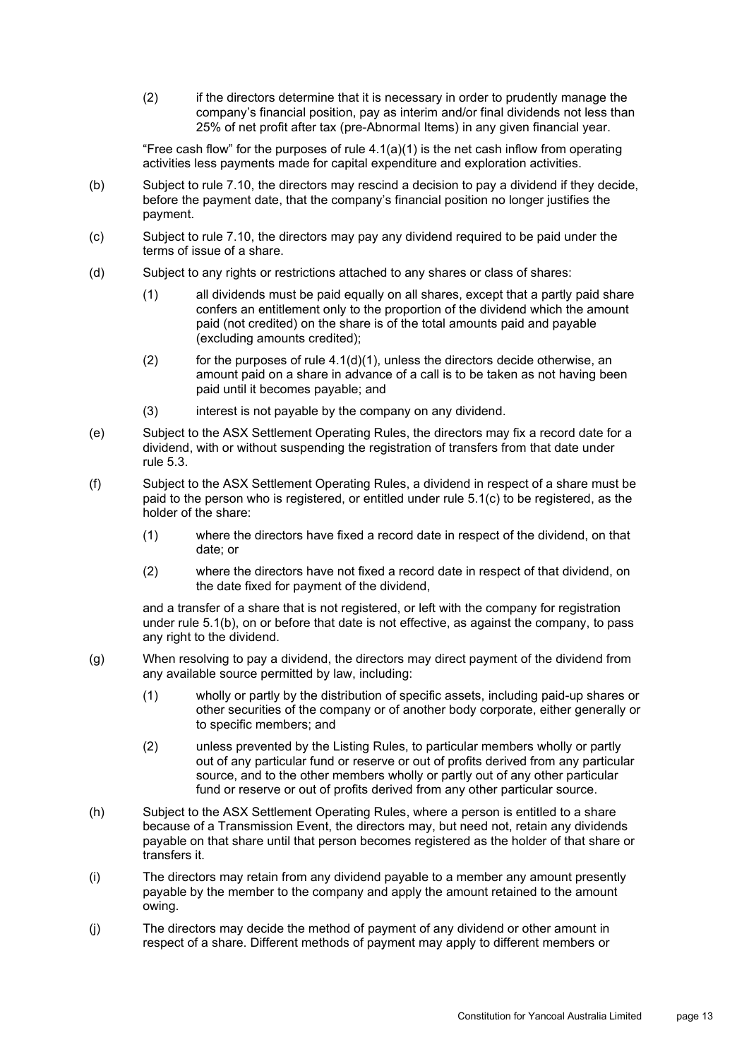(2) if the directors determine that it is necessary in order to prudently manage the company's financial position, pay as interim and/or final dividends not less than 25% of net profit after tax (pre-Abnormal Items) in any given financial year.

"Free cash flow" for the purposes of rule 4.1(a)(1) is the net cash inflow from operating activities less payments made for capital expenditure and exploration activities.

(b) Subject to rule 7.10, the directors may rescind a decision to pay a dividend if they decide, before the payment date, that the company's financial position no longer justifies the payment.

(c) Subject to rule 7.10, the directors may pay any dividend required to be paid under the terms of issue of a share.

(d) Subject to any rights or restrictions attached to any shares or class of shares:

(1) all dividends must be paid equally on all shares, except that a partly paid share confers an entitlement only to the proportion of the dividend which the amount paid (not credited) on the share is of the total amounts paid and payable (excluding amounts credited);

(2) for the purposes of rule 4.1(d)(1), unless the directors decide otherwise, an amount paid on a share in advance of a call is to be taken as not having been paid until it becomes payable; and

(3) interest is not payable by the company on any dividend.

(e) Subject to the ASX Settlement Operating Rules, the directors may fix a record date for a dividend, with or without suspending the registration of transfers from that date under rule 5.3.

(f) Subject to the ASX Settlement Operating Rules, a dividend in respect of a share must be paid to the person who is registered, or entitled under rule 5.1(c) to be registered, as the holder of the share:

(1) where the directors have fixed a record date in respect of the dividend, on that date; or

(2) where the directors have not fixed a record date in respect of that dividend, on the date fixed for payment of the dividend,

and a transfer of a share that is not registered, or left with the company for registration under rule 5.1(b), on or before that date is not effective, as against the company, to pass any right to the dividend.

(g) When resolving to pay a dividend, the directors may direct payment of the dividend from any available source permitted by law, including:

(1) wholly or partly by the distribution of specific assets, including paid-up shares or other securities of the company or of another body corporate, either generally or to specific members; and

(2) unless prevented by the Listing Rules, to particular members wholly or partly out of any particular fund or reserve or out of profits derived from any particular source, and to the other members wholly or partly out of any other particular fund or reserve or out of profits derived from any other particular source.

(h) Subject to the ASX Settlement Operating Rules, where a person is entitled to a share because of a Transmission Event, the directors may, but need not, retain any dividends payable on that share until that person becomes registered as the holder of that share or transfers it.

(i) The directors may retain from any dividend payable to a member any amount presently payable by the member to the company and apply the amount retained to the amount owing.

(j) The directors may decide the method of payment of any dividend or other amount in respect of a share. Different methods of payment may apply to different members or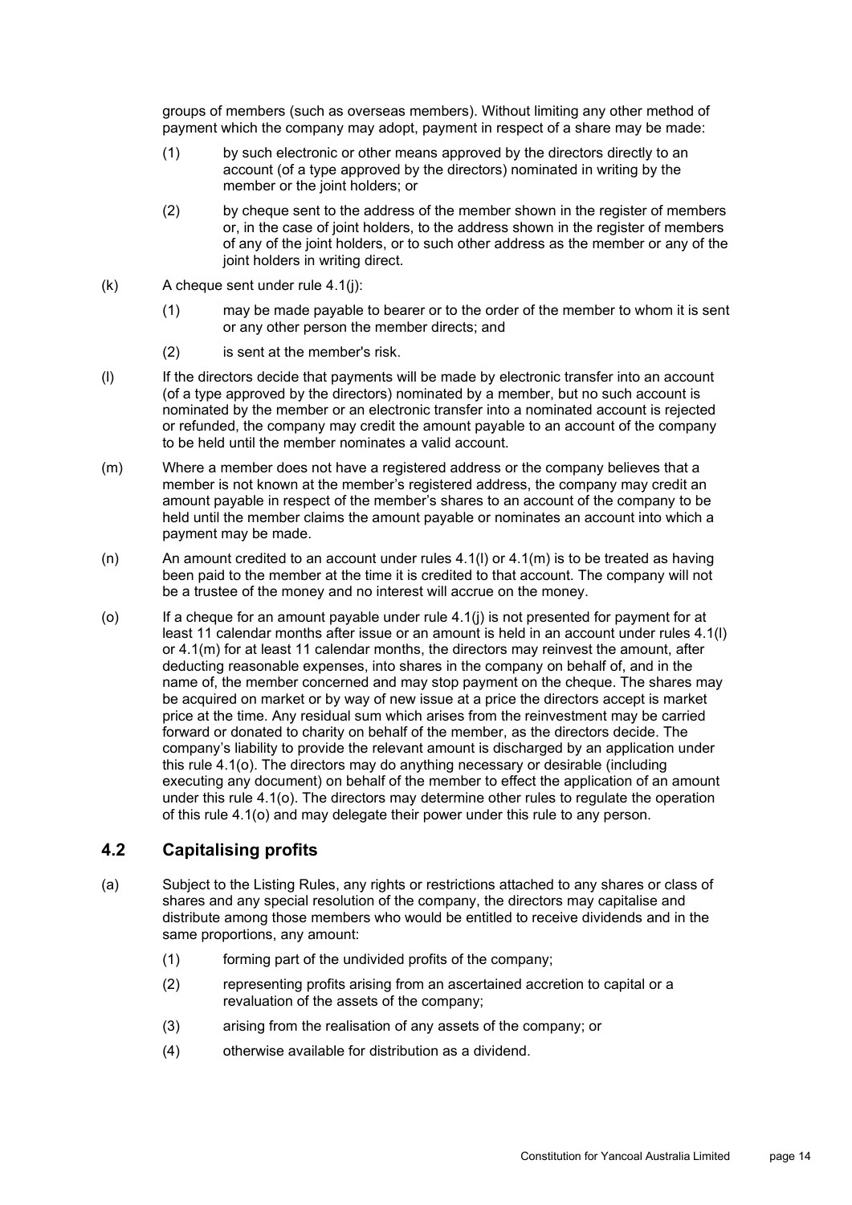groups of members (such as overseas members). Without limiting any other method of payment which the company may adopt, payment in respect of a share may be made:

(1) by such electronic or other means approved by the directors directly to an account (of a type approved by the directors) nominated in writing by the member or the joint holders; or

(2) by cheque sent to the address of the member shown in the register of members or, in the case of joint holders, to the address shown in the register of members of any of the joint holders, or to such other address as the member or any of the joint holders in writing direct.

(k) A cheque sent under rule 4.1(j):

(1) may be made payable to bearer or to the order of the member to whom it is sent or any other person the member directs; and

(2) is sent at the member's risk.

(l) If the directors decide that payments will be made by electronic transfer into an account (of a type approved by the directors) nominated by a member, but no such account is nominated by the member or an electronic transfer into a nominated account is rejected or refunded, the company may credit the amount payable to an account of the company to be held until the member nominates a valid account.

(m) Where a member does not have a registered address or the company believes that a member is not known at the member's registered address, the company may credit an amount payable in respect of the member's shares to an account of the company to be held until the member claims the amount payable or nominates an account into which a payment may be made.

(n) An amount credited to an account under rules 4.1(l) or 4.1(m) is to be treated as having been paid to the member at the time it is credited to that account. The company will not be a trustee of the money and no interest will accrue on the money.

(o) If a cheque for an amount payable under rule 4.1(j) is not presented for payment for at least 11 calendar months after issue or an amount is held in an account under rules 4.1(l) or 4.1(m) for at least 11 calendar months, the directors may reinvest the amount, after deducting reasonable expenses, into shares in the company on behalf of, and in the name of, the member concerned and may stop payment on the cheque. The shares may be acquired on market or by way of new issue at a price the directors accept is market price at the time. Any residual sum which arises from the reinvestment may be carried forward or donated to charity on behalf of the member, as the directors decide. The company's liability to provide the relevant amount is discharged by an application under this rule 4.1(o). The directors may do anything necessary or desirable (including executing any document) on behalf of the member to effect the application of an amount under this rule 4.1(o). The directors may determine other rules to regulate the operation of this rule 4.1(o) and may delegate their power under this rule to any person.

## 4.2 Capitalising profits

(a) Subject to the Listing Rules, any rights or restrictions attached to any shares or class of shares and any special resolution of the company, the directors may capitalise and distribute among those members who would be entitled to receive dividends and in the same proportions, any amount:

(1) forming part of the undivided profits of the company;

(2) representing profits arising from an ascertained accretion to capital or a revaluation of the assets of the company;

(3) arising from the realisation of any assets of the company; or

(4) otherwise available for distribution as a dividend.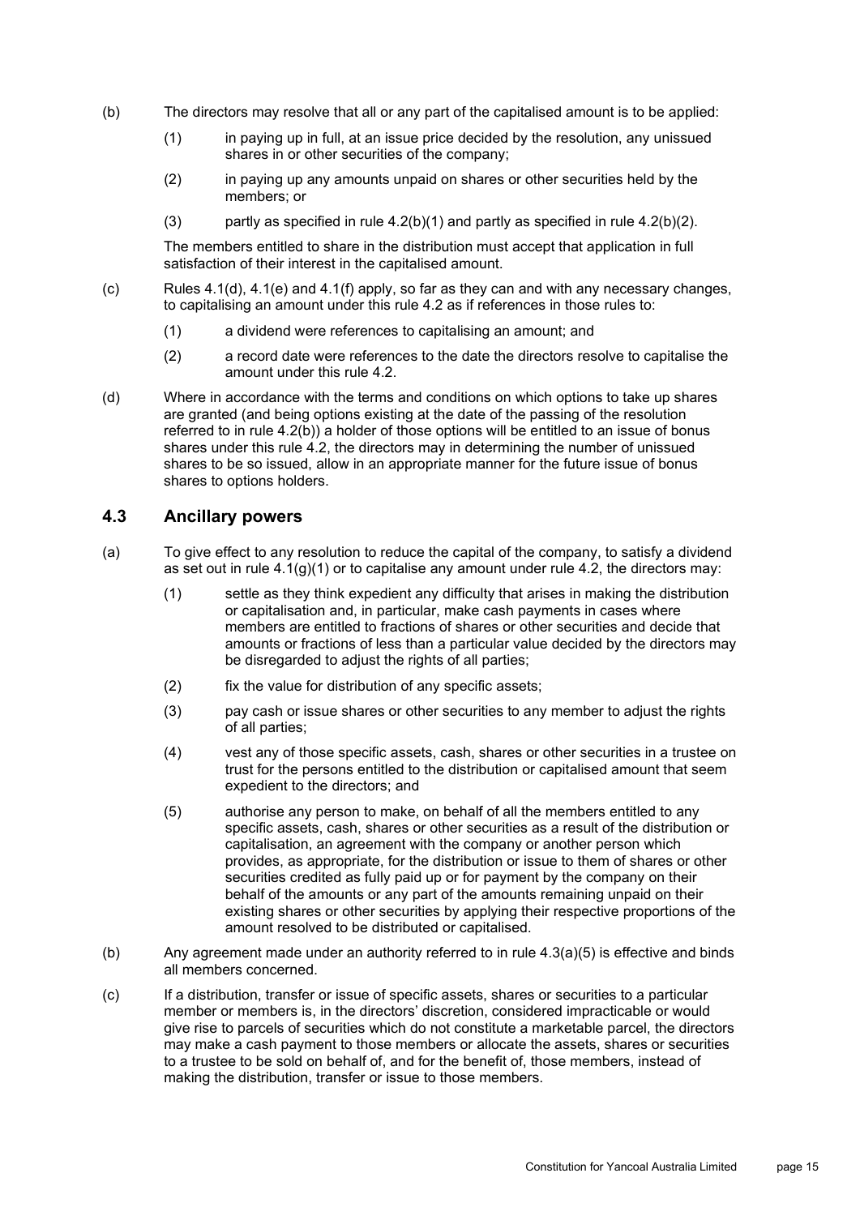(b) The directors may resolve that all or any part of the capitalised amount is to be applied:

(1) in paying up in full, at an issue price decided by the resolution, any unissued shares in or other securities of the company;

(2) in paying up any amounts unpaid on shares or other securities held by the members; or

(3) partly as specified in rule 4.2(b)(1) and partly as specified in rule 4.2(b)(2).

The members entitled to share in the distribution must accept that application in full satisfaction of their interest in the capitalised amount.

(c) Rules 4.1(d), 4.1(e) and 4.1(f) apply, so far as they can and with any necessary changes, to capitalising an amount under this rule 4.2 as if references in those rules to:

(1) a dividend were references to capitalising an amount; and

(2) a record date were references to the date the directors resolve to capitalise the amount under this rule 4.2.

(d) Where in accordance with the terms and conditions on which options to take up shares are granted (and being options existing at the date of the passing of the resolution referred to in rule 4.2(b)) a holder of those options will be entitled to an issue of bonus shares under this rule 4.2, the directors may in determining the number of unissued shares to be so issued, allow in an appropriate manner for the future issue of bonus shares to options holders.

## 4.3 Ancillary powers

(a) To give effect to any resolution to reduce the capital of the company, to satisfy a dividend as set out in rule 4.1(g)(1) or to capitalise any amount under rule 4.2, the directors may:

(1) settle as they think expedient any difficulty that arises in making the distribution or capitalisation and, in particular, make cash payments in cases where members are entitled to fractions of shares or other securities and decide that amounts or fractions of less than a particular value decided by the directors may be disregarded to adjust the rights of all parties;

(2) fix the value for distribution of any specific assets;

(3) pay cash or issue shares or other securities to any member to adjust the rights of all parties;

(4) vest any of those specific assets, cash, shares or other securities in a trustee on trust for the persons entitled to the distribution or capitalised amount that seem expedient to the directors; and

(5) authorise any person to make, on behalf of all the members entitled to any specific assets, cash, shares or other securities as a result of the distribution or capitalisation, an agreement with the company or another person which provides, as appropriate, for the distribution or issue to them of shares or other securities credited as fully paid up or for payment by the company on their behalf of the amounts or any part of the amounts remaining unpaid on their existing shares or other securities by applying their respective proportions of the amount resolved to be distributed or capitalised.

(b) Any agreement made under an authority referred to in rule 4.3(a)(5) is effective and binds all members concerned.

(c) If a distribution, transfer or issue of specific assets, shares or securities to a particular member or members is, in the directors' discretion, considered impracticable or would give rise to parcels of securities which do not constitute a marketable parcel, the directors may make a cash payment to those members or allocate the assets, shares or securities to a trustee to be sold on behalf of, and for the benefit of, those members, instead of making the distribution, transfer or issue to those members.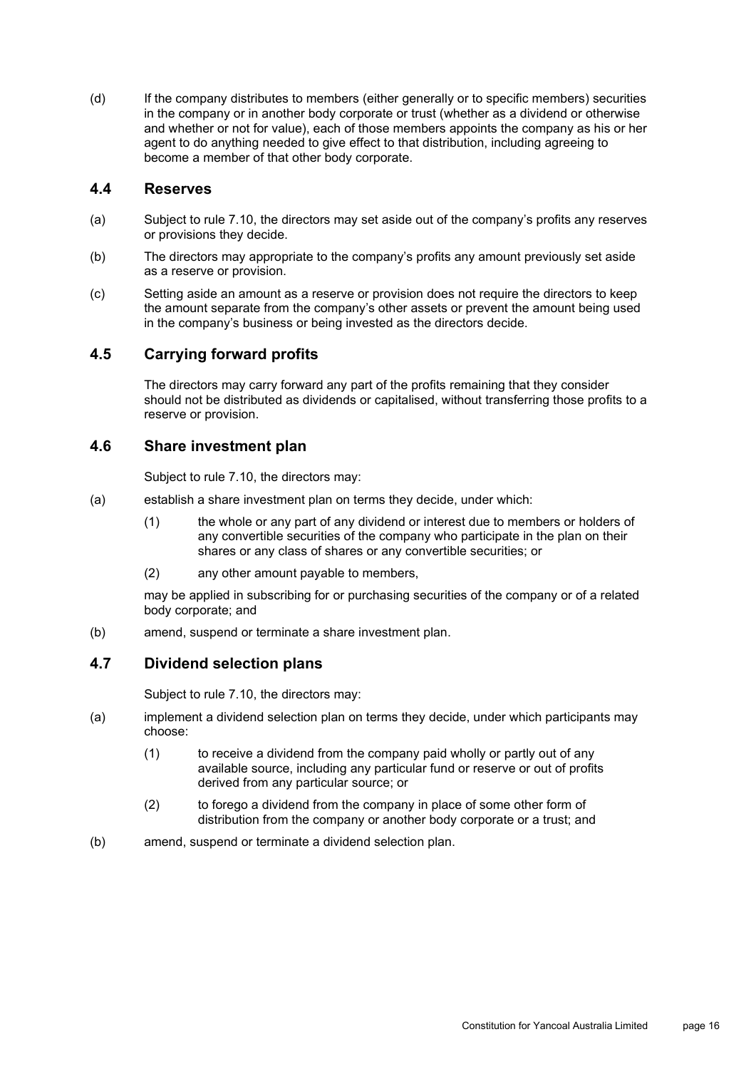(d) If the company distributes to members (either generally or to specific members) securities in the company or in another body corporate or trust (whether as a dividend or otherwise and whether or not for value), each of those members appoints the company as his or her agent to do anything needed to give effect to that distribution, including agreeing to become a member of that other body corporate.

## 4.4 Reserves

(a) Subject to rule 7.10, the directors may set aside out of the company's profits any reserves or provisions they decide.

(b) The directors may appropriate to the company's profits any amount previously set aside as a reserve or provision.

(c) Setting aside an amount as a reserve or provision does not require the directors to keep the amount separate from the company's other assets or prevent the amount being used in the company's business or being invested as the directors decide.

## 4.5 Carrying forward profits

The directors may carry forward any part of the profits remaining that they consider should not be distributed as dividends or capitalised, without transferring those profits to a reserve or provision.

## 4.6 Share investment plan

Subject to rule 7.10, the directors may:

(a) establish a share investment plan on terms they decide, under which:

(1) the whole or any part of any dividend or interest due to members or holders of any convertible securities of the company who participate in the plan on their shares or any class of shares or any convertible securities; or

(2) any other amount payable to members,

may be applied in subscribing for or purchasing securities of the company or of a related body corporate; and

(b) amend, suspend or terminate a share investment plan.

## 4.7 Dividend selection plans

Subject to rule 7.10, the directors may:

(a) implement a dividend selection plan on terms they decide, under which participants may choose:

(1) to receive a dividend from the company paid wholly or partly out of any available source, including any particular fund or reserve or out of profits derived from any particular source; or

(2) to forego a dividend from the company in place of some other form of distribution from the company or another body corporate or a trust; and

(b) amend, suspend or terminate a dividend selection plan.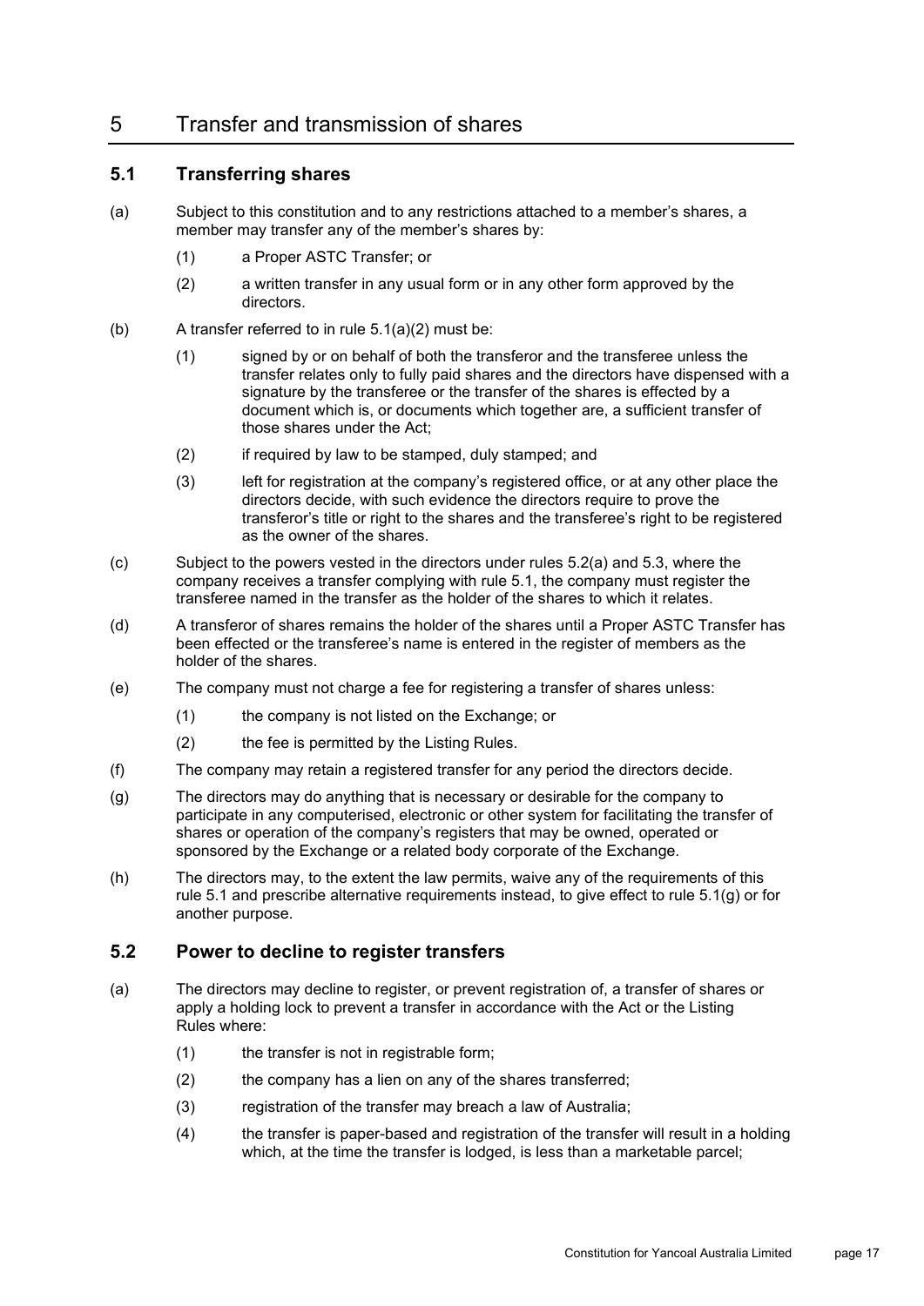# 5 Transfer and transmission of shares

## 5.1 Transferring shares

(a) Subject to this constitution and to any restrictions attached to a member's shares, a member may transfer any of the member's shares by:

  (1) a Proper ASTC Transfer; or

  (2) a written transfer in any usual form or in any other form approved by the directors.

(b) A transfer referred to in rule 5.1(a)(2) must be:

  (1) signed by or on behalf of both the transferor and the transferee unless the transfer relates only to fully paid shares and the directors have dispensed with a signature by the transferee or the transfer of the shares is effected by a document which is, or documents which together are, a sufficient transfer of those shares under the Act;

  (2) if required by law to be stamped, duly stamped; and

  (3) left for registration at the company's registered office, or at any other place the directors decide, with such evidence the directors require to prove the transferor's title or right to the shares and the transferee's right to be registered as the owner of the shares.

(c) Subject to the powers vested in the directors under rules 5.2(a) and 5.3, where the company receives a transfer complying with rule 5.1, the company must register the transferee named in the transfer as the holder of the shares to which it relates.

(d) A transferor of shares remains the holder of the shares until a Proper ASTC Transfer has been effected or the transferee's name is entered in the register of members as the holder of the shares.

(e) The company must not charge a fee for registering a transfer of shares unless:

  (1) the company is not listed on the Exchange; or

  (2) the fee is permitted by the Listing Rules.

(f) The company may retain a registered transfer for any period the directors decide.

(g) The directors may do anything that is necessary or desirable for the company to participate in any computerised, electronic or other system for facilitating the transfer of shares or operation of the company's registers that may be owned, operated or sponsored by the Exchange or a related body corporate of the Exchange.

(h) The directors may, to the extent the law permits, waive any of the requirements of this rule 5.1 and prescribe alternative requirements instead, to give effect to rule 5.1(g) or for another purpose.

## 5.2 Power to decline to register transfers

(a) The directors may decline to register, or prevent registration of, a transfer of shares or apply a holding lock to prevent a transfer in accordance with the Act or the Listing Rules where:

  (1) the transfer is not in registrable form;

  (2) the company has a lien on any of the shares transferred;

  (3) registration of the transfer may breach a law of Australia;

  (4) the transfer is paper-based and registration of the transfer will result in a holding which, at the time the transfer is lodged, is less than a marketable parcel;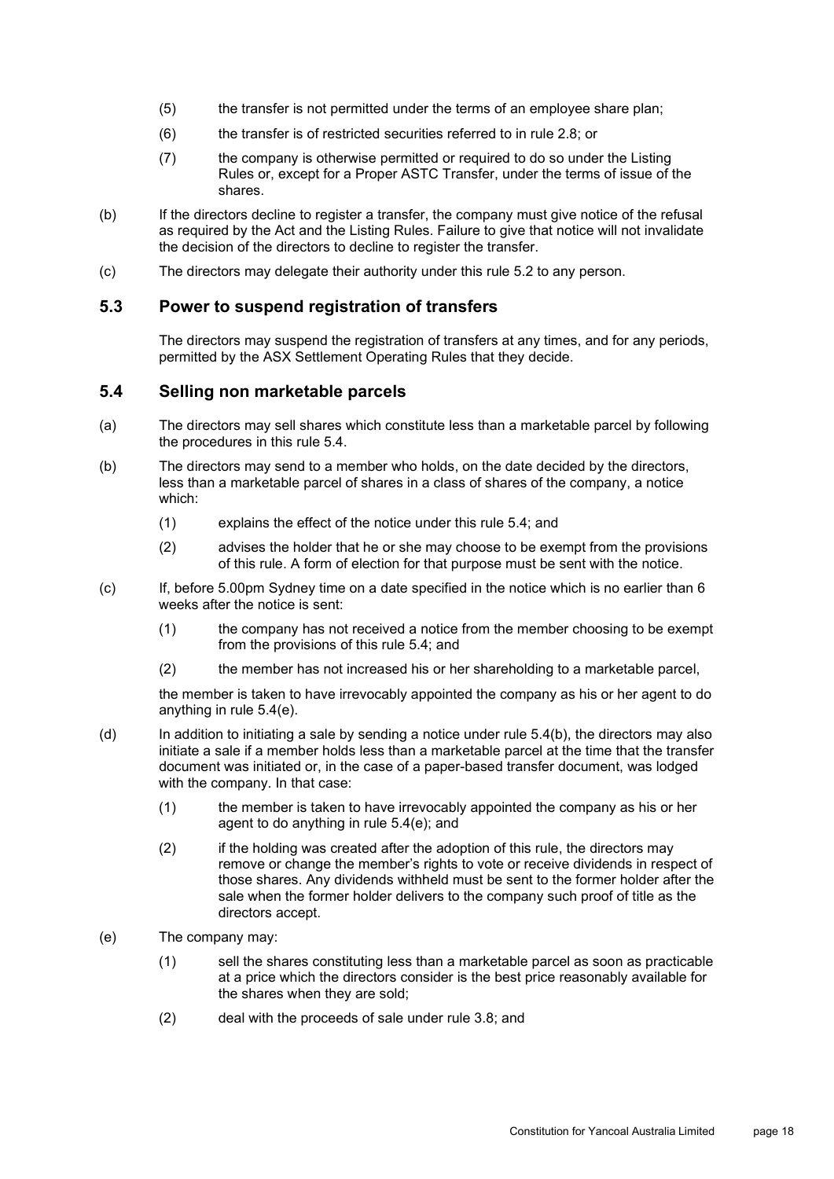(5) the transfer is not permitted under the terms of an employee share plan;

(6) the transfer is of restricted securities referred to in rule 2.8; or

(7) the company is otherwise permitted or required to do so under the Listing Rules or, except for a Proper ASTC Transfer, under the terms of issue of the shares.

(b) If the directors decline to register a transfer, the company must give notice of the refusal as required by the Act and the Listing Rules. Failure to give that notice will not invalidate the decision of the directors to decline to register the transfer.

(c) The directors may delegate their authority under this rule 5.2 to any person.

## 5.3 Power to suspend registration of transfers

The directors may suspend the registration of transfers at any times, and for any periods, permitted by the ASX Settlement Operating Rules that they decide.

## 5.4 Selling non marketable parcels

(a) The directors may sell shares which constitute less than a marketable parcel by following the procedures in this rule 5.4.

(b) The directors may send to a member who holds, on the date decided by the directors, less than a marketable parcel of shares in a class of shares of the company, a notice which:

(1) explains the effect of the notice under this rule 5.4; and

(2) advises the holder that he or she may choose to be exempt from the provisions of this rule. A form of election for that purpose must be sent with the notice.

(c) If, before 5.00pm Sydney time on a date specified in the notice which is no earlier than 6 weeks after the notice is sent:

(1) the company has not received a notice from the member choosing to be exempt from the provisions of this rule 5.4; and

(2) the member has not increased his or her shareholding to a marketable parcel,

the member is taken to have irrevocably appointed the company as his or her agent to do anything in rule 5.4(e).

(d) In addition to initiating a sale by sending a notice under rule 5.4(b), the directors may also initiate a sale if a member holds less than a marketable parcel at the time that the transfer document was initiated or, in the case of a paper-based transfer document, was lodged with the company. In that case:

(1) the member is taken to have irrevocably appointed the company as his or her agent to do anything in rule 5.4(e); and

(2) if the holding was created after the adoption of this rule, the directors may remove or change the member's rights to vote or receive dividends in respect of those shares. Any dividends withheld must be sent to the former holder after the sale when the former holder delivers to the company such proof of title as the directors accept.

(e) The company may:

(1) sell the shares constituting less than a marketable parcel as soon as practicable at a price which the directors consider is the best price reasonably available for the shares when they are sold;

(2) deal with the proceeds of sale under rule 3.8; and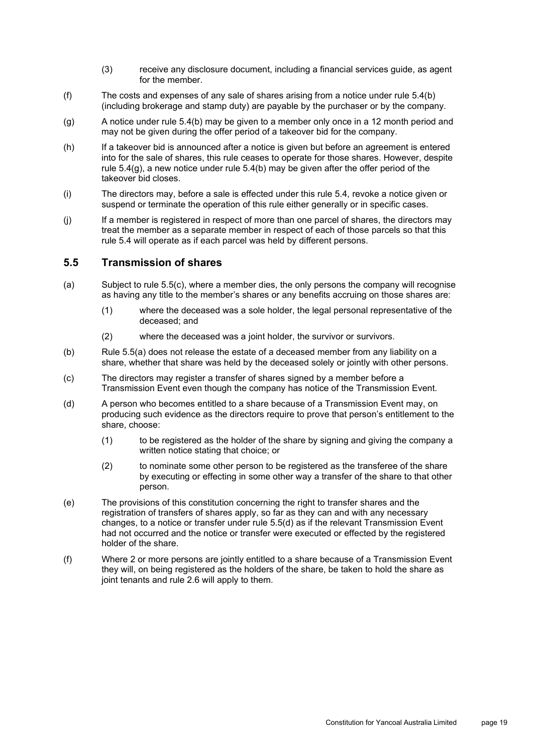(3) receive any disclosure document, including a financial services guide, as agent for the member.

(f) The costs and expenses of any sale of shares arising from a notice under rule 5.4(b) (including brokerage and stamp duty) are payable by the purchaser or by the company.

(g) A notice under rule 5.4(b) may be given to a member only once in a 12 month period and may not be given during the offer period of a takeover bid for the company.

(h) If a takeover bid is announced after a notice is given but before an agreement is entered into for the sale of shares, this rule ceases to operate for those shares. However, despite rule 5.4(g), a new notice under rule 5.4(b) may be given after the offer period of the takeover bid closes.

(i) The directors may, before a sale is effected under this rule 5.4, revoke a notice given or suspend or terminate the operation of this rule either generally or in specific cases.

(j) If a member is registered in respect of more than one parcel of shares, the directors may treat the member as a separate member in respect of each of those parcels so that this rule 5.4 will operate as if each parcel was held by different persons.

## 5.5 Transmission of shares

(a) Subject to rule 5.5(c), where a member dies, the only persons the company will recognise as having any title to the member's shares or any benefits accruing on those shares are:

(1) where the deceased was a sole holder, the legal personal representative of the deceased; and

(2) where the deceased was a joint holder, the survivor or survivors.

(b) Rule 5.5(a) does not release the estate of a deceased member from any liability on a share, whether that share was held by the deceased solely or jointly with other persons.

(c) The directors may register a transfer of shares signed by a member before a Transmission Event even though the company has notice of the Transmission Event.

(d) A person who becomes entitled to a share because of a Transmission Event may, on producing such evidence as the directors require to prove that person's entitlement to the share, choose:

(1) to be registered as the holder of the share by signing and giving the company a written notice stating that choice; or

(2) to nominate some other person to be registered as the transferee of the share by executing or effecting in some other way a transfer of the share to that other person.

(e) The provisions of this constitution concerning the right to transfer shares and the registration of transfers of shares apply, so far as they can and with any necessary changes, to a notice or transfer under rule 5.5(d) as if the relevant Transmission Event had not occurred and the notice or transfer were executed or effected by the registered holder of the share.

(f) Where 2 or more persons are jointly entitled to a share because of a Transmission Event they will, on being registered as the holders of the share, be taken to hold the share as joint tenants and rule 2.6 will apply to them.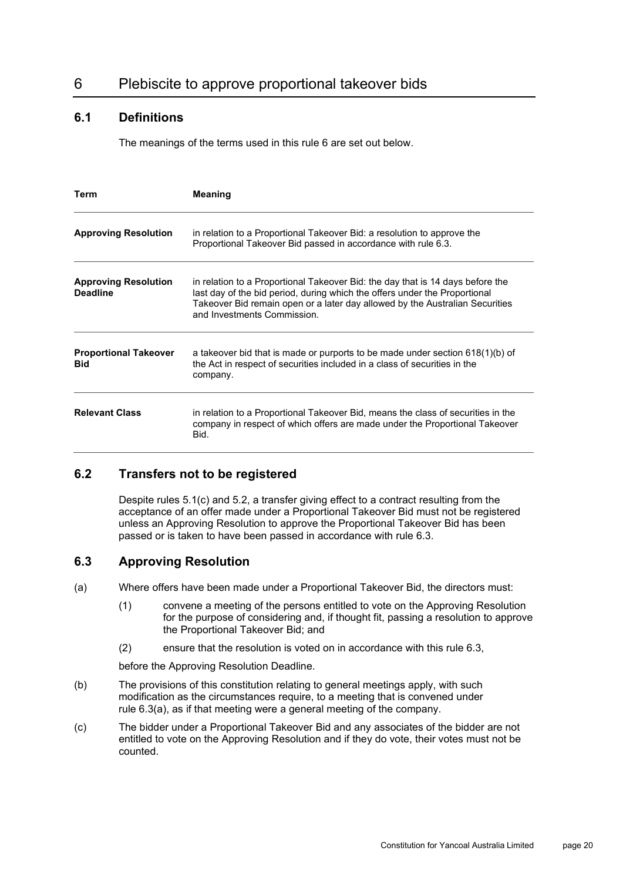# 6 Plebiscite to approve proportional takeover bids

## 6.1 Definitions

The meanings of the terms used in this rule 6 are set out below.

| Term | Meaning |
|---|---|
| **Approving Resolution** | in relation to a Proportional Takeover Bid: a resolution to approve the Proportional Takeover Bid passed in accordance with rule 6.3. |
| **Approving Resolution Deadline** | in relation to a Proportional Takeover Bid: the day that is 14 days before the last day of the bid period, during which the offers under the Proportional Takeover Bid remain open or a later day allowed by the Australian Securities and Investments Commission. |
| **Proportional Takeover Bid** | a takeover bid that is made or purports to be made under section 618(1)(b) of the Act in respect of securities included in a class of securities in the company. |
| **Relevant Class** | in relation to a Proportional Takeover Bid, means the class of securities in the company in respect of which offers are made under the Proportional Takeover Bid. |

## 6.2 Transfers not to be registered

Despite rules 5.1(c) and 5.2, a transfer giving effect to a contract resulting from the acceptance of an offer made under a Proportional Takeover Bid must not be registered unless an Approving Resolution to approve the Proportional Takeover Bid has been passed or is taken to have been passed in accordance with rule 6.3.

## 6.3 Approving Resolution

(a) Where offers have been made under a Proportional Takeover Bid, the directors must:

   (1) convene a meeting of the persons entitled to vote on the Approving Resolution for the purpose of considering and, if thought fit, passing a resolution to approve the Proportional Takeover Bid; and

   (2) ensure that the resolution is voted on in accordance with this rule 6.3,

   before the Approving Resolution Deadline.

(b) The provisions of this constitution relating to general meetings apply, with such modification as the circumstances require, to a meeting that is convened under rule 6.3(a), as if that meeting were a general meeting of the company.

(c) The bidder under a Proportional Takeover Bid and any associates of the bidder are not entitled to vote on the Approving Resolution and if they do vote, their votes must not be counted.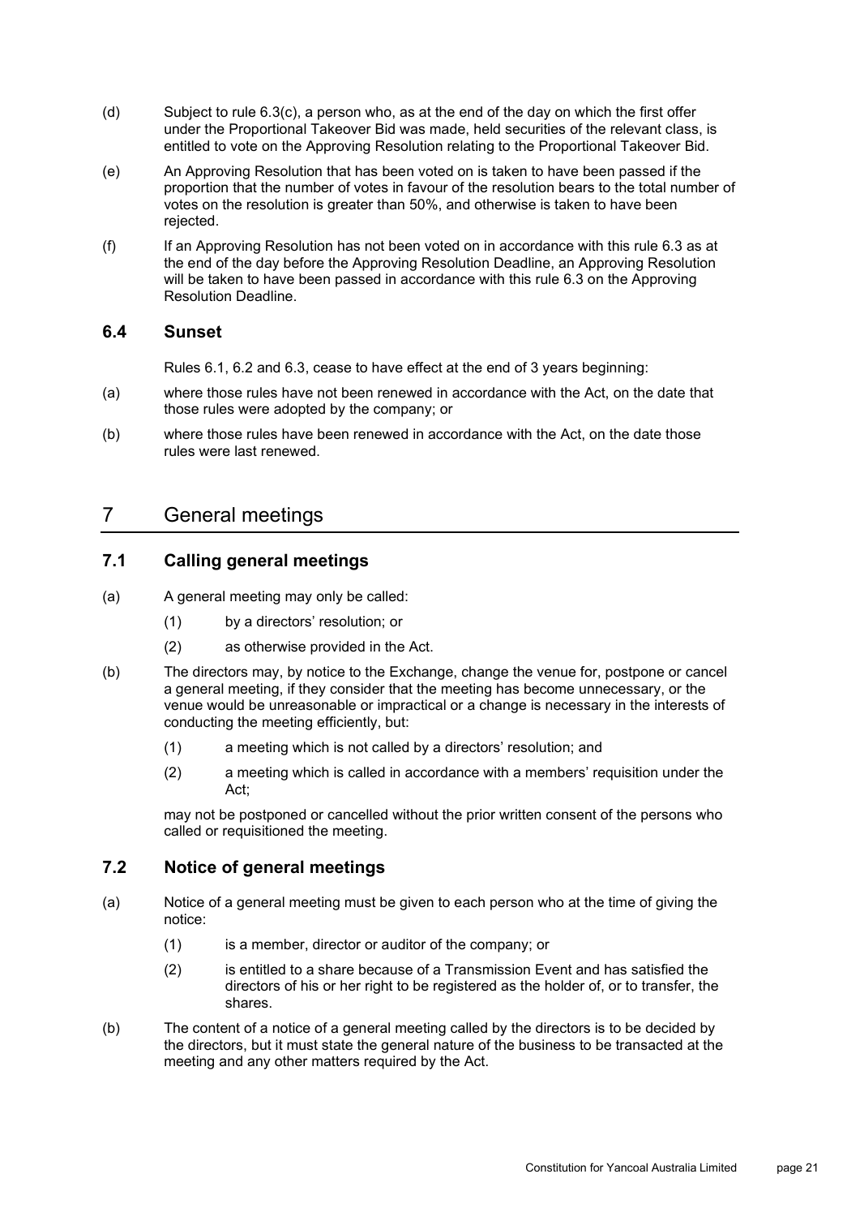(d) Subject to rule 6.3(c), a person who, as at the end of the day on which the first offer under the Proportional Takeover Bid was made, held securities of the relevant class, is entitled to vote on the Approving Resolution relating to the Proportional Takeover Bid.

(e) An Approving Resolution that has been voted on is taken to have been passed if the proportion that the number of votes in favour of the resolution bears to the total number of votes on the resolution is greater than 50%, and otherwise is taken to have been rejected.

(f) If an Approving Resolution has not been voted on in accordance with this rule 6.3 as at the end of the day before the Approving Resolution Deadline, an Approving Resolution will be taken to have been passed in accordance with this rule 6.3 on the Approving Resolution Deadline.

### 6.4 Sunset

Rules 6.1, 6.2 and 6.3, cease to have effect at the end of 3 years beginning:

(a) where those rules have not been renewed in accordance with the Act, on the date that those rules were adopted by the company; or

(b) where those rules have been renewed in accordance with the Act, on the date those rules were last renewed.

## 7 General meetings

### 7.1 Calling general meetings

(a) A general meeting may only be called:

- (1) by a directors' resolution; or
- (2) as otherwise provided in the Act.

(b) The directors may, by notice to the Exchange, change the venue for, postpone or cancel a general meeting, if they consider that the meeting has become unnecessary, or the venue would be unreasonable or impractical or a change is necessary in the interests of conducting the meeting efficiently, but:

- (1) a meeting which is not called by a directors' resolution; and
- (2) a meeting which is called in accordance with a members' requisition under the Act;

may not be postponed or cancelled without the prior written consent of the persons who called or requisitioned the meeting.

### 7.2 Notice of general meetings

(a) Notice of a general meeting must be given to each person who at the time of giving the notice:

- (1) is a member, director or auditor of the company; or
- (2) is entitled to a share because of a Transmission Event and has satisfied the directors of his or her right to be registered as the holder of, or to transfer, the shares.

(b) The content of a notice of a general meeting called by the directors is to be decided by the directors, but it must state the general nature of the business to be transacted at the meeting and any other matters required by the Act.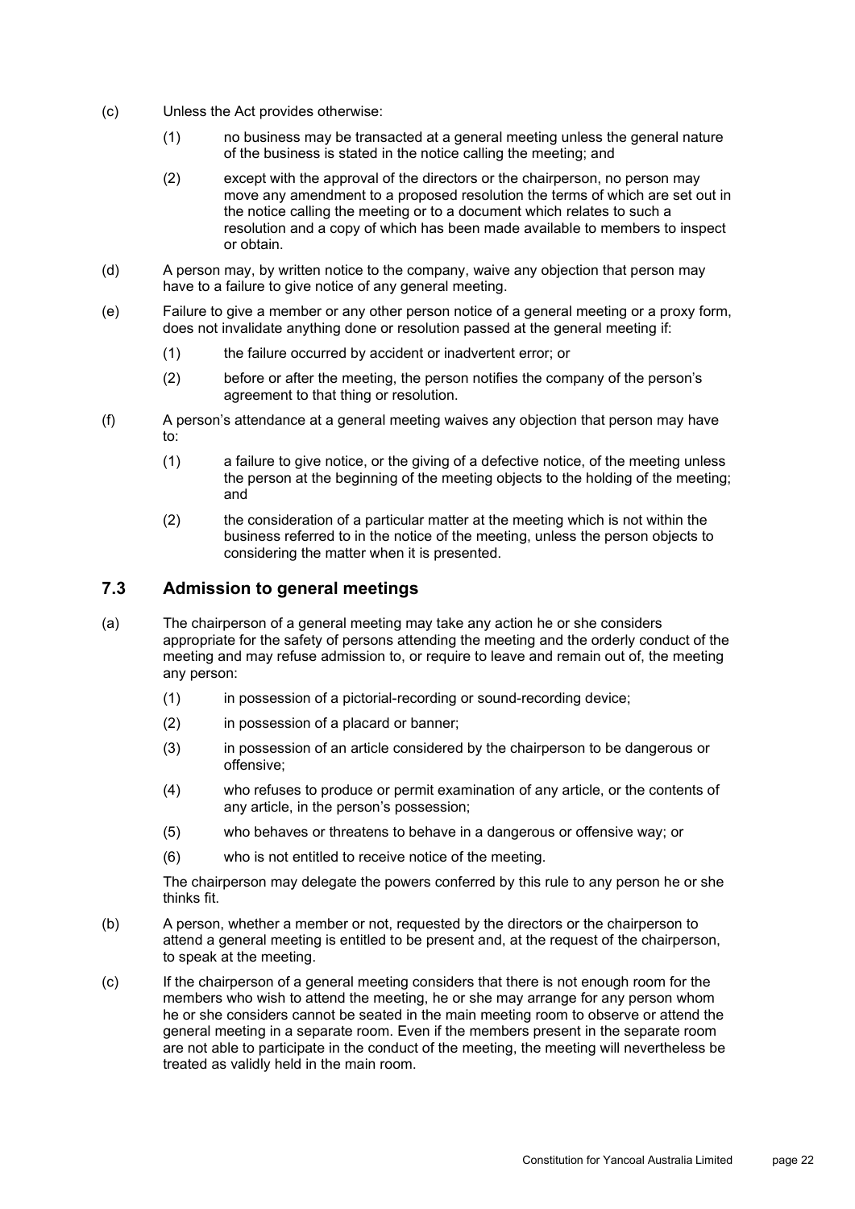(c) Unless the Act provides otherwise:

(1) no business may be transacted at a general meeting unless the general nature of the business is stated in the notice calling the meeting; and

(2) except with the approval of the directors or the chairperson, no person may move any amendment to a proposed resolution the terms of which are set out in the notice calling the meeting or to a document which relates to such a resolution and a copy of which has been made available to members to inspect or obtain.

(d) A person may, by written notice to the company, waive any objection that person may have to a failure to give notice of any general meeting.

(e) Failure to give a member or any other person notice of a general meeting or a proxy form, does not invalidate anything done or resolution passed at the general meeting if:

(1) the failure occurred by accident or inadvertent error; or

(2) before or after the meeting, the person notifies the company of the person's agreement to that thing or resolution.

(f) A person's attendance at a general meeting waives any objection that person may have to:

(1) a failure to give notice, or the giving of a defective notice, of the meeting unless the person at the beginning of the meeting objects to the holding of the meeting; and

(2) the consideration of a particular matter at the meeting which is not within the business referred to in the notice of the meeting, unless the person objects to considering the matter when it is presented.

## 7.3 Admission to general meetings

(a) The chairperson of a general meeting may take any action he or she considers appropriate for the safety of persons attending the meeting and the orderly conduct of the meeting and may refuse admission to, or require to leave and remain out of, the meeting any person:

(1) in possession of a pictorial-recording or sound-recording device;

(2) in possession of a placard or banner;

(3) in possession of an article considered by the chairperson to be dangerous or offensive;

(4) who refuses to produce or permit examination of any article, or the contents of any article, in the person's possession;

(5) who behaves or threatens to behave in a dangerous or offensive way; or

(6) who is not entitled to receive notice of the meeting.

The chairperson may delegate the powers conferred by this rule to any person he or she thinks fit.

(b) A person, whether a member or not, requested by the directors or the chairperson to attend a general meeting is entitled to be present and, at the request of the chairperson, to speak at the meeting.

(c) If the chairperson of a general meeting considers that there is not enough room for the members who wish to attend the meeting, he or she may arrange for any person whom he or she considers cannot be seated in the main meeting room to observe or attend the general meeting in a separate room. Even if the members present in the separate room are not able to participate in the conduct of the meeting, the meeting will nevertheless be treated as validly held in the main room.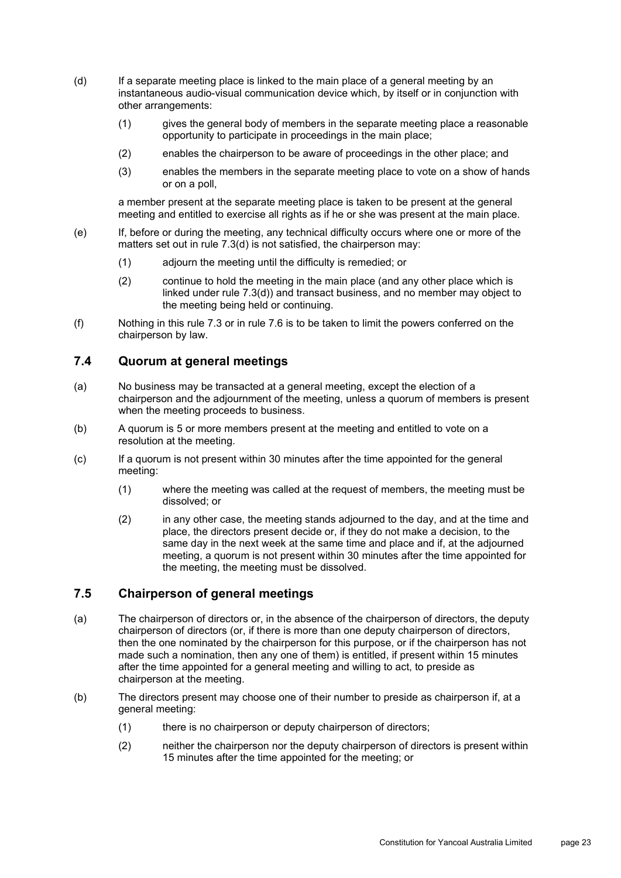(d) If a separate meeting place is linked to the main place of a general meeting by an instantaneous audio-visual communication device which, by itself or in conjunction with other arrangements:

  (1) gives the general body of members in the separate meeting place a reasonable opportunity to participate in proceedings in the main place;

  (2) enables the chairperson to be aware of proceedings in the other place; and

  (3) enables the members in the separate meeting place to vote on a show of hands or on a poll,

  a member present at the separate meeting place is taken to be present at the general meeting and entitled to exercise all rights as if he or she was present at the main place.

(e) If, before or during the meeting, any technical difficulty occurs where one or more of the matters set out in rule 7.3(d) is not satisfied, the chairperson may:

  (1) adjourn the meeting until the difficulty is remedied; or

  (2) continue to hold the meeting in the main place (and any other place which is linked under rule 7.3(d)) and transact business, and no member may object to the meeting being held or continuing.

(f) Nothing in this rule 7.3 or in rule 7.6 is to be taken to limit the powers conferred on the chairperson by law.

## 7.4 Quorum at general meetings

(a) No business may be transacted at a general meeting, except the election of a chairperson and the adjournment of the meeting, unless a quorum of members is present when the meeting proceeds to business.

(b) A quorum is 5 or more members present at the meeting and entitled to vote on a resolution at the meeting.

(c) If a quorum is not present within 30 minutes after the time appointed for the general meeting:

  (1) where the meeting was called at the request of members, the meeting must be dissolved; or

  (2) in any other case, the meeting stands adjourned to the day, and at the time and place, the directors present decide or, if they do not make a decision, to the same day in the next week at the same time and place and if, at the adjourned meeting, a quorum is not present within 30 minutes after the time appointed for the meeting, the meeting must be dissolved.

## 7.5 Chairperson of general meetings

(a) The chairperson of directors or, in the absence of the chairperson of directors, the deputy chairperson of directors (or, if there is more than one deputy chairperson of directors, then the one nominated by the chairperson for this purpose, or if the chairperson has not made such a nomination, then any one of them) is entitled, if present within 15 minutes after the time appointed for a general meeting and willing to act, to preside as chairperson at the meeting.

(b) The directors present may choose one of their number to preside as chairperson if, at a general meeting:

  (1) there is no chairperson or deputy chairperson of directors;

  (2) neither the chairperson nor the deputy chairperson of directors is present within 15 minutes after the time appointed for the meeting; or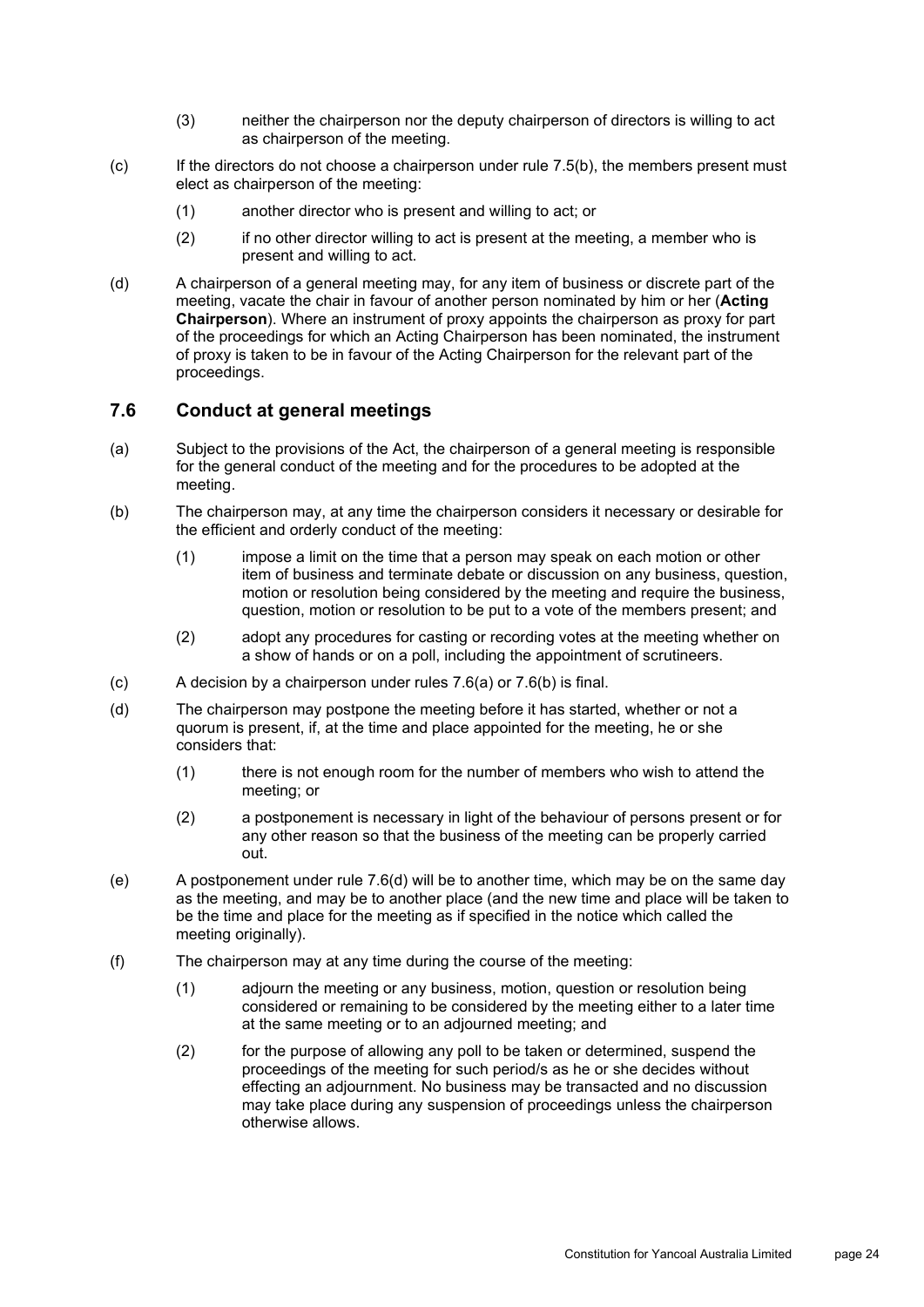(3) neither the chairperson nor the deputy chairperson of directors is willing to act as chairperson of the meeting.

(c) If the directors do not choose a chairperson under rule 7.5(b), the members present must elect as chairperson of the meeting:

(1) another director who is present and willing to act; or

(2) if no other director willing to act is present at the meeting, a member who is present and willing to act.

(d) A chairperson of a general meeting may, for any item of business or discrete part of the meeting, vacate the chair in favour of another person nominated by him or her (**Acting Chairperson**). Where an instrument of proxy appoints the chairperson as proxy for part of the proceedings for which an Acting Chairperson has been nominated, the instrument of proxy is taken to be in favour of the Acting Chairperson for the relevant part of the proceedings.

## 7.6 Conduct at general meetings

(a) Subject to the provisions of the Act, the chairperson of a general meeting is responsible for the general conduct of the meeting and for the procedures to be adopted at the meeting.

(b) The chairperson may, at any time the chairperson considers it necessary or desirable for the efficient and orderly conduct of the meeting:

(1) impose a limit on the time that a person may speak on each motion or other item of business and terminate debate or discussion on any business, question, motion or resolution being considered by the meeting and require the business, question, motion or resolution to be put to a vote of the members present; and

(2) adopt any procedures for casting or recording votes at the meeting whether on a show of hands or on a poll, including the appointment of scrutineers.

(c) A decision by a chairperson under rules 7.6(a) or 7.6(b) is final.

(d) The chairperson may postpone the meeting before it has started, whether or not a quorum is present, if, at the time and place appointed for the meeting, he or she considers that:

(1) there is not enough room for the number of members who wish to attend the meeting; or

(2) a postponement is necessary in light of the behaviour of persons present or for any other reason so that the business of the meeting can be properly carried out.

(e) A postponement under rule 7.6(d) will be to another time, which may be on the same day as the meeting, and may be to another place (and the new time and place will be taken to be the time and place for the meeting as if specified in the notice which called the meeting originally).

(f) The chairperson may at any time during the course of the meeting:

(1) adjourn the meeting or any business, motion, question or resolution being considered or remaining to be considered by the meeting either to a later time at the same meeting or to an adjourned meeting; and

(2) for the purpose of allowing any poll to be taken or determined, suspend the proceedings of the meeting for such period/s as he or she decides without effecting an adjournment. No business may be transacted and no discussion may take place during any suspension of proceedings unless the chairperson otherwise allows.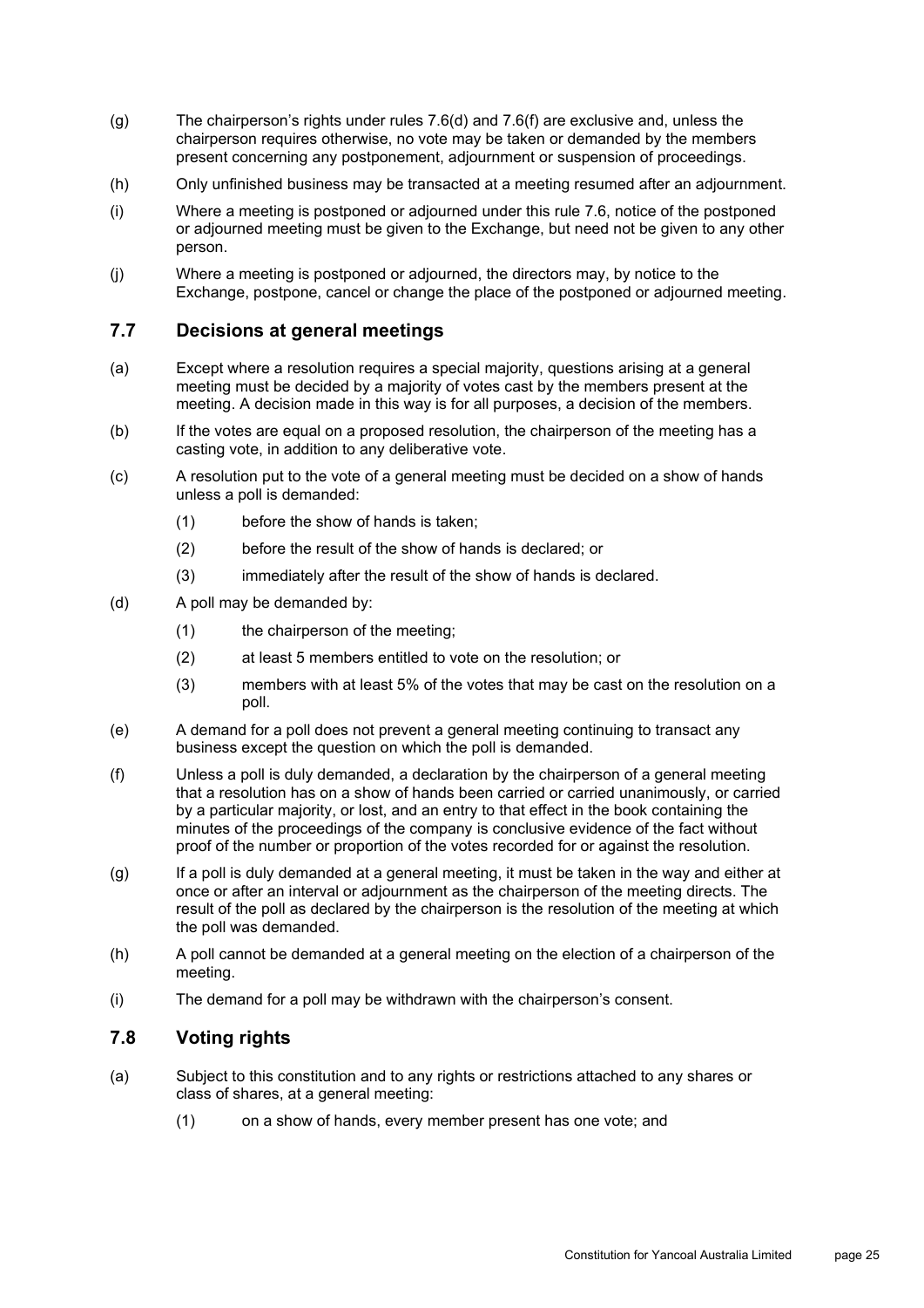(g) The chairperson's rights under rules 7.6(d) and 7.6(f) are exclusive and, unless the chairperson requires otherwise, no vote may be taken or demanded by the members present concerning any postponement, adjournment or suspension of proceedings.

(h) Only unfinished business may be transacted at a meeting resumed after an adjournment.

(i) Where a meeting is postponed or adjourned under this rule 7.6, notice of the postponed or adjourned meeting must be given to the Exchange, but need not be given to any other person.

(j) Where a meeting is postponed or adjourned, the directors may, by notice to the Exchange, postpone, cancel or change the place of the postponed or adjourned meeting.

## 7.7 Decisions at general meetings

(a) Except where a resolution requires a special majority, questions arising at a general meeting must be decided by a majority of votes cast by the members present at the meeting. A decision made in this way is for all purposes, a decision of the members.

(b) If the votes are equal on a proposed resolution, the chairperson of the meeting has a casting vote, in addition to any deliberative vote.

(c) A resolution put to the vote of a general meeting must be decided on a show of hands unless a poll is demanded:

- (1) before the show of hands is taken;
- (2) before the result of the show of hands is declared; or
- (3) immediately after the result of the show of hands is declared.

(d) A poll may be demanded by:

- (1) the chairperson of the meeting;
- (2) at least 5 members entitled to vote on the resolution; or
- (3) members with at least 5% of the votes that may be cast on the resolution on a poll.

(e) A demand for a poll does not prevent a general meeting continuing to transact any business except the question on which the poll is demanded.

(f) Unless a poll is duly demanded, a declaration by the chairperson of a general meeting that a resolution has on a show of hands been carried or carried unanimously, or carried by a particular majority, or lost, and an entry to that effect in the book containing the minutes of the proceedings of the company is conclusive evidence of the fact without proof of the number or proportion of the votes recorded for or against the resolution.

(g) If a poll is duly demanded at a general meeting, it must be taken in the way and either at once or after an interval or adjournment as the chairperson of the meeting directs. The result of the poll as declared by the chairperson is the resolution of the meeting at which the poll was demanded.

(h) A poll cannot be demanded at a general meeting on the election of a chairperson of the meeting.

(i) The demand for a poll may be withdrawn with the chairperson's consent.

## 7.8 Voting rights

(a) Subject to this constitution and to any rights or restrictions attached to any shares or class of shares, at a general meeting:

- (1) on a show of hands, every member present has one vote; and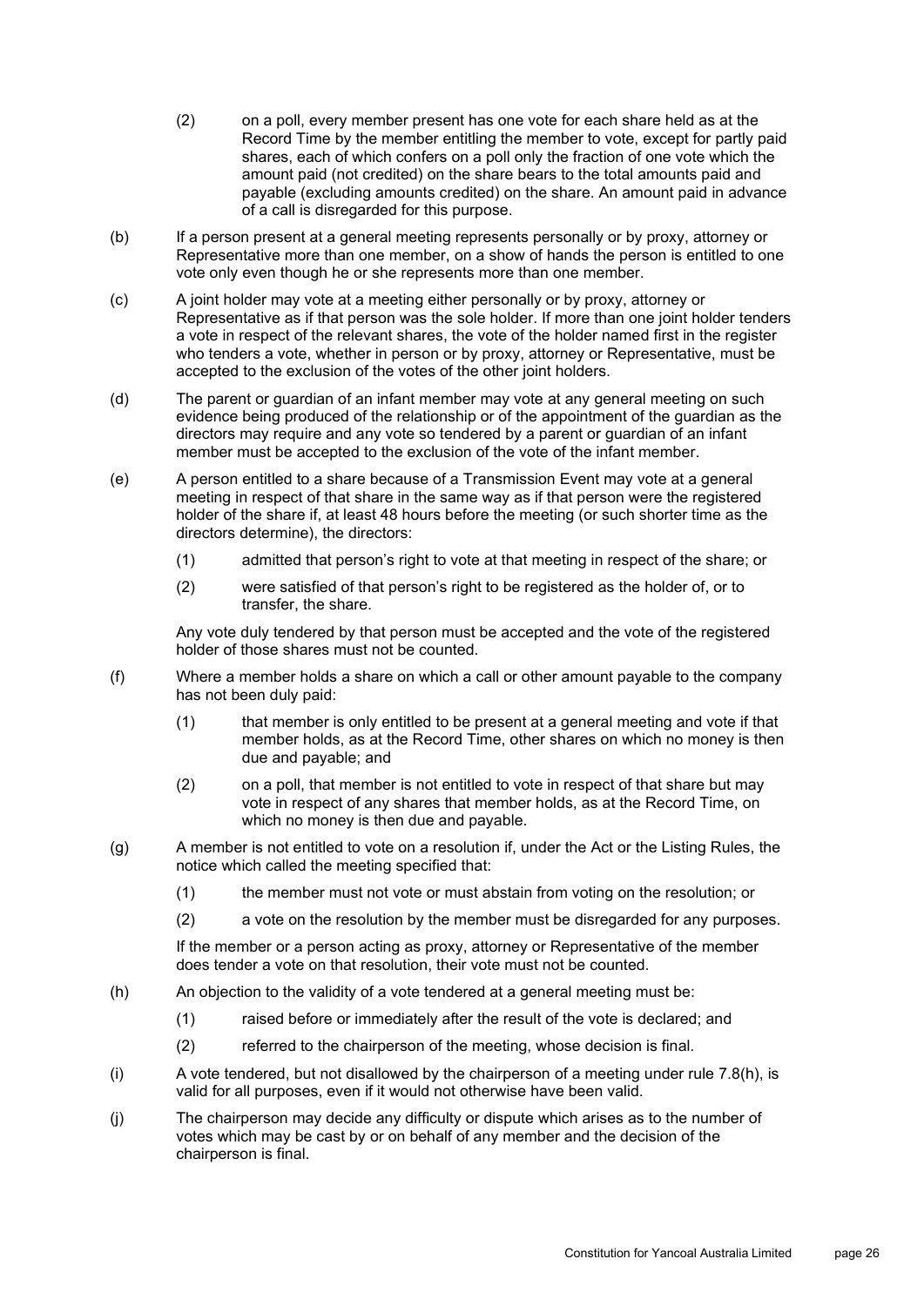(2) on a poll, every member present has one vote for each share held as at the Record Time by the member entitling the member to vote, except for partly paid shares, each of which confers on a poll only the fraction of one vote which the amount paid (not credited) on the share bears to the total amounts paid and payable (excluding amounts credited) on the share. An amount paid in advance of a call is disregarded for this purpose.

(b) If a person present at a general meeting represents personally or by proxy, attorney or Representative more than one member, on a show of hands the person is entitled to one vote only even though he or she represents more than one member.

(c) A joint holder may vote at a meeting either personally or by proxy, attorney or Representative as if that person was the sole holder. If more than one joint holder tenders a vote in respect of the relevant shares, the vote of the holder named first in the register who tenders a vote, whether in person or by proxy, attorney or Representative, must be accepted to the exclusion of the votes of the other joint holders.

(d) The parent or guardian of an infant member may vote at any general meeting on such evidence being produced of the relationship or of the appointment of the guardian as the directors may require and any vote so tendered by a parent or guardian of an infant member must be accepted to the exclusion of the vote of the infant member.

(e) A person entitled to a share because of a Transmission Event may vote at a general meeting in respect of that share in the same way as if that person were the registered holder of the share if, at least 48 hours before the meeting (or such shorter time as the directors determine), the directors:

(1) admitted that person's right to vote at that meeting in respect of the share; or

(2) were satisfied of that person's right to be registered as the holder of, or to transfer, the share.

Any vote duly tendered by that person must be accepted and the vote of the registered holder of those shares must not be counted.

(f) Where a member holds a share on which a call or other amount payable to the company has not been duly paid:

(1) that member is only entitled to be present at a general meeting and vote if that member holds, as at the Record Time, other shares on which no money is then due and payable; and

(2) on a poll, that member is not entitled to vote in respect of that share but may vote in respect of any shares that member holds, as at the Record Time, on which no money is then due and payable.

(g) A member is not entitled to vote on a resolution if, under the Act or the Listing Rules, the notice which called the meeting specified that:

(1) the member must not vote or must abstain from voting on the resolution; or

(2) a vote on the resolution by the member must be disregarded for any purposes.

If the member or a person acting as proxy, attorney or Representative of the member does tender a vote on that resolution, their vote must not be counted.

(h) An objection to the validity of a vote tendered at a general meeting must be:

(1) raised before or immediately after the result of the vote is declared; and

(2) referred to the chairperson of the meeting, whose decision is final.

(i) A vote tendered, but not disallowed by the chairperson of a meeting under rule 7.8(h), is valid for all purposes, even if it would not otherwise have been valid.

(j) The chairperson may decide any difficulty or dispute which arises as to the number of votes which may be cast by or on behalf of any member and the decision of the chairperson is final.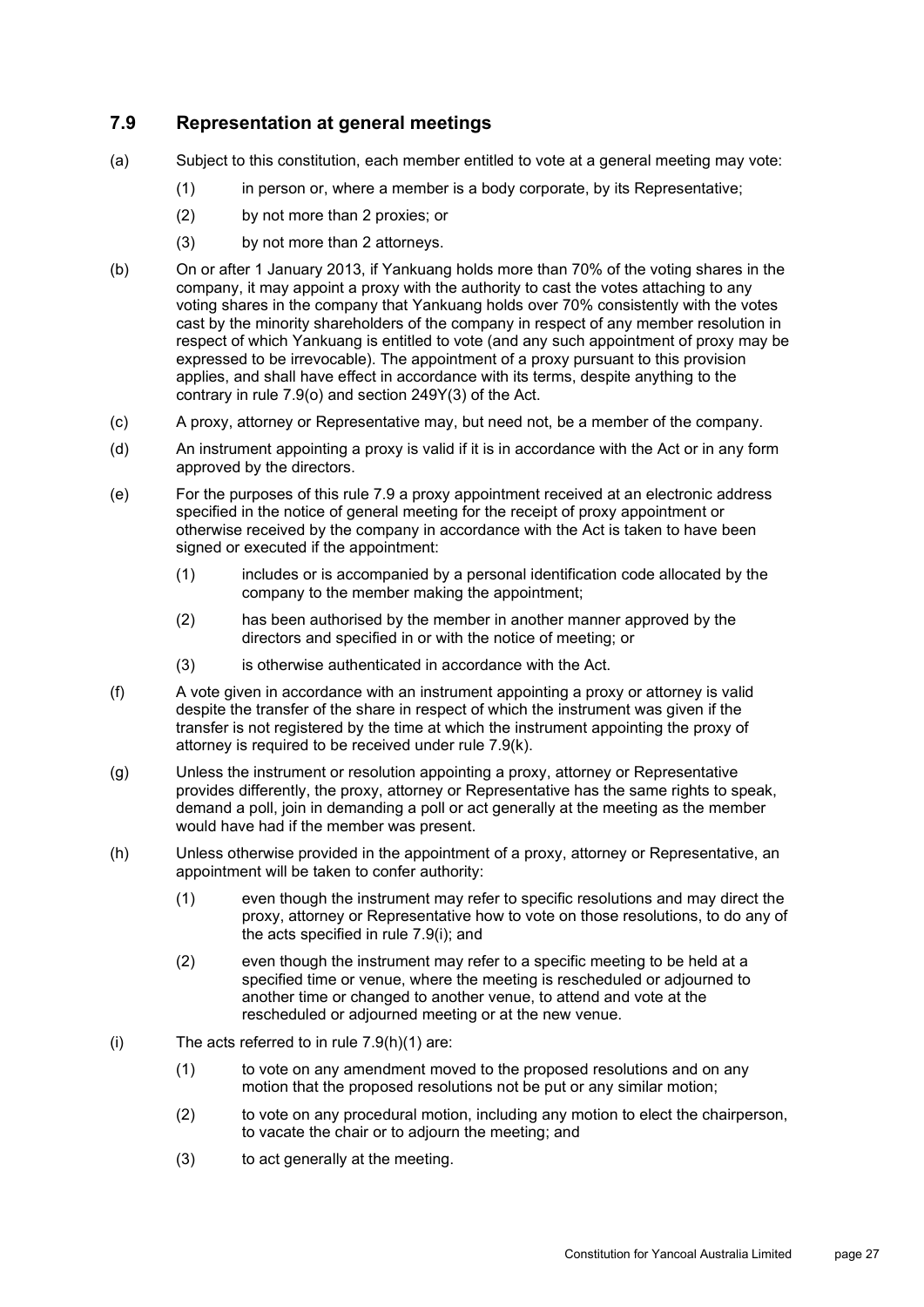## 7.9 Representation at general meetings

(a) Subject to this constitution, each member entitled to vote at a general meeting may vote:

(1) in person or, where a member is a body corporate, by its Representative;

(2) by not more than 2 proxies; or

(3) by not more than 2 attorneys.

(b) On or after 1 January 2013, if Yankuang holds more than 70% of the voting shares in the company, it may appoint a proxy with the authority to cast the votes attaching to any voting shares in the company that Yankuang holds over 70% consistently with the votes cast by the minority shareholders of the company in respect of any member resolution in respect of which Yankuang is entitled to vote (and any such appointment of proxy may be expressed to be irrevocable). The appointment of a proxy pursuant to this provision applies, and shall have effect in accordance with its terms, despite anything to the contrary in rule 7.9(o) and section 249Y(3) of the Act.

(c) A proxy, attorney or Representative may, but need not, be a member of the company.

(d) An instrument appointing a proxy is valid if it is in accordance with the Act or in any form approved by the directors.

(e) For the purposes of this rule 7.9 a proxy appointment received at an electronic address specified in the notice of general meeting for the receipt of proxy appointment or otherwise received by the company in accordance with the Act is taken to have been signed or executed if the appointment:

(1) includes or is accompanied by a personal identification code allocated by the company to the member making the appointment;

(2) has been authorised by the member in another manner approved by the directors and specified in or with the notice of meeting; or

(3) is otherwise authenticated in accordance with the Act.

(f) A vote given in accordance with an instrument appointing a proxy or attorney is valid despite the transfer of the share in respect of which the instrument was given if the transfer is not registered by the time at which the instrument appointing the proxy of attorney is required to be received under rule 7.9(k).

(g) Unless the instrument or resolution appointing a proxy, attorney or Representative provides differently, the proxy, attorney or Representative has the same rights to speak, demand a poll, join in demanding a poll or act generally at the meeting as the member would have had if the member was present.

(h) Unless otherwise provided in the appointment of a proxy, attorney or Representative, an appointment will be taken to confer authority:

(1) even though the instrument may refer to specific resolutions and may direct the proxy, attorney or Representative how to vote on those resolutions, to do any of the acts specified in rule 7.9(i); and

(2) even though the instrument may refer to a specific meeting to be held at a specified time or venue, where the meeting is rescheduled or adjourned to another time or changed to another venue, to attend and vote at the rescheduled or adjourned meeting or at the new venue.

(i) The acts referred to in rule 7.9(h)(1) are:

(1) to vote on any amendment moved to the proposed resolutions and on any motion that the proposed resolutions not be put or any similar motion;

(2) to vote on any procedural motion, including any motion to elect the chairperson, to vacate the chair or to adjourn the meeting; and

(3) to act generally at the meeting.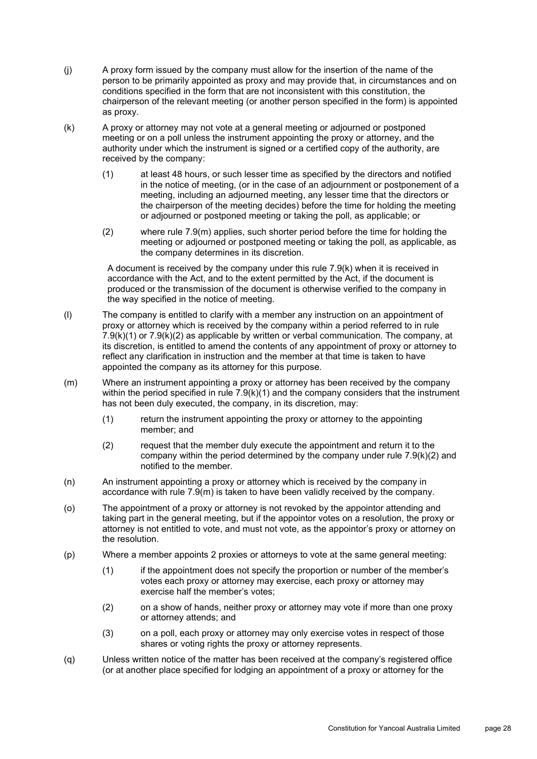(j) A proxy form issued by the company must allow for the insertion of the name of the person to be primarily appointed as proxy and may provide that, in circumstances and on conditions specified in the form that are not inconsistent with this constitution, the chairperson of the relevant meeting (or another person specified in the form) is appointed as proxy.

(k) A proxy or attorney may not vote at a general meeting or adjourned or postponed meeting or on a poll unless the instrument appointing the proxy or attorney, and the authority under which the instrument is signed or a certified copy of the authority, are received by the company:

  (1) at least 48 hours, or such lesser time as specified by the directors and notified in the notice of meeting, (or in the case of an adjournment or postponement of a meeting, including an adjourned meeting, any lesser time that the directors or the chairperson of the meeting decides) before the time for holding the meeting or adjourned or postponed meeting or taking the poll, as applicable; or

  (2) where rule 7.9(m) applies, such shorter period before the time for holding the meeting or adjourned or postponed meeting or taking the poll, as applicable, as the company determines in its discretion.

  A document is received by the company under this rule 7.9(k) when it is received in accordance with the Act, and to the extent permitted by the Act, if the document is produced or the transmission of the document is otherwise verified to the company in the way specified in the notice of meeting.

(l) The company is entitled to clarify with a member any instruction on an appointment of proxy or attorney which is received by the company within a period referred to in rule 7.9(k)(1) or 7.9(k)(2) as applicable by written or verbal communication. The company, at its discretion, is entitled to amend the contents of any appointment of proxy or attorney to reflect any clarification in instruction and the member at that time is taken to have appointed the company as its attorney for this purpose.

(m) Where an instrument appointing a proxy or attorney has been received by the company within the period specified in rule 7.9(k)(1) and the company considers that the instrument has not been duly executed, the company, in its discretion, may:

  (1) return the instrument appointing the proxy or attorney to the appointing member; and

  (2) request that the member duly execute the appointment and return it to the company within the period determined by the company under rule 7.9(k)(2) and notified to the member.

(n) An instrument appointing a proxy or attorney which is received by the company in accordance with rule 7.9(m) is taken to have been validly received by the company.

(o) The appointment of a proxy or attorney is not revoked by the appointor attending and taking part in the general meeting, but if the appointor votes on a resolution, the proxy or attorney is not entitled to vote, and must not vote, as the appointor's proxy or attorney on the resolution.

(p) Where a member appoints 2 proxies or attorneys to vote at the same general meeting:

  (1) if the appointment does not specify the proportion or number of the member's votes each proxy or attorney may exercise, each proxy or attorney may exercise half the member's votes;

  (2) on a show of hands, neither proxy or attorney may vote if more than one proxy or attorney attends; and

  (3) on a poll, each proxy or attorney may only exercise votes in respect of those shares or voting rights the proxy or attorney represents.

(q) Unless written notice of the matter has been received at the company's registered office (or at another place specified for lodging an appointment of a proxy or attorney for the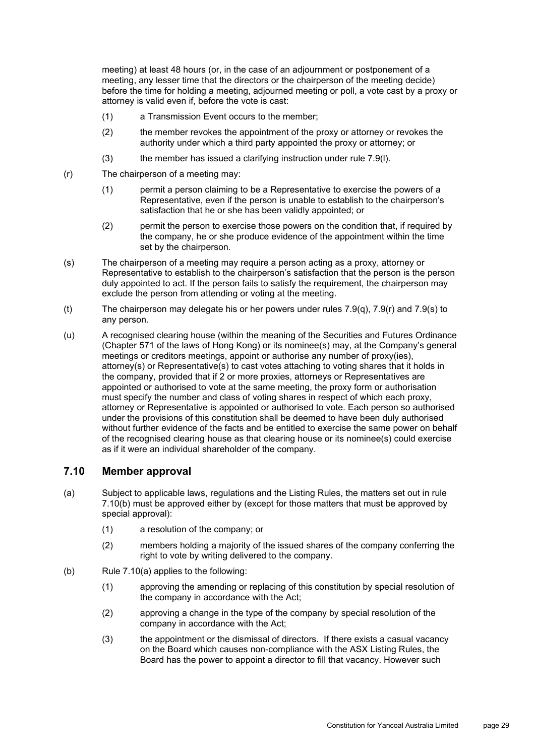meeting) at least 48 hours (or, in the case of an adjournment or postponement of a meeting, any lesser time that the directors or the chairperson of the meeting decide) before the time for holding a meeting, adjourned meeting or poll, a vote cast by a proxy or attorney is valid even if, before the vote is cast:

(1) a Transmission Event occurs to the member;

(2) the member revokes the appointment of the proxy or attorney or revokes the authority under which a third party appointed the proxy or attorney; or

(3) the member has issued a clarifying instruction under rule 7.9(l).

(r) The chairperson of a meeting may:

(1) permit a person claiming to be a Representative to exercise the powers of a Representative, even if the person is unable to establish to the chairperson's satisfaction that he or she has been validly appointed; or

(2) permit the person to exercise those powers on the condition that, if required by the company, he or she produce evidence of the appointment within the time set by the chairperson.

(s) The chairperson of a meeting may require a person acting as a proxy, attorney or Representative to establish to the chairperson's satisfaction that the person is the person duly appointed to act. If the person fails to satisfy the requirement, the chairperson may exclude the person from attending or voting at the meeting.

(t) The chairperson may delegate his or her powers under rules 7.9(q), 7.9(r) and 7.9(s) to any person.

(u) A recognised clearing house (within the meaning of the Securities and Futures Ordinance (Chapter 571 of the laws of Hong Kong) or its nominee(s) may, at the Company's general meetings or creditors meetings, appoint or authorise any number of proxy(ies), attorney(s) or Representative(s) to cast votes attaching to voting shares that it holds in the company, provided that if 2 or more proxies, attorneys or Representatives are appointed or authorised to vote at the same meeting, the proxy form or authorisation must specify the number and class of voting shares in respect of which each proxy, attorney or Representative is appointed or authorised to vote. Each person so authorised under the provisions of this constitution shall be deemed to have been duly authorised without further evidence of the facts and be entitled to exercise the same power on behalf of the recognised clearing house as that clearing house or its nominee(s) could exercise as if it were an individual shareholder of the company.

## 7.10 Member approval

(a) Subject to applicable laws, regulations and the Listing Rules, the matters set out in rule 7.10(b) must be approved either by (except for those matters that must be approved by special approval):

(1) a resolution of the company; or

(2) members holding a majority of the issued shares of the company conferring the right to vote by writing delivered to the company.

(b) Rule 7.10(a) applies to the following:

(1) approving the amending or replacing of this constitution by special resolution of the company in accordance with the Act;

(2) approving a change in the type of the company by special resolution of the company in accordance with the Act;

(3) the appointment or the dismissal of directors. If there exists a casual vacancy on the Board which causes non-compliance with the ASX Listing Rules, the Board has the power to appoint a director to fill that vacancy. However such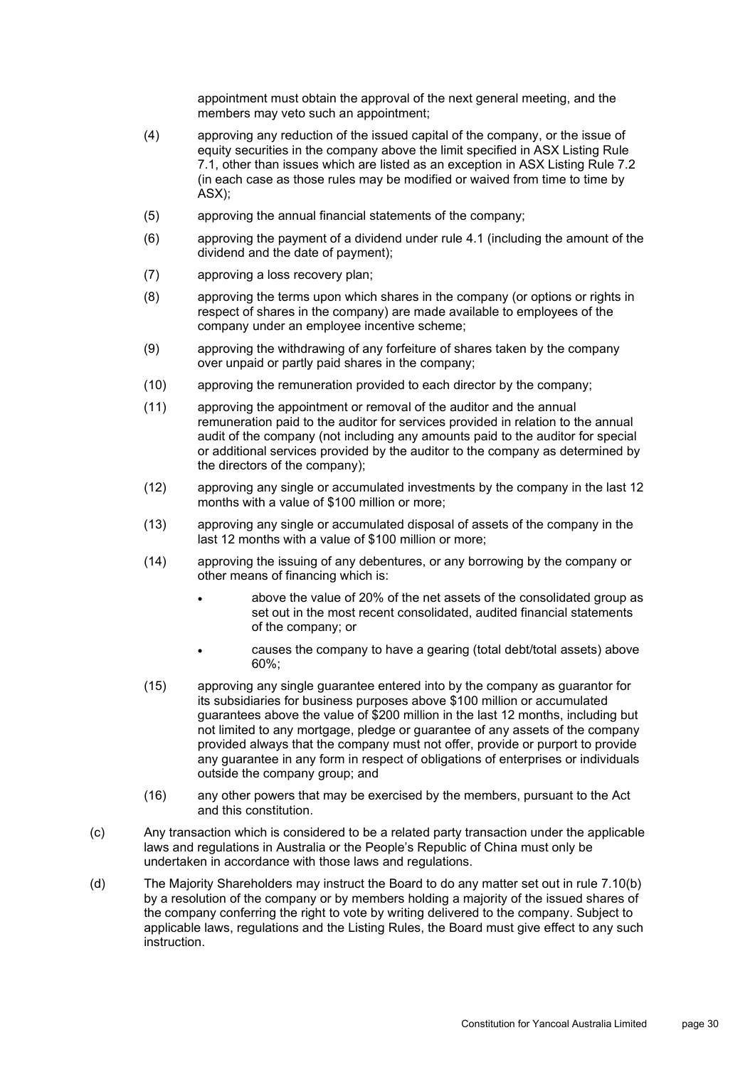appointment must obtain the approval of the next general meeting, and the members may veto such an appointment;

(4) approving any reduction of the issued capital of the company, or the issue of equity securities in the company above the limit specified in ASX Listing Rule 7.1, other than issues which are listed as an exception in ASX Listing Rule 7.2 (in each case as those rules may be modified or waived from time to time by ASX);

(5) approving the annual financial statements of the company;

(6) approving the payment of a dividend under rule 4.1 (including the amount of the dividend and the date of payment);

(7) approving a loss recovery plan;

(8) approving the terms upon which shares in the company (or options or rights in respect of shares in the company) are made available to employees of the company under an employee incentive scheme;

(9) approving the withdrawing of any forfeiture of shares taken by the company over unpaid or partly paid shares in the company;

(10) approving the remuneration provided to each director by the company;

(11) approving the appointment or removal of the auditor and the annual remuneration paid to the auditor for services provided in relation to the annual audit of the company (not including any amounts paid to the auditor for special or additional services provided by the auditor to the company as determined by the directors of the company);

(12) approving any single or accumulated investments by the company in the last 12 months with a value of $100 million or more;

(13) approving any single or accumulated disposal of assets of the company in the last 12 months with a value of $100 million or more;

(14) approving the issuing of any debentures, or any borrowing by the company or other means of financing which is:

- above the value of 20% of the net assets of the consolidated group as set out in the most recent consolidated, audited financial statements of the company; or
- causes the company to have a gearing (total debt/total assets) above 60%;

(15) approving any single guarantee entered into by the company as guarantor for its subsidiaries for business purposes above $100 million or accumulated guarantees above the value of $200 million in the last 12 months, including but not limited to any mortgage, pledge or guarantee of any assets of the company provided always that the company must not offer, provide or purport to provide any guarantee in any form in respect of obligations of enterprises or individuals outside the company group; and

(16) any other powers that may be exercised by the members, pursuant to the Act and this constitution.

(c) Any transaction which is considered to be a related party transaction under the applicable laws and regulations in Australia or the People's Republic of China must only be undertaken in accordance with those laws and regulations.

(d) The Majority Shareholders may instruct the Board to do any matter set out in rule 7.10(b) by a resolution of the company or by members holding a majority of the issued shares of the company conferring the right to vote by writing delivered to the company. Subject to applicable laws, regulations and the Listing Rules, the Board must give effect to any such instruction.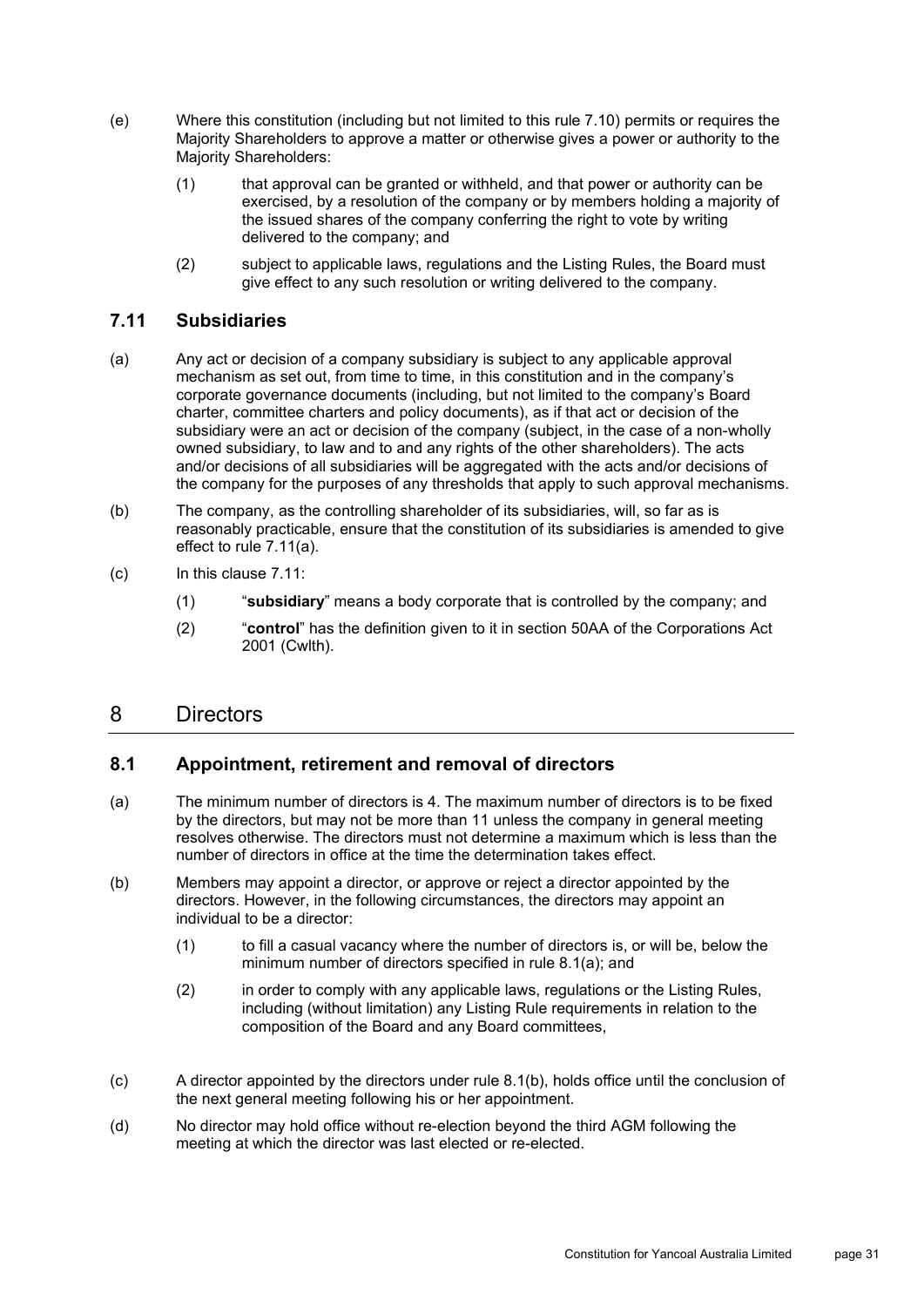(e) Where this constitution (including but not limited to this rule 7.10) permits or requires the Majority Shareholders to approve a matter or otherwise gives a power or authority to the Majority Shareholders:

   (1) that approval can be granted or withheld, and that power or authority can be exercised, by a resolution of the company or by members holding a majority of the issued shares of the company conferring the right to vote by writing delivered to the company; and

   (2) subject to applicable laws, regulations and the Listing Rules, the Board must give effect to any such resolution or writing delivered to the company.

### 7.11 Subsidiaries

(a) Any act or decision of a company subsidiary is subject to any applicable approval mechanism as set out, from time to time, in this constitution and in the company's corporate governance documents (including, but not limited to the company's Board charter, committee charters and policy documents), as if that act or decision of the subsidiary were an act or decision of the company (subject, in the case of a non-wholly owned subsidiary, to law and to and any rights of the other shareholders). The acts and/or decisions of all subsidiaries will be aggregated with the acts and/or decisions of the company for the purposes of any thresholds that apply to such approval mechanisms.

(b) The company, as the controlling shareholder of its subsidiaries, will, so far as is reasonably practicable, ensure that the constitution of its subsidiaries is amended to give effect to rule 7.11(a).

(c) In this clause 7.11:

   (1) "**subsidiary**" means a body corporate that is controlled by the company; and

   (2) "**control**" has the definition given to it in section 50AA of the Corporations Act 2001 (Cwlth).

## 8 Directors

### 8.1 Appointment, retirement and removal of directors

(a) The minimum number of directors is 4. The maximum number of directors is to be fixed by the directors, but may not be more than 11 unless the company in general meeting resolves otherwise. The directors must not determine a maximum which is less than the number of directors in office at the time the determination takes effect.

(b) Members may appoint a director, or approve or reject a director appointed by the directors. However, in the following circumstances, the directors may appoint an individual to be a director:

   (1) to fill a casual vacancy where the number of directors is, or will be, below the minimum number of directors specified in rule 8.1(a); and

   (2) in order to comply with any applicable laws, regulations or the Listing Rules, including (without limitation) any Listing Rule requirements in relation to the composition of the Board and any Board committees,

(c) A director appointed by the directors under rule 8.1(b), holds office until the conclusion of the next general meeting following his or her appointment.

(d) No director may hold office without re-election beyond the third AGM following the meeting at which the director was last elected or re-elected.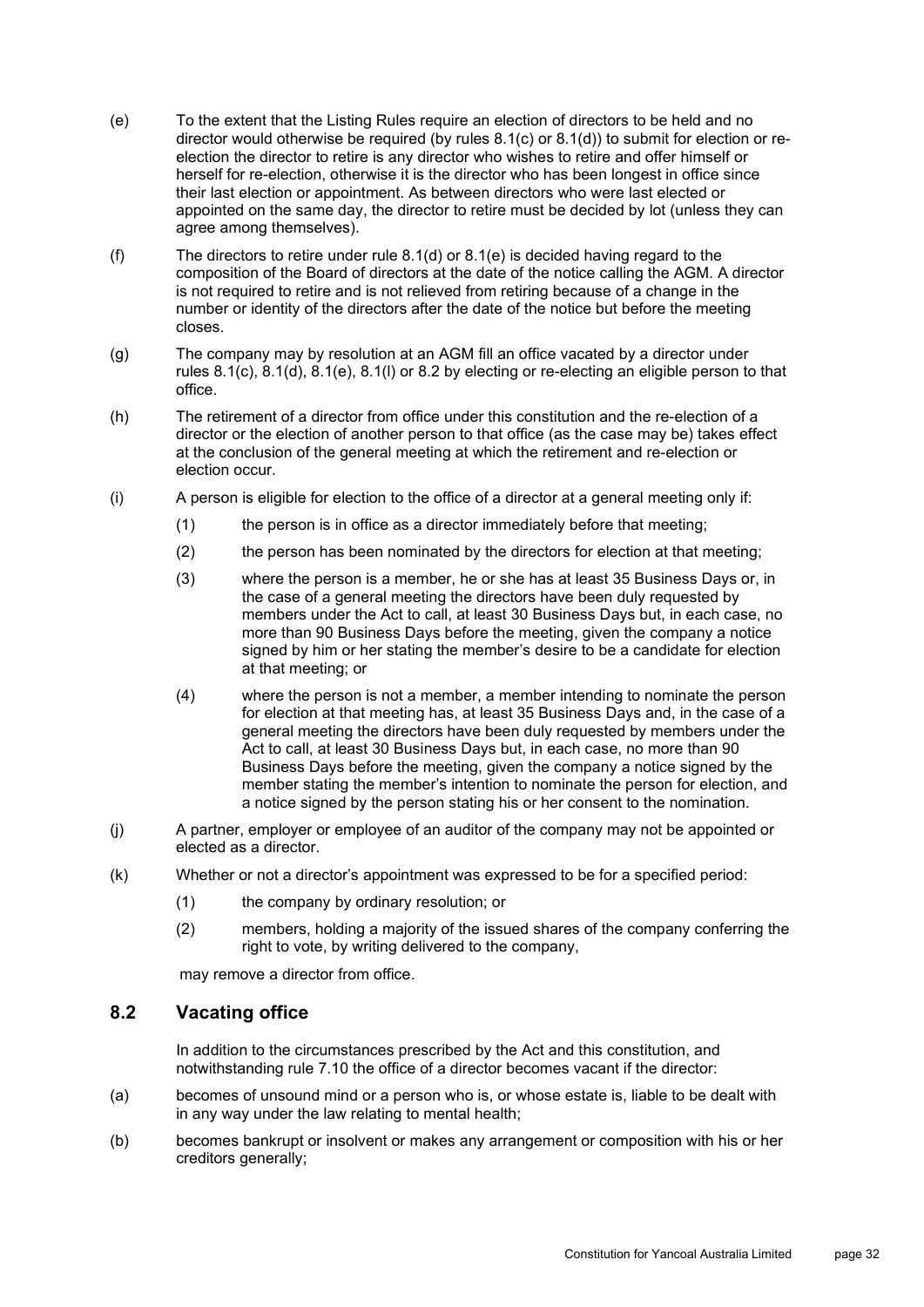(e) To the extent that the Listing Rules require an election of directors to be held and no director would otherwise be required (by rules 8.1(c) or 8.1(d)) to submit for election or re-election the director to retire is any director who wishes to retire and offer himself or herself for re-election, otherwise it is the director who has been longest in office since their last election or appointment. As between directors who were last elected or appointed on the same day, the director to retire must be decided by lot (unless they can agree among themselves).

(f) The directors to retire under rule 8.1(d) or 8.1(e) is decided having regard to the composition of the Board of directors at the date of the notice calling the AGM. A director is not required to retire and is not relieved from retiring because of a change in the number or identity of the directors after the date of the notice but before the meeting closes.

(g) The company may by resolution at an AGM fill an office vacated by a director under rules 8.1(c), 8.1(d), 8.1(e), 8.1(l) or 8.2 by electing or re-electing an eligible person to that office.

(h) The retirement of a director from office under this constitution and the re-election of a director or the election of another person to that office (as the case may be) takes effect at the conclusion of the general meeting at which the retirement and re-election or election occur.

(i) A person is eligible for election to the office of a director at a general meeting only if:

(1) the person is in office as a director immediately before that meeting;

(2) the person has been nominated by the directors for election at that meeting;

(3) where the person is a member, he or she has at least 35 Business Days or, in the case of a general meeting the directors have been duly requested by members under the Act to call, at least 30 Business Days but, in each case, no more than 90 Business Days before the meeting, given the company a notice signed by him or her stating the member's desire to be a candidate for election at that meeting; or

(4) where the person is not a member, a member intending to nominate the person for election at that meeting has, at least 35 Business Days and, in the case of a general meeting the directors have been duly requested by members under the Act to call, at least 30 Business Days but, in each case, no more than 90 Business Days before the meeting, given the company a notice signed by the member stating the member's intention to nominate the person for election, and a notice signed by the person stating his or her consent to the nomination.

(j) A partner, employer or employee of an auditor of the company may not be appointed or elected as a director.

(k) Whether or not a director's appointment was expressed to be for a specified period:

(1) the company by ordinary resolution; or

(2) members, holding a majority of the issued shares of the company conferring the right to vote, by writing delivered to the company,

may remove a director from office.

## 8.2 Vacating office

In addition to the circumstances prescribed by the Act and this constitution, and notwithstanding rule 7.10 the office of a director becomes vacant if the director:

(a) becomes of unsound mind or a person who is, or whose estate is, liable to be dealt with in any way under the law relating to mental health;

(b) becomes bankrupt or insolvent or makes any arrangement or composition with his or her creditors generally;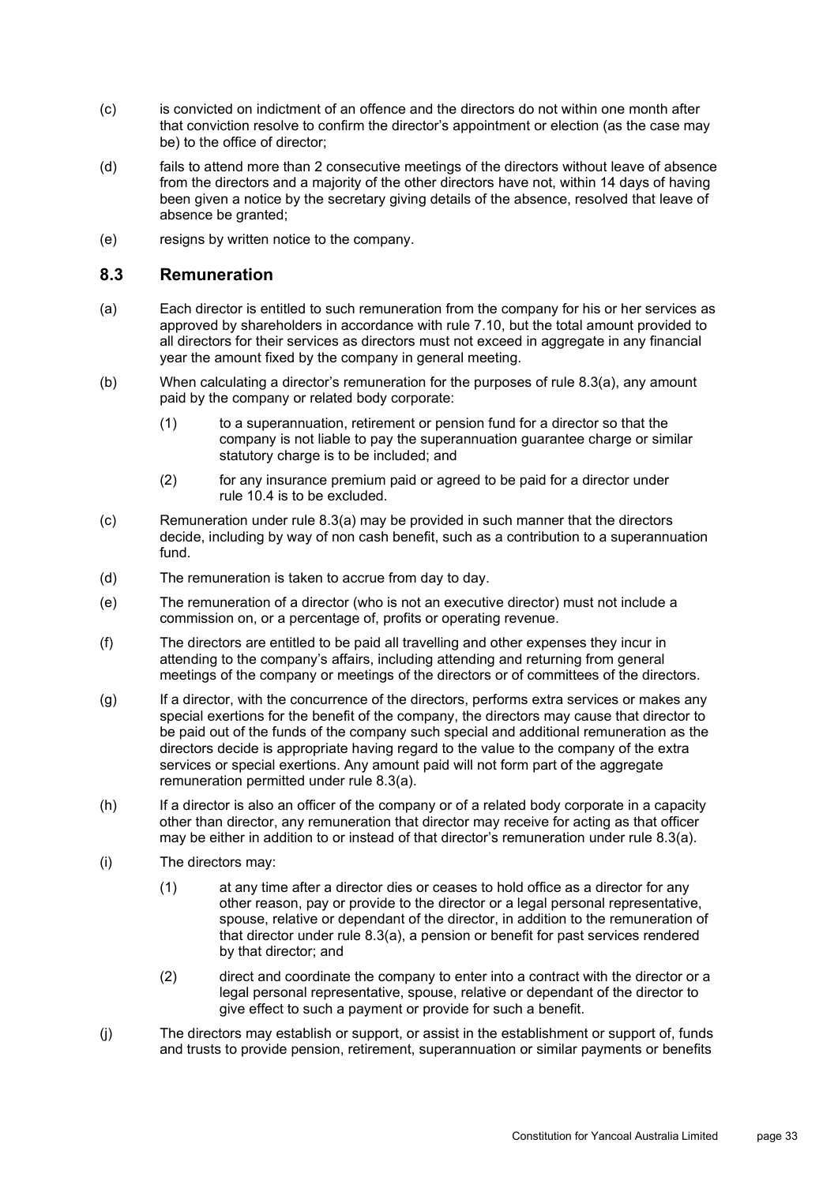(c) is convicted on indictment of an offence and the directors do not within one month after that conviction resolve to confirm the director's appointment or election (as the case may be) to the office of director;

(d) fails to attend more than 2 consecutive meetings of the directors without leave of absence from the directors and a majority of the other directors have not, within 14 days of having been given a notice by the secretary giving details of the absence, resolved that leave of absence be granted;

(e) resigns by written notice to the company.

## 8.3 Remuneration

(a) Each director is entitled to such remuneration from the company for his or her services as approved by shareholders in accordance with rule 7.10, but the total amount provided to all directors for their services as directors must not exceed in aggregate in any financial year the amount fixed by the company in general meeting.

(b) When calculating a director's remuneration for the purposes of rule 8.3(a), any amount paid by the company or related body corporate:

  (1) to a superannuation, retirement or pension fund for a director so that the company is not liable to pay the superannuation guarantee charge or similar statutory charge is to be included; and

  (2) for any insurance premium paid or agreed to be paid for a director under rule 10.4 is to be excluded.

(c) Remuneration under rule 8.3(a) may be provided in such manner that the directors decide, including by way of non cash benefit, such as a contribution to a superannuation fund.

(d) The remuneration is taken to accrue from day to day.

(e) The remuneration of a director (who is not an executive director) must not include a commission on, or a percentage of, profits or operating revenue.

(f) The directors are entitled to be paid all travelling and other expenses they incur in attending to the company's affairs, including attending and returning from general meetings of the company or meetings of the directors or of committees of the directors.

(g) If a director, with the concurrence of the directors, performs extra services or makes any special exertions for the benefit of the company, the directors may cause that director to be paid out of the funds of the company such special and additional remuneration as the directors decide is appropriate having regard to the value to the company of the extra services or special exertions. Any amount paid will not form part of the aggregate remuneration permitted under rule 8.3(a).

(h) If a director is also an officer of the company or of a related body corporate in a capacity other than director, any remuneration that director may receive for acting as that officer may be either in addition to or instead of that director's remuneration under rule 8.3(a).

(i) The directors may:

  (1) at any time after a director dies or ceases to hold office as a director for any other reason, pay or provide to the director or a legal personal representative, spouse, relative or dependant of the director, in addition to the remuneration of that director under rule 8.3(a), a pension or benefit for past services rendered by that director; and

  (2) direct and coordinate the company to enter into a contract with the director or a legal personal representative, spouse, relative or dependant of the director to give effect to such a payment or provide for such a benefit.

(j) The directors may establish or support, or assist in the establishment or support of, funds and trusts to provide pension, retirement, superannuation or similar payments or benefits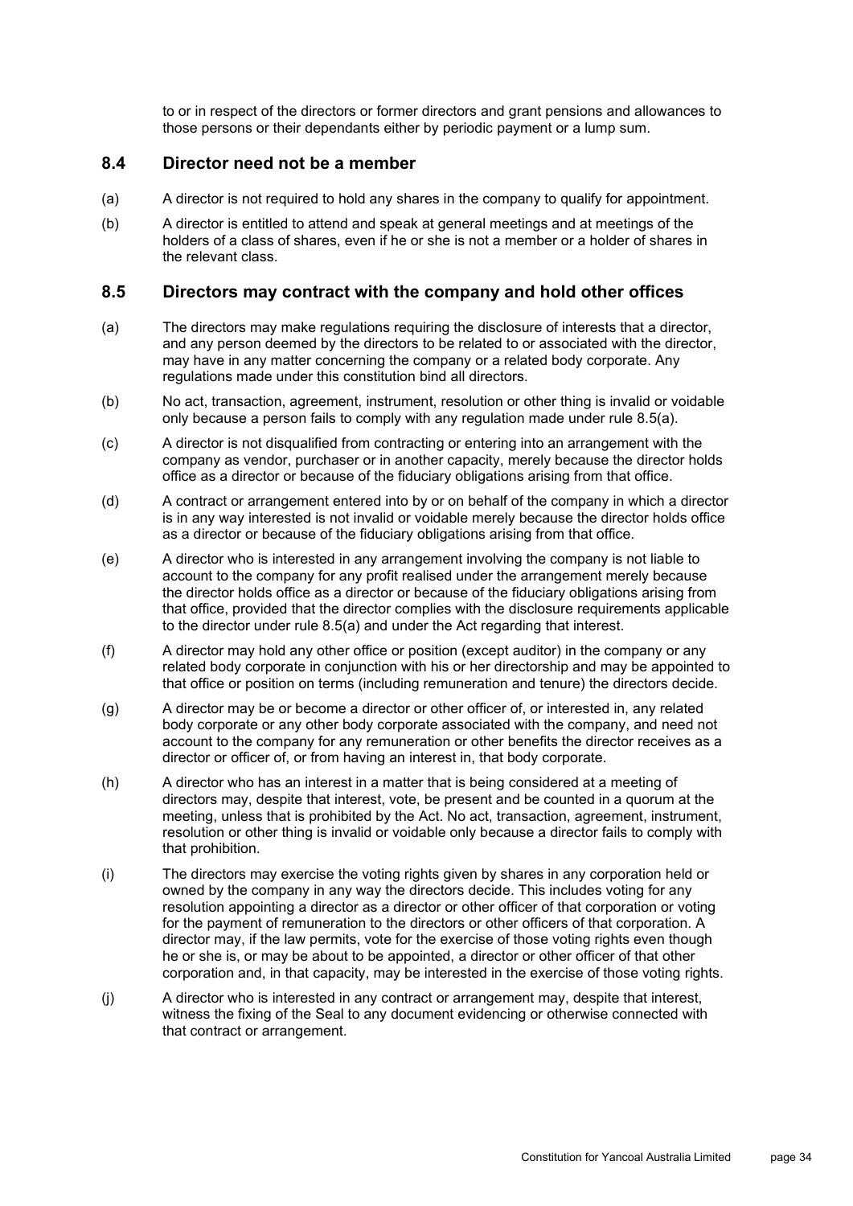to or in respect of the directors or former directors and grant pensions and allowances to those persons or their dependants either by periodic payment or a lump sum.

## 8.4 Director need not be a member

(a) A director is not required to hold any shares in the company to qualify for appointment.

(b) A director is entitled to attend and speak at general meetings and at meetings of the holders of a class of shares, even if he or she is not a member or a holder of shares in the relevant class.

## 8.5 Directors may contract with the company and hold other offices

(a) The directors may make regulations requiring the disclosure of interests that a director, and any person deemed by the directors to be related to or associated with the director, may have in any matter concerning the company or a related body corporate. Any regulations made under this constitution bind all directors.

(b) No act, transaction, agreement, instrument, resolution or other thing is invalid or voidable only because a person fails to comply with any regulation made under rule 8.5(a).

(c) A director is not disqualified from contracting or entering into an arrangement with the company as vendor, purchaser or in another capacity, merely because the director holds office as a director or because of the fiduciary obligations arising from that office.

(d) A contract or arrangement entered into by or on behalf of the company in which a director is in any way interested is not invalid or voidable merely because the director holds office as a director or because of the fiduciary obligations arising from that office.

(e) A director who is interested in any arrangement involving the company is not liable to account to the company for any profit realised under the arrangement merely because the director holds office as a director or because of the fiduciary obligations arising from that office, provided that the director complies with the disclosure requirements applicable to the director under rule 8.5(a) and under the Act regarding that interest.

(f) A director may hold any other office or position (except auditor) in the company or any related body corporate in conjunction with his or her directorship and may be appointed to that office or position on terms (including remuneration and tenure) the directors decide.

(g) A director may be or become a director or other officer of, or interested in, any related body corporate or any other body corporate associated with the company, and need not account to the company for any remuneration or other benefits the director receives as a director or officer of, or from having an interest in, that body corporate.

(h) A director who has an interest in a matter that is being considered at a meeting of directors may, despite that interest, vote, be present and be counted in a quorum at the meeting, unless that is prohibited by the Act. No act, transaction, agreement, instrument, resolution or other thing is invalid or voidable only because a director fails to comply with that prohibition.

(i) The directors may exercise the voting rights given by shares in any corporation held or owned by the company in any way the directors decide. This includes voting for any resolution appointing a director as a director or other officer of that corporation or voting for the payment of remuneration to the directors or other officers of that corporation. A director may, if the law permits, vote for the exercise of those voting rights even though he or she is, or may be about to be appointed, a director or other officer of that other corporation and, in that capacity, may be interested in the exercise of those voting rights.

(j) A director who is interested in any contract or arrangement may, despite that interest, witness the fixing of the Seal to any document evidencing or otherwise connected with that contract or arrangement.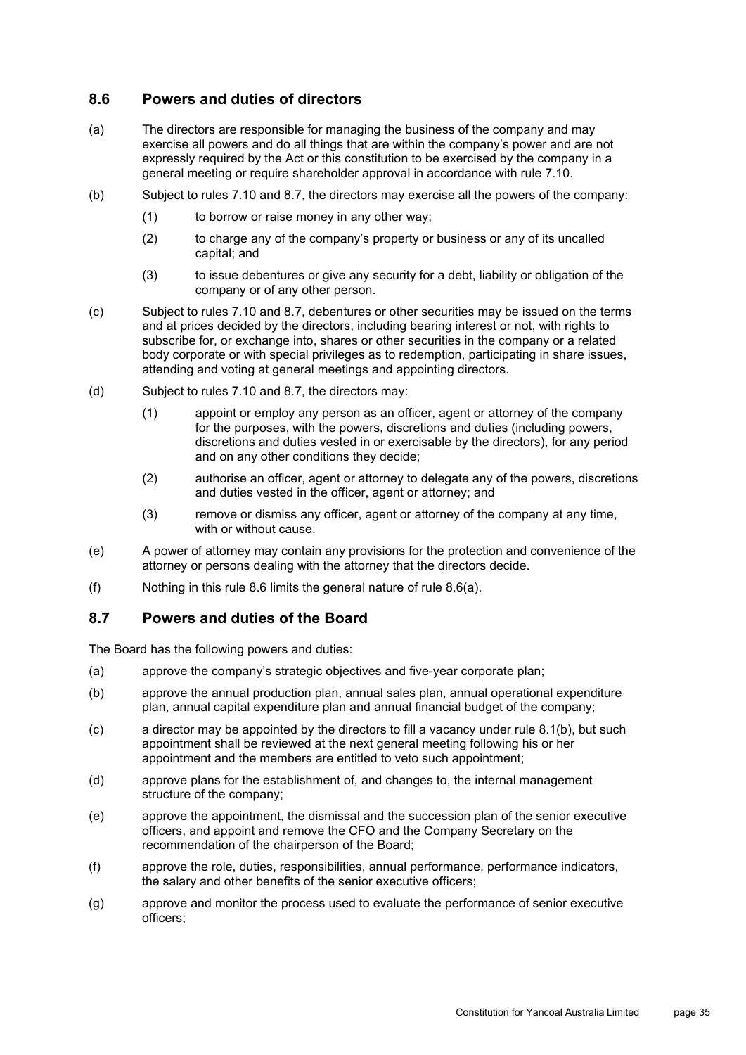## 8.6 Powers and duties of directors

(a) The directors are responsible for managing the business of the company and may exercise all powers and do all things that are within the company's power and are not expressly required by the Act or this constitution to be exercised by the company in a general meeting or require shareholder approval in accordance with rule 7.10.

(b) Subject to rules 7.10 and 8.7, the directors may exercise all the powers of the company:

(1) to borrow or raise money in any other way;

(2) to charge any of the company's property or business or any of its uncalled capital; and

(3) to issue debentures or give any security for a debt, liability or obligation of the company or of any other person.

(c) Subject to rules 7.10 and 8.7, debentures or other securities may be issued on the terms and at prices decided by the directors, including bearing interest or not, with rights to subscribe for, or exchange into, shares or other securities in the company or a related body corporate or with special privileges as to redemption, participating in share issues, attending and voting at general meetings and appointing directors.

(d) Subject to rules 7.10 and 8.7, the directors may:

(1) appoint or employ any person as an officer, agent or attorney of the company for the purposes, with the powers, discretions and duties (including powers, discretions and duties vested in or exercisable by the directors), for any period and on any other conditions they decide;

(2) authorise an officer, agent or attorney to delegate any of the powers, discretions and duties vested in the officer, agent or attorney; and

(3) remove or dismiss any officer, agent or attorney of the company at any time, with or without cause.

(e) A power of attorney may contain any provisions for the protection and convenience of the attorney or persons dealing with the attorney that the directors decide.

(f) Nothing in this rule 8.6 limits the general nature of rule 8.6(a).

## 8.7 Powers and duties of the Board

The Board has the following powers and duties:

(a) approve the company's strategic objectives and five-year corporate plan;

(b) approve the annual production plan, annual sales plan, annual operational expenditure plan, annual capital expenditure plan and annual financial budget of the company;

(c) a director may be appointed by the directors to fill a vacancy under rule 8.1(b), but such appointment shall be reviewed at the next general meeting following his or her appointment and the members are entitled to veto such appointment;

(d) approve plans for the establishment of, and changes to, the internal management structure of the company;

(e) approve the appointment, the dismissal and the succession plan of the senior executive officers, and appoint and remove the CFO and the Company Secretary on the recommendation of the chairperson of the Board;

(f) approve the role, duties, responsibilities, annual performance, performance indicators, the salary and other benefits of the senior executive officers;

(g) approve and monitor the process used to evaluate the performance of senior executive officers;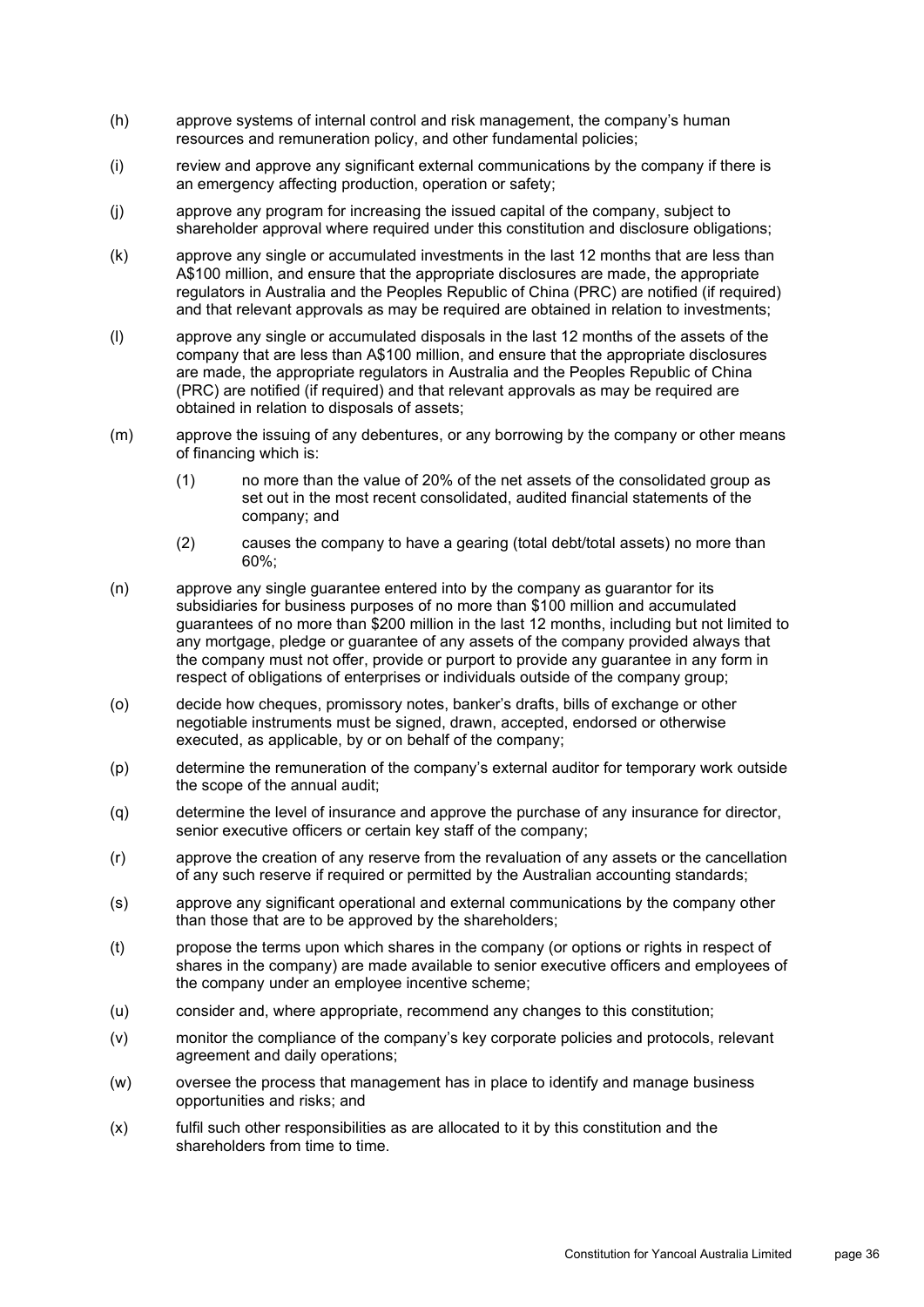(h) approve systems of internal control and risk management, the company's human resources and remuneration policy, and other fundamental policies;

(i) review and approve any significant external communications by the company if there is an emergency affecting production, operation or safety;

(j) approve any program for increasing the issued capital of the company, subject to shareholder approval where required under this constitution and disclosure obligations;

(k) approve any single or accumulated investments in the last 12 months that are less than A$100 million, and ensure that the appropriate disclosures are made, the appropriate regulators in Australia and the Peoples Republic of China (PRC) are notified (if required) and that relevant approvals as may be required are obtained in relation to investments;

(l) approve any single or accumulated disposals in the last 12 months of the assets of the company that are less than A$100 million, and ensure that the appropriate disclosures are made, the appropriate regulators in Australia and the Peoples Republic of China (PRC) are notified (if required) and that relevant approvals as may be required are obtained in relation to disposals of assets;

(m) approve the issuing of any debentures, or any borrowing by the company or other means of financing which is:

  (1) no more than the value of 20% of the net assets of the consolidated group as set out in the most recent consolidated, audited financial statements of the company; and

  (2) causes the company to have a gearing (total debt/total assets) no more than 60%;

(n) approve any single guarantee entered into by the company as guarantor for its subsidiaries for business purposes of no more than $100 million and accumulated guarantees of no more than $200 million in the last 12 months, including but not limited to any mortgage, pledge or guarantee of any assets of the company provided always that the company must not offer, provide or purport to provide any guarantee in any form in respect of obligations of enterprises or individuals outside of the company group;

(o) decide how cheques, promissory notes, banker's drafts, bills of exchange or other negotiable instruments must be signed, drawn, accepted, endorsed or otherwise executed, as applicable, by or on behalf of the company;

(p) determine the remuneration of the company's external auditor for temporary work outside the scope of the annual audit;

(q) determine the level of insurance and approve the purchase of any insurance for director, senior executive officers or certain key staff of the company;

(r) approve the creation of any reserve from the revaluation of any assets or the cancellation of any such reserve if required or permitted by the Australian accounting standards;

(s) approve any significant operational and external communications by the company other than those that are to be approved by the shareholders;

(t) propose the terms upon which shares in the company (or options or rights in respect of shares in the company) are made available to senior executive officers and employees of the company under an employee incentive scheme;

(u) consider and, where appropriate, recommend any changes to this constitution;

(v) monitor the compliance of the company's key corporate policies and protocols, relevant agreement and daily operations;

(w) oversee the process that management has in place to identify and manage business opportunities and risks; and

(x) fulfil such other responsibilities as are allocated to it by this constitution and the shareholders from time to time.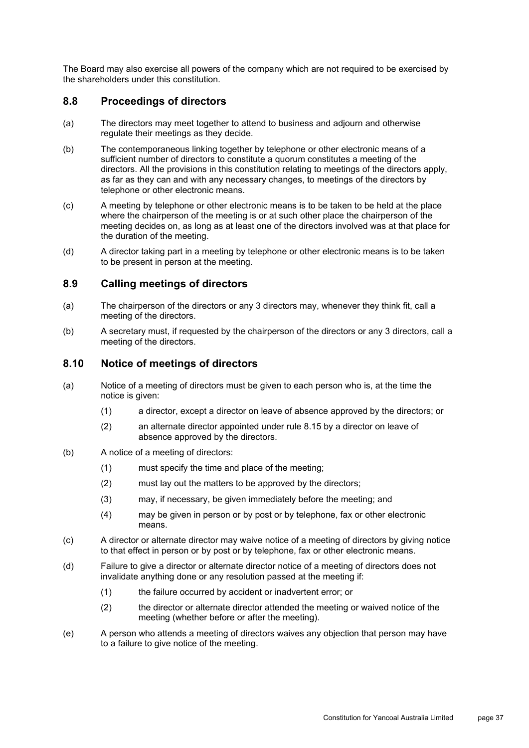The Board may also exercise all powers of the company which are not required to be exercised by the shareholders under this constitution.

## 8.8 Proceedings of directors

(a) The directors may meet together to attend to business and adjourn and otherwise regulate their meetings as they decide.

(b) The contemporaneous linking together by telephone or other electronic means of a sufficient number of directors to constitute a quorum constitutes a meeting of the directors. All the provisions in this constitution relating to meetings of the directors apply, as far as they can and with any necessary changes, to meetings of the directors by telephone or other electronic means.

(c) A meeting by telephone or other electronic means is to be taken to be held at the place where the chairperson of the meeting is or at such other place the chairperson of the meeting decides on, as long as at least one of the directors involved was at that place for the duration of the meeting.

(d) A director taking part in a meeting by telephone or other electronic means is to be taken to be present in person at the meeting.

## 8.9 Calling meetings of directors

(a) The chairperson of the directors or any 3 directors may, whenever they think fit, call a meeting of the directors.

(b) A secretary must, if requested by the chairperson of the directors or any 3 directors, call a meeting of the directors.

## 8.10 Notice of meetings of directors

(a) Notice of a meeting of directors must be given to each person who is, at the time the notice is given:

   (1) a director, except a director on leave of absence approved by the directors; or

   (2) an alternate director appointed under rule 8.15 by a director on leave of absence approved by the directors.

(b) A notice of a meeting of directors:

   (1) must specify the time and place of the meeting;

   (2) must lay out the matters to be approved by the directors;

   (3) may, if necessary, be given immediately before the meeting; and

   (4) may be given in person or by post or by telephone, fax or other electronic means.

(c) A director or alternate director may waive notice of a meeting of directors by giving notice to that effect in person or by post or by telephone, fax or other electronic means.

(d) Failure to give a director or alternate director notice of a meeting of directors does not invalidate anything done or any resolution passed at the meeting if:

   (1) the failure occurred by accident or inadvertent error; or

   (2) the director or alternate director attended the meeting or waived notice of the meeting (whether before or after the meeting).

(e) A person who attends a meeting of directors waives any objection that person may have to a failure to give notice of the meeting.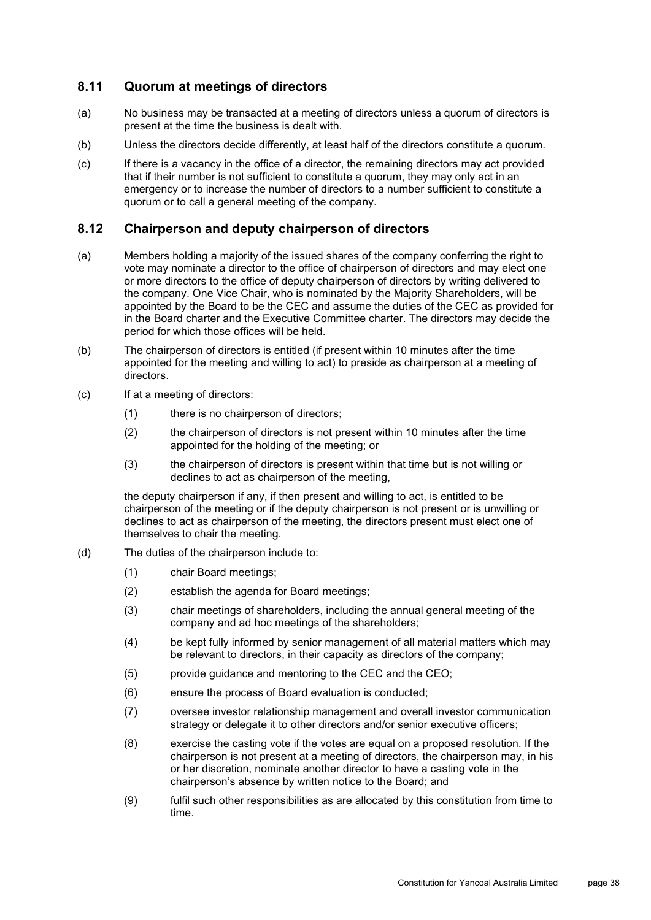## 8.11 Quorum at meetings of directors

(a) No business may be transacted at a meeting of directors unless a quorum of directors is present at the time the business is dealt with.

(b) Unless the directors decide differently, at least half of the directors constitute a quorum.

(c) If there is a vacancy in the office of a director, the remaining directors may act provided that if their number is not sufficient to constitute a quorum, they may only act in an emergency or to increase the number of directors to a number sufficient to constitute a quorum or to call a general meeting of the company.

## 8.12 Chairperson and deputy chairperson of directors

(a) Members holding a majority of the issued shares of the company conferring the right to vote may nominate a director to the office of chairperson of directors and may elect one or more directors to the office of deputy chairperson of directors by writing delivered to the company. One Vice Chair, who is nominated by the Majority Shareholders, will be appointed by the Board to be the CEC and assume the duties of the CEC as provided for in the Board charter and the Executive Committee charter. The directors may decide the period for which those offices will be held.

(b) The chairperson of directors is entitled (if present within 10 minutes after the time appointed for the meeting and willing to act) to preside as chairperson at a meeting of directors.

(c) If at a meeting of directors:

(1) there is no chairperson of directors;

(2) the chairperson of directors is not present within 10 minutes after the time appointed for the holding of the meeting; or

(3) the chairperson of directors is present within that time but is not willing or declines to act as chairperson of the meeting,

the deputy chairperson if any, if then present and willing to act, is entitled to be chairperson of the meeting or if the deputy chairperson is not present or is unwilling or declines to act as chairperson of the meeting, the directors present must elect one of themselves to chair the meeting.

(d) The duties of the chairperson include to:

(1) chair Board meetings;

(2) establish the agenda for Board meetings;

(3) chair meetings of shareholders, including the annual general meeting of the company and ad hoc meetings of the shareholders;

(4) be kept fully informed by senior management of all material matters which may be relevant to directors, in their capacity as directors of the company;

(5) provide guidance and mentoring to the CEC and the CEO;

(6) ensure the process of Board evaluation is conducted;

(7) oversee investor relationship management and overall investor communication strategy or delegate it to other directors and/or senior executive officers;

(8) exercise the casting vote if the votes are equal on a proposed resolution. If the chairperson is not present at a meeting of directors, the chairperson may, in his or her discretion, nominate another director to have a casting vote in the chairperson's absence by written notice to the Board; and

(9) fulfil such other responsibilities as are allocated by this constitution from time to time.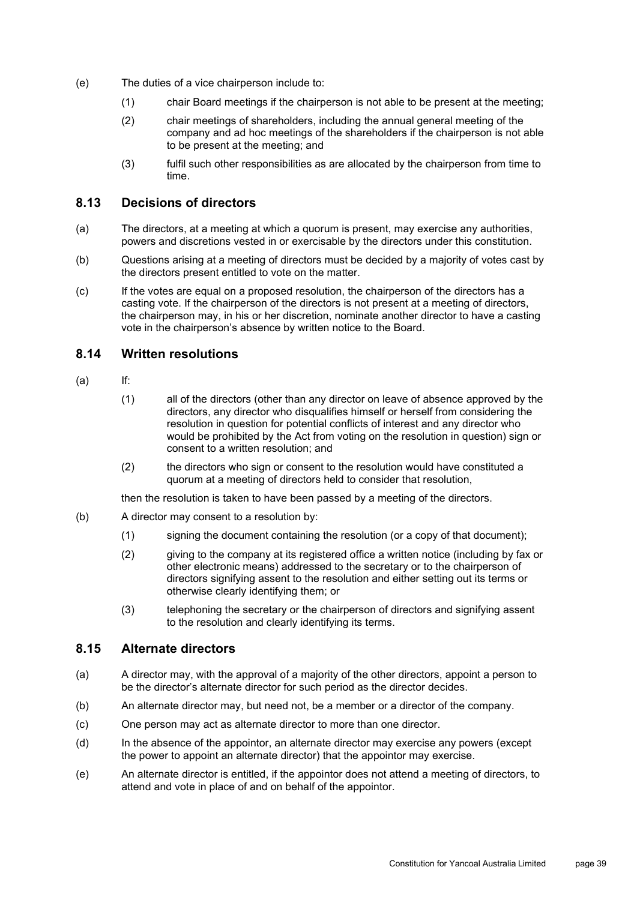(e) The duties of a vice chairperson include to:

(1) chair Board meetings if the chairperson is not able to be present at the meeting;

(2) chair meetings of shareholders, including the annual general meeting of the company and ad hoc meetings of the shareholders if the chairperson is not able to be present at the meeting; and

(3) fulfil such other responsibilities as are allocated by the chairperson from time to time.

## 8.13 Decisions of directors

(a) The directors, at a meeting at which a quorum is present, may exercise any authorities, powers and discretions vested in or exercisable by the directors under this constitution.

(b) Questions arising at a meeting of directors must be decided by a majority of votes cast by the directors present entitled to vote on the matter.

(c) If the votes are equal on a proposed resolution, the chairperson of the directors has a casting vote. If the chairperson of the directors is not present at a meeting of directors, the chairperson may, in his or her discretion, nominate another director to have a casting vote in the chairperson's absence by written notice to the Board.

## 8.14 Written resolutions

(a) If:

(1) all of the directors (other than any director on leave of absence approved by the directors, any director who disqualifies himself or herself from considering the resolution in question for potential conflicts of interest and any director who would be prohibited by the Act from voting on the resolution in question) sign or consent to a written resolution; and

(2) the directors who sign or consent to the resolution would have constituted a quorum at a meeting of directors held to consider that resolution,

then the resolution is taken to have been passed by a meeting of the directors.

(b) A director may consent to a resolution by:

(1) signing the document containing the resolution (or a copy of that document);

(2) giving to the company at its registered office a written notice (including by fax or other electronic means) addressed to the secretary or to the chairperson of directors signifying assent to the resolution and either setting out its terms or otherwise clearly identifying them; or

(3) telephoning the secretary or the chairperson of directors and signifying assent to the resolution and clearly identifying its terms.

## 8.15 Alternate directors

(a) A director may, with the approval of a majority of the other directors, appoint a person to be the director's alternate director for such period as the director decides.

(b) An alternate director may, but need not, be a member or a director of the company.

(c) One person may act as alternate director to more than one director.

(d) In the absence of the appointor, an alternate director may exercise any powers (except the power to appoint an alternate director) that the appointor may exercise.

(e) An alternate director is entitled, if the appointor does not attend a meeting of directors, to attend and vote in place of and on behalf of the appointor.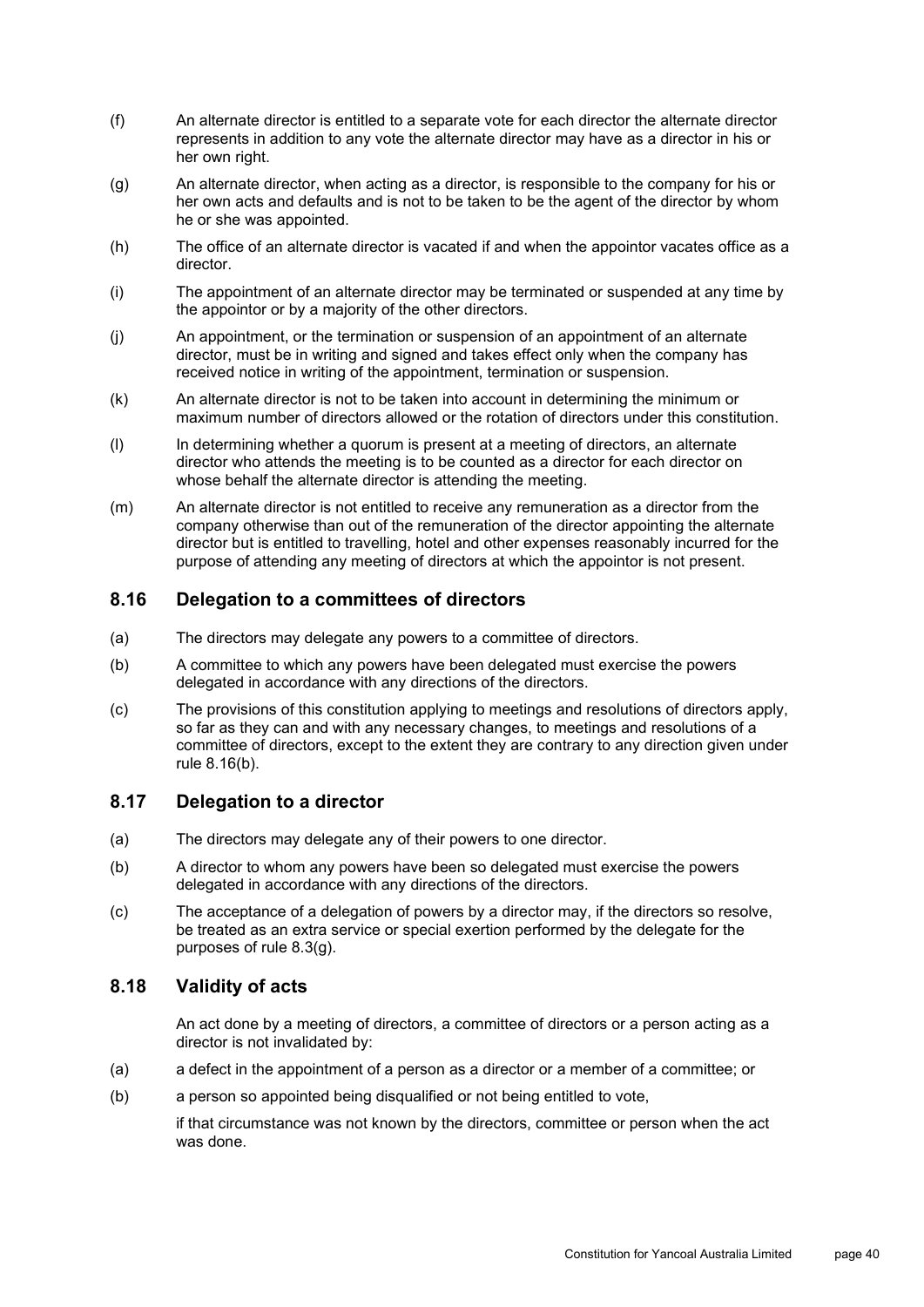(f) An alternate director is entitled to a separate vote for each director the alternate director represents in addition to any vote the alternate director may have as a director in his or her own right.

(g) An alternate director, when acting as a director, is responsible to the company for his or her own acts and defaults and is not to be taken to be the agent of the director by whom he or she was appointed.

(h) The office of an alternate director is vacated if and when the appointor vacates office as a director.

(i) The appointment of an alternate director may be terminated or suspended at any time by the appointor or by a majority of the other directors.

(j) An appointment, or the termination or suspension of an appointment of an alternate director, must be in writing and signed and takes effect only when the company has received notice in writing of the appointment, termination or suspension.

(k) An alternate director is not to be taken into account in determining the minimum or maximum number of directors allowed or the rotation of directors under this constitution.

(l) In determining whether a quorum is present at a meeting of directors, an alternate director who attends the meeting is to be counted as a director for each director on whose behalf the alternate director is attending the meeting.

(m) An alternate director is not entitled to receive any remuneration as a director from the company otherwise than out of the remuneration of the director appointing the alternate director but is entitled to travelling, hotel and other expenses reasonably incurred for the purpose of attending any meeting of directors at which the appointor is not present.

## 8.16 Delegation to a committees of directors

(a) The directors may delegate any powers to a committee of directors.

(b) A committee to which any powers have been delegated must exercise the powers delegated in accordance with any directions of the directors.

(c) The provisions of this constitution applying to meetings and resolutions of directors apply, so far as they can and with any necessary changes, to meetings and resolutions of a committee of directors, except to the extent they are contrary to any direction given under rule 8.16(b).

## 8.17 Delegation to a director

(a) The directors may delegate any of their powers to one director.

(b) A director to whom any powers have been so delegated must exercise the powers delegated in accordance with any directions of the directors.

(c) The acceptance of a delegation of powers by a director may, if the directors so resolve, be treated as an extra service or special exertion performed by the delegate for the purposes of rule 8.3(g).

## 8.18 Validity of acts

An act done by a meeting of directors, a committee of directors or a person acting as a director is not invalidated by:

(a) a defect in the appointment of a person as a director or a member of a committee; or

(b) a person so appointed being disqualified or not being entitled to vote,

if that circumstance was not known by the directors, committee or person when the act was done.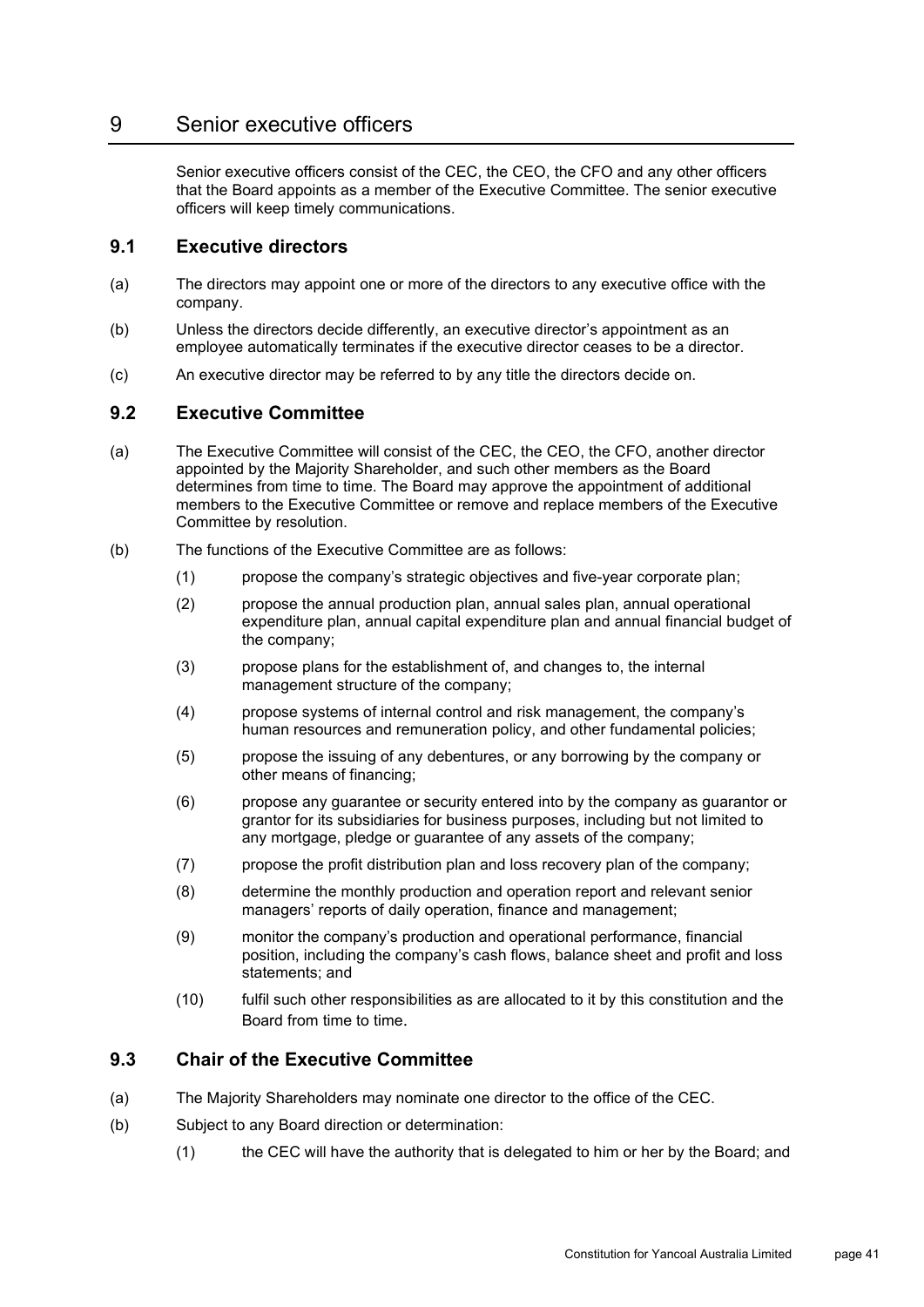# 9 Senior executive officers

Senior executive officers consist of the CEC, the CEO, the CFO and any other officers that the Board appoints as a member of the Executive Committee. The senior executive officers will keep timely communications.

## 9.1 Executive directors

(a) The directors may appoint one or more of the directors to any executive office with the company.

(b) Unless the directors decide differently, an executive director's appointment as an employee automatically terminates if the executive director ceases to be a director.

(c) An executive director may be referred to by any title the directors decide on.

## 9.2 Executive Committee

(a) The Executive Committee will consist of the CEC, the CEO, the CFO, another director appointed by the Majority Shareholder, and such other members as the Board determines from time to time. The Board may approve the appointment of additional members to the Executive Committee or remove and replace members of the Executive Committee by resolution.

(b) The functions of the Executive Committee are as follows:

  (1) propose the company's strategic objectives and five-year corporate plan;

  (2) propose the annual production plan, annual sales plan, annual operational expenditure plan, annual capital expenditure plan and annual financial budget of the company;

  (3) propose plans for the establishment of, and changes to, the internal management structure of the company;

  (4) propose systems of internal control and risk management, the company's human resources and remuneration policy, and other fundamental policies;

  (5) propose the issuing of any debentures, or any borrowing by the company or other means of financing;

  (6) propose any guarantee or security entered into by the company as guarantor or grantor for its subsidiaries for business purposes, including but not limited to any mortgage, pledge or guarantee of any assets of the company;

  (7) propose the profit distribution plan and loss recovery plan of the company;

  (8) determine the monthly production and operation report and relevant senior managers' reports of daily operation, finance and management;

  (9) monitor the company's production and operational performance, financial position, including the company's cash flows, balance sheet and profit and loss statements; and

  (10) fulfil such other responsibilities as are allocated to it by this constitution and the Board from time to time.

## 9.3 Chair of the Executive Committee

(a) The Majority Shareholders may nominate one director to the office of the CEC.

(b) Subject to any Board direction or determination:

  (1) the CEC will have the authority that is delegated to him or her by the Board; and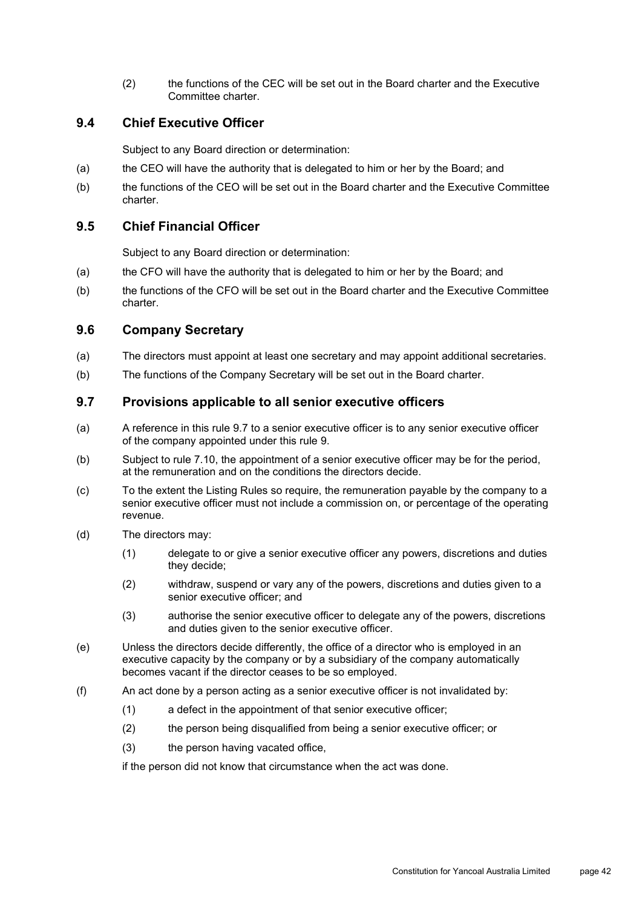(2) the functions of the CEC will be set out in the Board charter and the Executive Committee charter.

## 9.4 Chief Executive Officer

Subject to any Board direction or determination:

(a) the CEO will have the authority that is delegated to him or her by the Board; and

(b) the functions of the CEO will be set out in the Board charter and the Executive Committee charter.

## 9.5 Chief Financial Officer

Subject to any Board direction or determination:

(a) the CFO will have the authority that is delegated to him or her by the Board; and

(b) the functions of the CFO will be set out in the Board charter and the Executive Committee charter.

## 9.6 Company Secretary

(a) The directors must appoint at least one secretary and may appoint additional secretaries.

(b) The functions of the Company Secretary will be set out in the Board charter.

## 9.7 Provisions applicable to all senior executive officers

(a) A reference in this rule 9.7 to a senior executive officer is to any senior executive officer of the company appointed under this rule 9.

(b) Subject to rule 7.10, the appointment of a senior executive officer may be for the period, at the remuneration and on the conditions the directors decide.

(c) To the extent the Listing Rules so require, the remuneration payable by the company to a senior executive officer must not include a commission on, or percentage of the operating revenue.

(d) The directors may:

(1) delegate to or give a senior executive officer any powers, discretions and duties they decide;

(2) withdraw, suspend or vary any of the powers, discretions and duties given to a senior executive officer; and

(3) authorise the senior executive officer to delegate any of the powers, discretions and duties given to the senior executive officer.

(e) Unless the directors decide differently, the office of a director who is employed in an executive capacity by the company or by a subsidiary of the company automatically becomes vacant if the director ceases to be so employed.

(f) An act done by a person acting as a senior executive officer is not invalidated by:

(1) a defect in the appointment of that senior executive officer;

(2) the person being disqualified from being a senior executive officer; or

(3) the person having vacated office,

if the person did not know that circumstance when the act was done.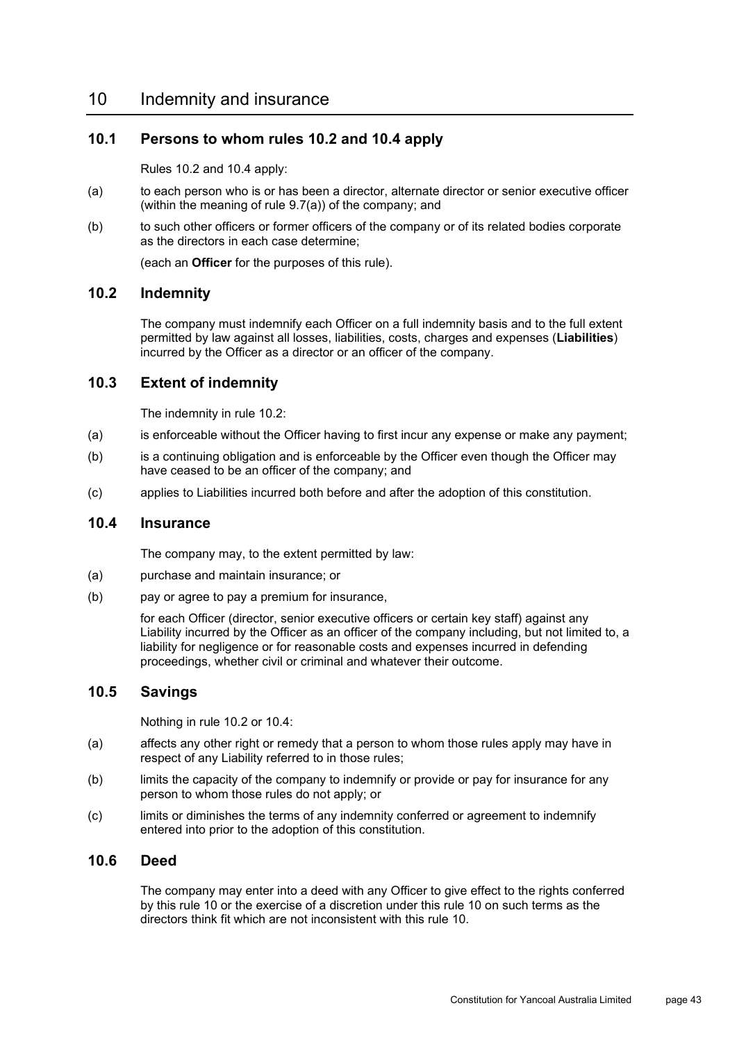# 10 Indemnity and insurance

## 10.1 Persons to whom rules 10.2 and 10.4 apply

Rules 10.2 and 10.4 apply:

(a) to each person who is or has been a director, alternate director or senior executive officer (within the meaning of rule 9.7(a)) of the company; and

(b) to such other officers or former officers of the company or of its related bodies corporate as the directors in each case determine;

(each an **Officer** for the purposes of this rule).

## 10.2 Indemnity

The company must indemnify each Officer on a full indemnity basis and to the full extent permitted by law against all losses, liabilities, costs, charges and expenses (**Liabilities**) incurred by the Officer as a director or an officer of the company.

## 10.3 Extent of indemnity

The indemnity in rule 10.2:

(a) is enforceable without the Officer having to first incur any expense or make any payment;

(b) is a continuing obligation and is enforceable by the Officer even though the Officer may have ceased to be an officer of the company; and

(c) applies to Liabilities incurred both before and after the adoption of this constitution.

## 10.4 Insurance

The company may, to the extent permitted by law:

(a) purchase and maintain insurance; or

(b) pay or agree to pay a premium for insurance,

for each Officer (director, senior executive officers or certain key staff) against any Liability incurred by the Officer as an officer of the company including, but not limited to, a liability for negligence or for reasonable costs and expenses incurred in defending proceedings, whether civil or criminal and whatever their outcome.

## 10.5 Savings

Nothing in rule 10.2 or 10.4:

(a) affects any other right or remedy that a person to whom those rules apply may have in respect of any Liability referred to in those rules;

(b) limits the capacity of the company to indemnify or provide or pay for insurance for any person to whom those rules do not apply; or

(c) limits or diminishes the terms of any indemnity conferred or agreement to indemnify entered into prior to the adoption of this constitution.

## 10.6 Deed

The company may enter into a deed with any Officer to give effect to the rights conferred by this rule 10 or the exercise of a discretion under this rule 10 on such terms as the directors think fit which are not inconsistent with this rule 10.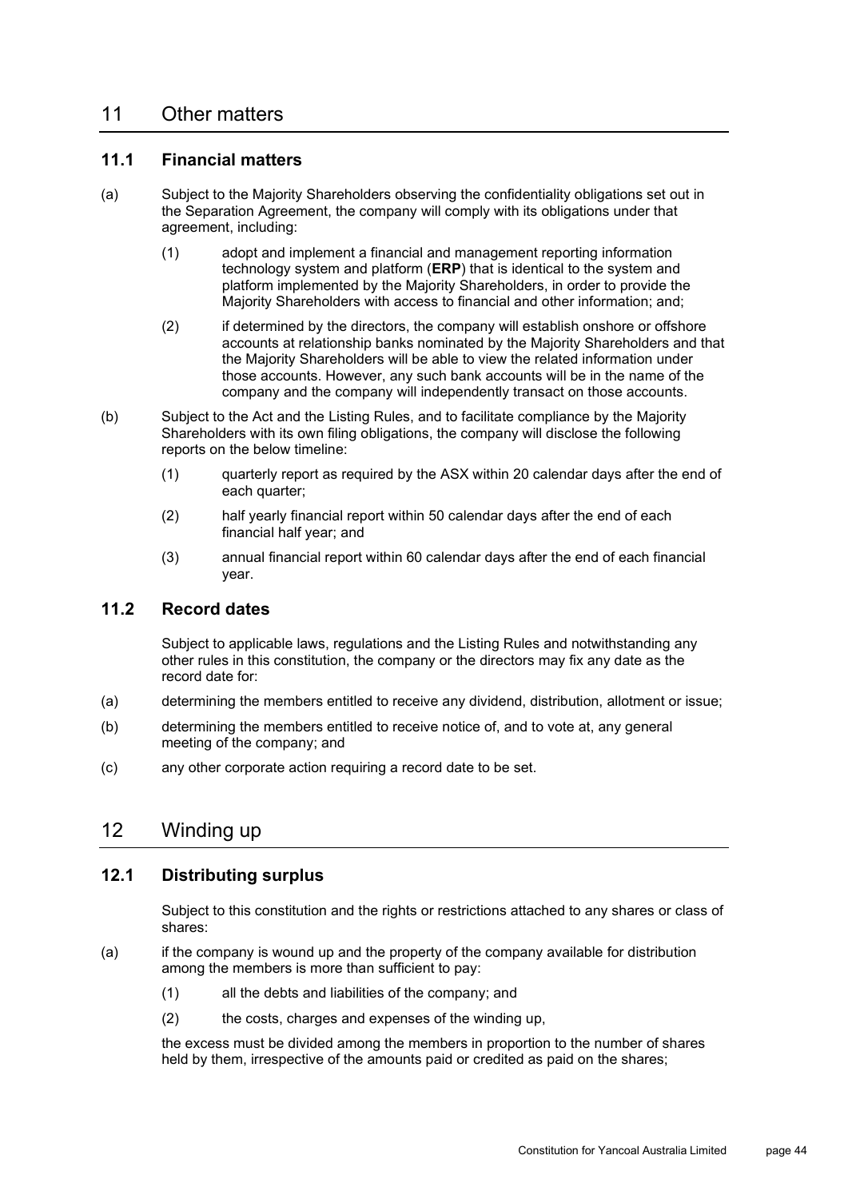# 11 Other matters

## 11.1 Financial matters

(a) Subject to the Majority Shareholders observing the confidentiality obligations set out in the Separation Agreement, the company will comply with its obligations under that agreement, including:

(1) adopt and implement a financial and management reporting information technology system and platform (**ERP**) that is identical to the system and platform implemented by the Majority Shareholders, in order to provide the Majority Shareholders with access to financial and other information; and;

(2) if determined by the directors, the company will establish onshore or offshore accounts at relationship banks nominated by the Majority Shareholders and that the Majority Shareholders will be able to view the related information under those accounts. However, any such bank accounts will be in the name of the company and the company will independently transact on those accounts.

(b) Subject to the Act and the Listing Rules, and to facilitate compliance by the Majority Shareholders with its own filing obligations, the company will disclose the following reports on the below timeline:

(1) quarterly report as required by the ASX within 20 calendar days after the end of each quarter;

(2) half yearly financial report within 50 calendar days after the end of each financial half year; and

(3) annual financial report within 60 calendar days after the end of each financial year.

## 11.2 Record dates

Subject to applicable laws, regulations and the Listing Rules and notwithstanding any other rules in this constitution, the company or the directors may fix any date as the record date for:

(a) determining the members entitled to receive any dividend, distribution, allotment or issue;

(b) determining the members entitled to receive notice of, and to vote at, any general meeting of the company; and

(c) any other corporate action requiring a record date to be set.

# 12 Winding up

## 12.1 Distributing surplus

Subject to this constitution and the rights or restrictions attached to any shares or class of shares:

(a) if the company is wound up and the property of the company available for distribution among the members is more than sufficient to pay:

(1) all the debts and liabilities of the company; and

(2) the costs, charges and expenses of the winding up,

the excess must be divided among the members in proportion to the number of shares held by them, irrespective of the amounts paid or credited as paid on the shares;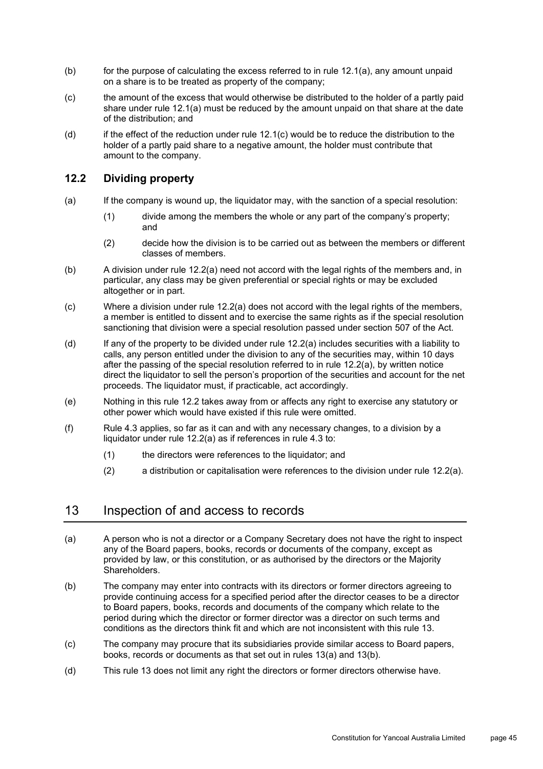(b) for the purpose of calculating the excess referred to in rule 12.1(a), any amount unpaid on a share is to be treated as property of the company;

(c) the amount of the excess that would otherwise be distributed to the holder of a partly paid share under rule 12.1(a) must be reduced by the amount unpaid on that share at the date of the distribution; and

(d) if the effect of the reduction under rule 12.1(c) would be to reduce the distribution to the holder of a partly paid share to a negative amount, the holder must contribute that amount to the company.

### 12.2 Dividing property

(a) If the company is wound up, the liquidator may, with the sanction of a special resolution:

   (1) divide among the members the whole or any part of the company's property; and

   (2) decide how the division is to be carried out as between the members or different classes of members.

(b) A division under rule 12.2(a) need not accord with the legal rights of the members and, in particular, any class may be given preferential or special rights or may be excluded altogether or in part.

(c) Where a division under rule 12.2(a) does not accord with the legal rights of the members, a member is entitled to dissent and to exercise the same rights as if the special resolution sanctioning that division were a special resolution passed under section 507 of the Act.

(d) If any of the property to be divided under rule 12.2(a) includes securities with a liability to calls, any person entitled under the division to any of the securities may, within 10 days after the passing of the special resolution referred to in rule 12.2(a), by written notice direct the liquidator to sell the person's proportion of the securities and account for the net proceeds. The liquidator must, if practicable, act accordingly.

(e) Nothing in this rule 12.2 takes away from or affects any right to exercise any statutory or other power which would have existed if this rule were omitted.

(f) Rule 4.3 applies, so far as it can and with any necessary changes, to a division by a liquidator under rule 12.2(a) as if references in rule 4.3 to:

   (1) the directors were references to the liquidator; and

   (2) a distribution or capitalisation were references to the division under rule 12.2(a).

## 13 Inspection of and access to records

(a) A person who is not a director or a Company Secretary does not have the right to inspect any of the Board papers, books, records or documents of the company, except as provided by law, or this constitution, or as authorised by the directors or the Majority Shareholders.

(b) The company may enter into contracts with its directors or former directors agreeing to provide continuing access for a specified period after the director ceases to be a director to Board papers, books, records and documents of the company which relate to the period during which the director or former director was a director on such terms and conditions as the directors think fit and which are not inconsistent with this rule 13.

(c) The company may procure that its subsidiaries provide similar access to Board papers, books, records or documents as that set out in rules 13(a) and 13(b).

(d) This rule 13 does not limit any right the directors or former directors otherwise have.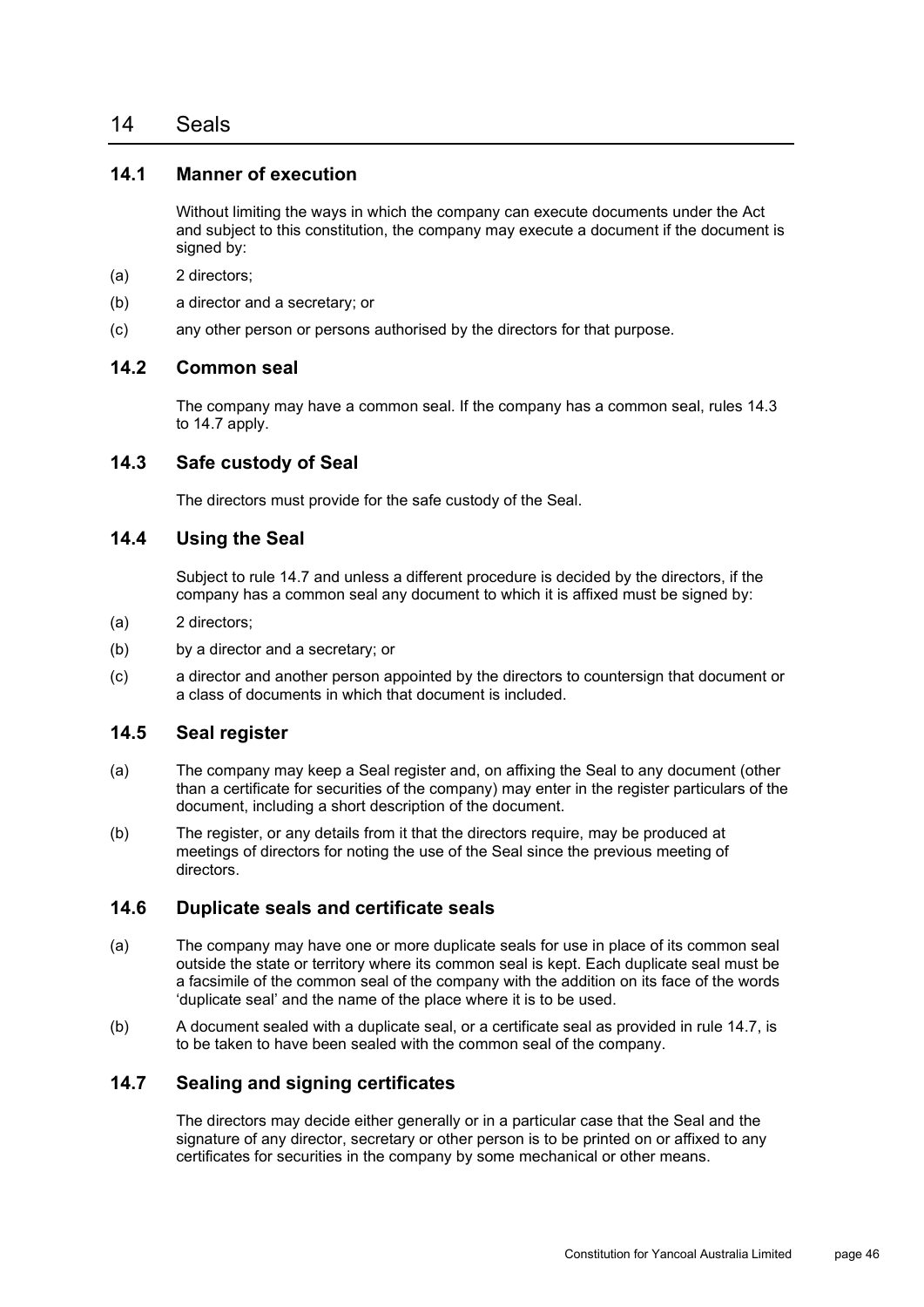# 14 Seals

## 14.1 Manner of execution

Without limiting the ways in which the company can execute documents under the Act and subject to this constitution, the company may execute a document if the document is signed by:

(a) 2 directors;

(b) a director and a secretary; or

(c) any other person or persons authorised by the directors for that purpose.

## 14.2 Common seal

The company may have a common seal. If the company has a common seal, rules 14.3 to 14.7 apply.

## 14.3 Safe custody of Seal

The directors must provide for the safe custody of the Seal.

## 14.4 Using the Seal

Subject to rule 14.7 and unless a different procedure is decided by the directors, if the company has a common seal any document to which it is affixed must be signed by:

(a) 2 directors;

(b) by a director and a secretary; or

(c) a director and another person appointed by the directors to countersign that document or a class of documents in which that document is included.

## 14.5 Seal register

(a) The company may keep a Seal register and, on affixing the Seal to any document (other than a certificate for securities of the company) may enter in the register particulars of the document, including a short description of the document.

(b) The register, or any details from it that the directors require, may be produced at meetings of directors for noting the use of the Seal since the previous meeting of directors.

## 14.6 Duplicate seals and certificate seals

(a) The company may have one or more duplicate seals for use in place of its common seal outside the state or territory where its common seal is kept. Each duplicate seal must be a facsimile of the common seal of the company with the addition on its face of the words 'duplicate seal' and the name of the place where it is to be used.

(b) A document sealed with a duplicate seal, or a certificate seal as provided in rule 14.7, is to be taken to have been sealed with the common seal of the company.

## 14.7 Sealing and signing certificates

The directors may decide either generally or in a particular case that the Seal and the signature of any director, secretary or other person is to be printed on or affixed to any certificates for securities in the company by some mechanical or other means.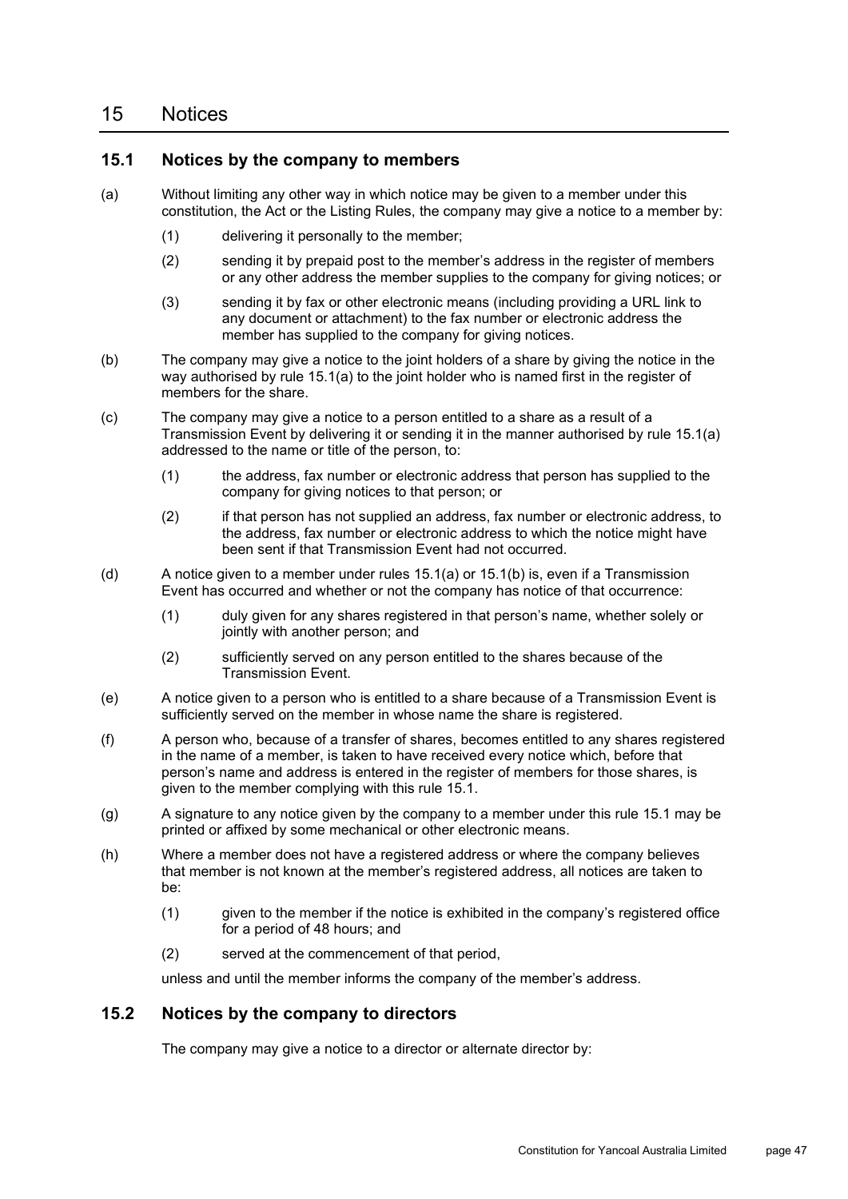# 15 Notices

## 15.1 Notices by the company to members

(a) Without limiting any other way in which notice may be given to a member under this constitution, the Act or the Listing Rules, the company may give a notice to a member by:

(1) delivering it personally to the member;

(2) sending it by prepaid post to the member's address in the register of members or any other address the member supplies to the company for giving notices; or

(3) sending it by fax or other electronic means (including providing a URL link to any document or attachment) to the fax number or electronic address the member has supplied to the company for giving notices.

(b) The company may give a notice to the joint holders of a share by giving the notice in the way authorised by rule 15.1(a) to the joint holder who is named first in the register of members for the share.

(c) The company may give a notice to a person entitled to a share as a result of a Transmission Event by delivering it or sending it in the manner authorised by rule 15.1(a) addressed to the name or title of the person, to:

(1) the address, fax number or electronic address that person has supplied to the company for giving notices to that person; or

(2) if that person has not supplied an address, fax number or electronic address, to the address, fax number or electronic address to which the notice might have been sent if that Transmission Event had not occurred.

(d) A notice given to a member under rules 15.1(a) or 15.1(b) is, even if a Transmission Event has occurred and whether or not the company has notice of that occurrence:

(1) duly given for any shares registered in that person's name, whether solely or jointly with another person; and

(2) sufficiently served on any person entitled to the shares because of the Transmission Event.

(e) A notice given to a person who is entitled to a share because of a Transmission Event is sufficiently served on the member in whose name the share is registered.

(f) A person who, because of a transfer of shares, becomes entitled to any shares registered in the name of a member, is taken to have received every notice which, before that person's name and address is entered in the register of members for those shares, is given to the member complying with this rule 15.1.

(g) A signature to any notice given by the company to a member under this rule 15.1 may be printed or affixed by some mechanical or other electronic means.

(h) Where a member does not have a registered address or where the company believes that member is not known at the member's registered address, all notices are taken to be:

(1) given to the member if the notice is exhibited in the company's registered office for a period of 48 hours; and

(2) served at the commencement of that period,

unless and until the member informs the company of the member's address.

## 15.2 Notices by the company to directors

The company may give a notice to a director or alternate director by: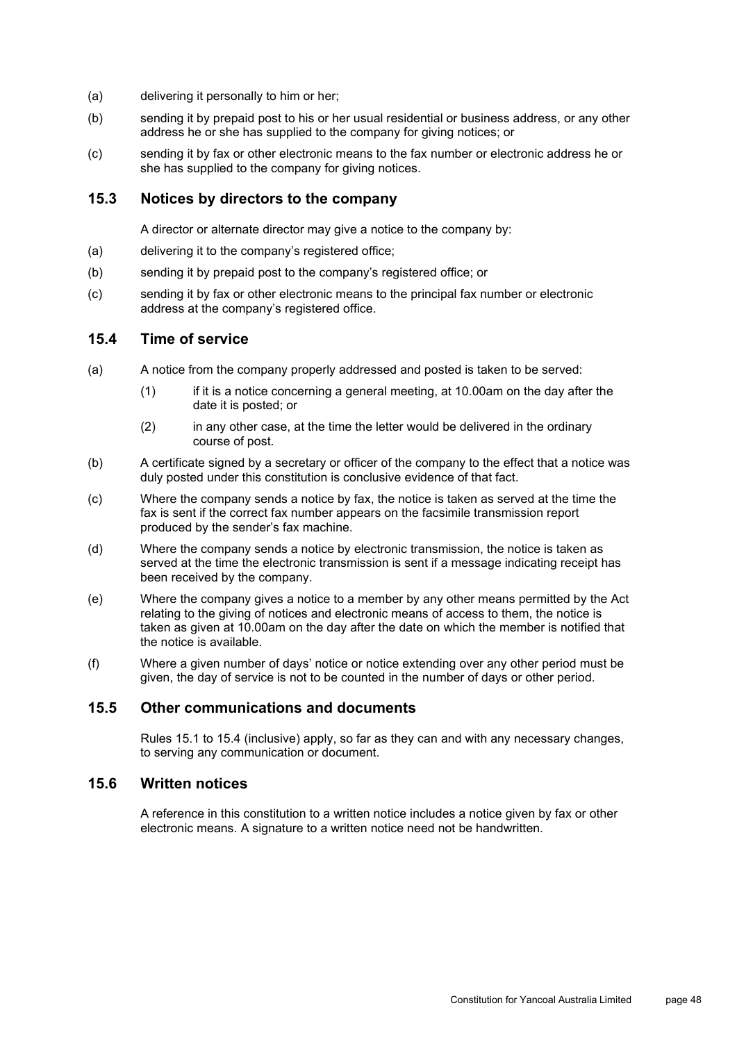(a) delivering it personally to him or her;

(b) sending it by prepaid post to his or her usual residential or business address, or any other address he or she has supplied to the company for giving notices; or

(c) sending it by fax or other electronic means to the fax number or electronic address he or she has supplied to the company for giving notices.

## 15.3 Notices by directors to the company

A director or alternate director may give a notice to the company by:

(a) delivering it to the company's registered office;

(b) sending it by prepaid post to the company's registered office; or

(c) sending it by fax or other electronic means to the principal fax number or electronic address at the company's registered office.

## 15.4 Time of service

(a) A notice from the company properly addressed and posted is taken to be served:

  (1) if it is a notice concerning a general meeting, at 10.00am on the day after the date it is posted; or

  (2) in any other case, at the time the letter would be delivered in the ordinary course of post.

(b) A certificate signed by a secretary or officer of the company to the effect that a notice was duly posted under this constitution is conclusive evidence of that fact.

(c) Where the company sends a notice by fax, the notice is taken as served at the time the fax is sent if the correct fax number appears on the facsimile transmission report produced by the sender's fax machine.

(d) Where the company sends a notice by electronic transmission, the notice is taken as served at the time the electronic transmission is sent if a message indicating receipt has been received by the company.

(e) Where the company gives a notice to a member by any other means permitted by the Act relating to the giving of notices and electronic means of access to them, the notice is taken as given at 10.00am on the day after the date on which the member is notified that the notice is available.

(f) Where a given number of days' notice or notice extending over any other period must be given, the day of service is not to be counted in the number of days or other period.

## 15.5 Other communications and documents

Rules 15.1 to 15.4 (inclusive) apply, so far as they can and with any necessary changes, to serving any communication or document.

## 15.6 Written notices

A reference in this constitution to a written notice includes a notice given by fax or other electronic means. A signature to a written notice need not be handwritten.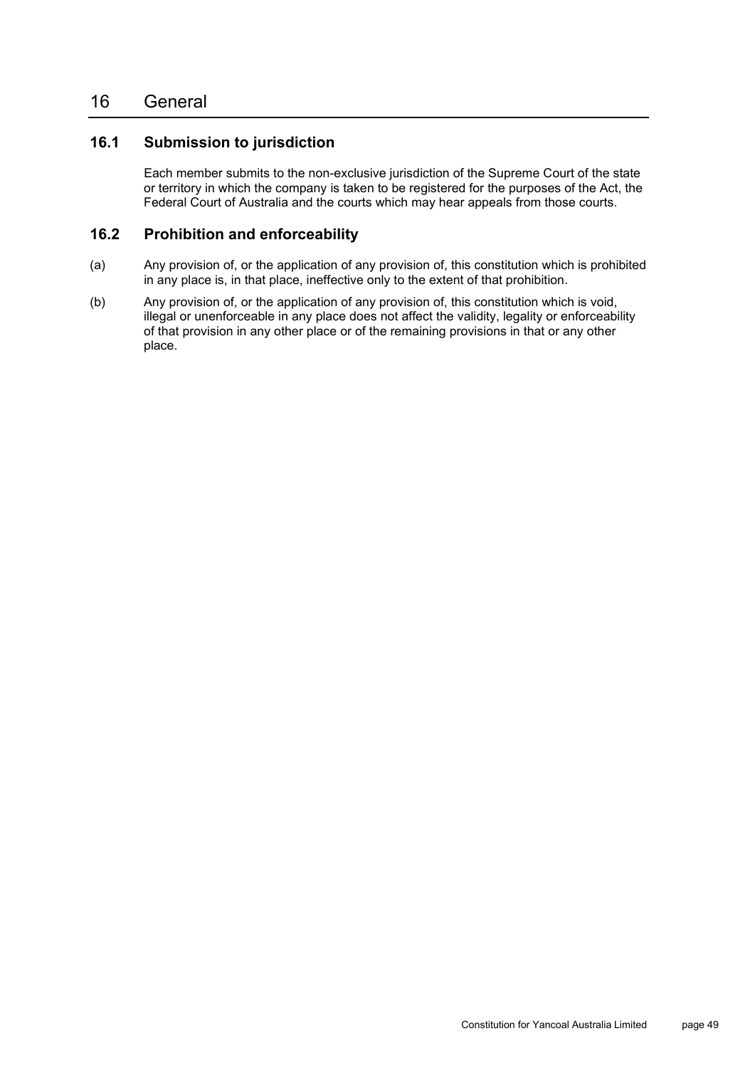# 16 General

## 16.1 Submission to jurisdiction

Each member submits to the non-exclusive jurisdiction of the Supreme Court of the state or territory in which the company is taken to be registered for the purposes of the Act, the Federal Court of Australia and the courts which may hear appeals from those courts.

## 16.2 Prohibition and enforceability

(a) Any provision of, or the application of any provision of, this constitution which is prohibited in any place is, in that place, ineffective only to the extent of that prohibition.

(b) Any provision of, or the application of any provision of, this constitution which is void, illegal or unenforceable in any place does not affect the validity, legality or enforceability of that provision in any other place or of the remaining provisions in that or any other place.